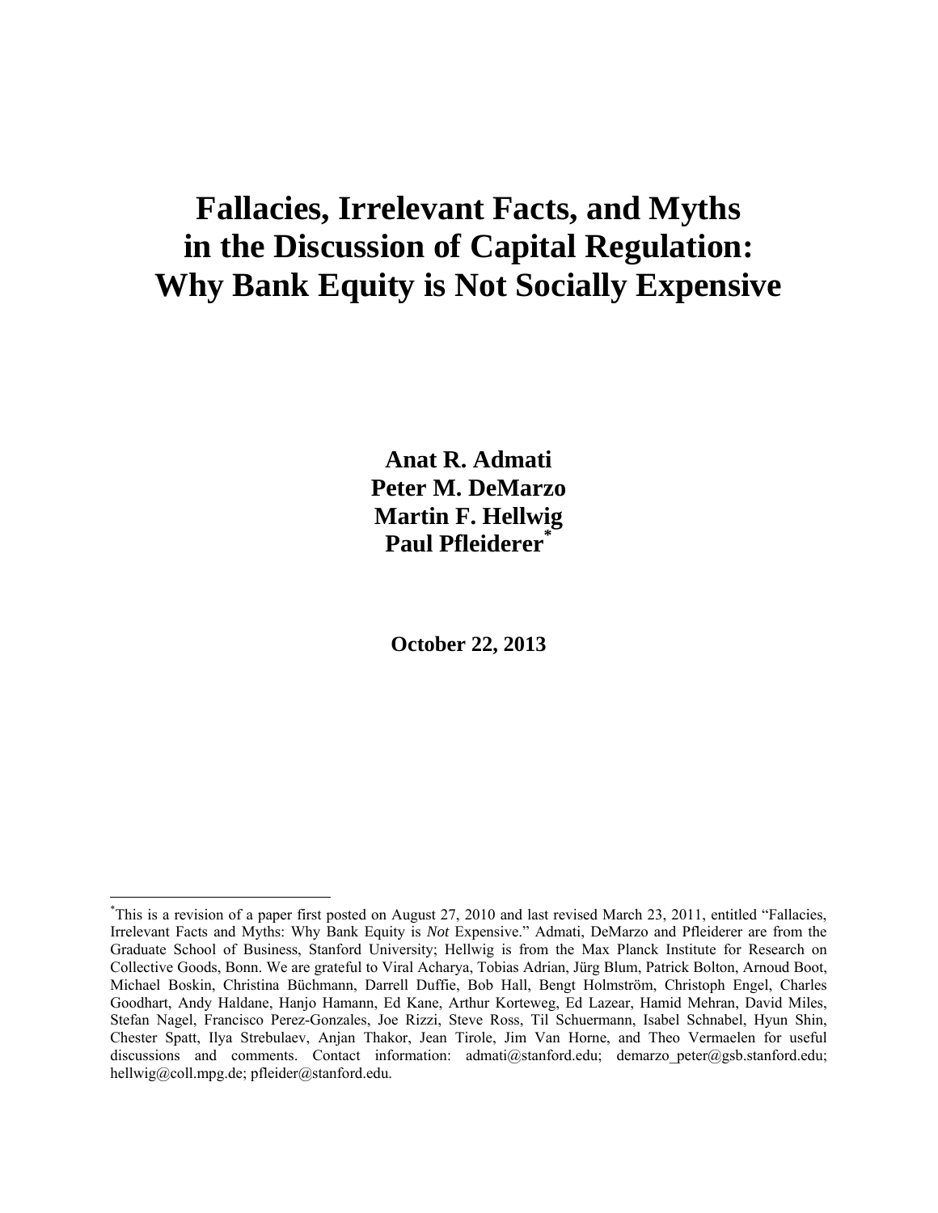# Fallacies, Irrelevant Facts, and Myths in the Discussion of Capital Regulation: Why Bank Equity is Not Socially Expensive

**Anat R. Admati**
**Peter M. DeMarzo**
**Martin F. Hellwig**
**Paul Pfleiderer**[*]

**October 22, 2013**

---

[*] This is a revision of a paper first posted on August 27, 2010 and last revised March 23, 2011, entitled "Fallacies, Irrelevant Facts and Myths: Why Bank Equity is *Not* Expensive." Admati, DeMarzo and Pfleiderer are from the Graduate School of Business, Stanford University; Hellwig is from the Max Planck Institute for Research on Collective Goods, Bonn. We are grateful to Viral Acharya, Tobias Adrian, Jürg Blum, Patrick Bolton, Arnoud Boot, Michael Boskin, Christina Büchmann, Darrell Duffie, Bob Hall, Bengt Holmström, Christoph Engel, Charles Goodhart, Andy Haldane, Hanjo Hamann, Ed Kane, Arthur Korteweg, Ed Lazear, Hamid Mehran, David Miles, Stefan Nagel, Francisco Perez-Gonzales, Joe Rizzi, Steve Ross, Til Schuermann, Isabel Schnabel, Hyun Shin, Chester Spatt, Ilya Strebulaev, Anjan Thakor, Jean Tirole, Jim Van Horne, and Theo Vermaelen for useful discussions and comments. Contact information: admati@stanford.edu; demarzo_peter@gsb.stanford.edu; hellwig@coll.mpg.de; pfleider@stanford.edu.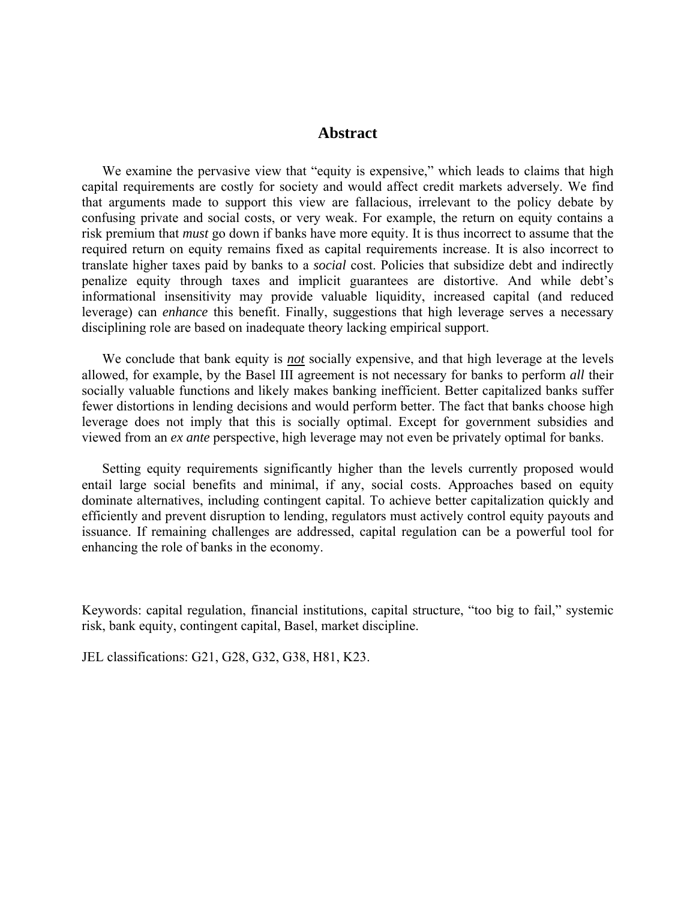## Abstract

We examine the pervasive view that "equity is expensive," which leads to claims that high capital requirements are costly for society and would affect credit markets adversely. We find that arguments made to support this view are fallacious, irrelevant to the policy debate by confusing private and social costs, or very weak. For example, the return on equity contains a risk premium that *must* go down if banks have more equity. It is thus incorrect to assume that the required return on equity remains fixed as capital requirements increase. It is also incorrect to translate higher taxes paid by banks to a *social* cost. Policies that subsidize debt and indirectly penalize equity through taxes and implicit guarantees are distortive. And while debt's informational insensitivity may provide valuable liquidity, increased capital (and reduced leverage) can *enhance* this benefit. Finally, suggestions that high leverage serves a necessary disciplining role are based on inadequate theory lacking empirical support.

We conclude that bank equity is ***not*** socially expensive, and that high leverage at the levels allowed, for example, by the Basel III agreement is not necessary for banks to perform *all* their socially valuable functions and likely makes banking inefficient. Better capitalized banks suffer fewer distortions in lending decisions and would perform better. The fact that banks choose high leverage does not imply that this is socially optimal. Except for government subsidies and viewed from an *ex ante* perspective, high leverage may not even be privately optimal for banks.

Setting equity requirements significantly higher than the levels currently proposed would entail large social benefits and minimal, if any, social costs. Approaches based on equity dominate alternatives, including contingent capital. To achieve better capitalization quickly and efficiently and prevent disruption to lending, regulators must actively control equity payouts and issuance. If remaining challenges are addressed, capital regulation can be a powerful tool for enhancing the role of banks in the economy.

Keywords: capital regulation, financial institutions, capital structure, "too big to fail," systemic risk, bank equity, contingent capital, Basel, market discipline.

JEL classifications: G21, G28, G32, G38, H81, K23.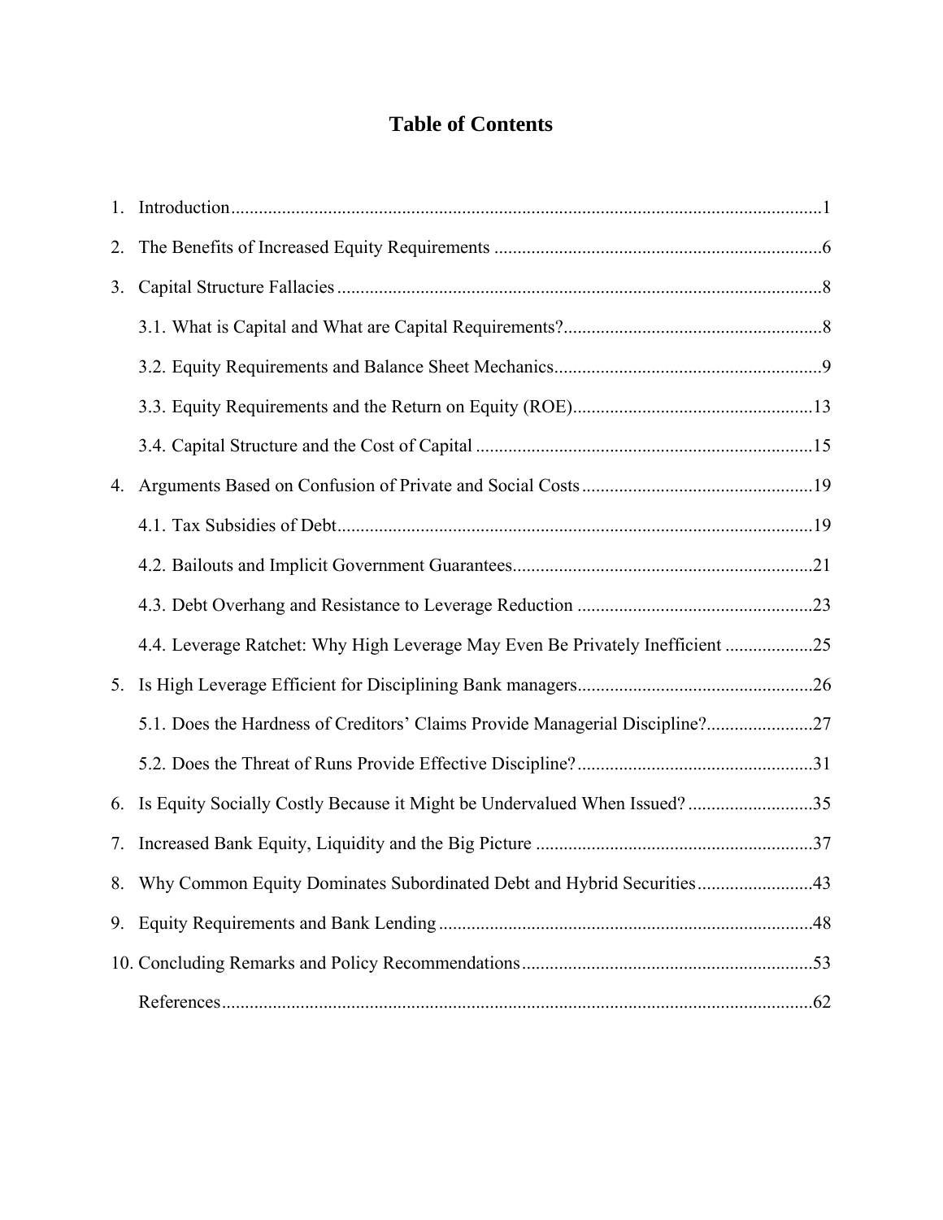# Table of Contents

1. Introduction ........................................................................................................................1
2. The Benefits of Increased Equity Requirements ......................................................................6
3. Capital Structure Fallacies ........................................................................................................8
   3.1. What is Capital and What are Capital Requirements? .......................................................8
   3.2. Equity Requirements and Balance Sheet Mechanics ..........................................................9
   3.3. Equity Requirements and the Return on Equity (ROE) ....................................................13
   3.4. Capital Structure and the Cost of Capital .........................................................................15
4. Arguments Based on Confusion of Private and Social Costs ..................................................19
   4.1. Tax Subsidies of Debt .......................................................................................................19
   4.2. Bailouts and Implicit Government Guarantees .................................................................21
   4.3. Debt Overhang and Resistance to Leverage Reduction ...................................................23
   4.4. Leverage Ratchet: Why High Leverage May Even Be Privately Inefficient ...................25
5. Is High Leverage Efficient for Disciplining Bank managers ...................................................26
   5.1. Does the Hardness of Creditors' Claims Provide Managerial Discipline? .......................27
   5.2. Does the Threat of Runs Provide Effective Discipline? ...................................................31
6. Is Equity Socially Costly Because it Might be Undervalued When Issued? ...........................35
7. Increased Bank Equity, Liquidity and the Big Picture ............................................................37
8. Why Common Equity Dominates Subordinated Debt and Hybrid Securities .........................43
9. Equity Requirements and Bank Lending ................................................................................48
10. Concluding Remarks and Policy Recommendations ...............................................................53

    References ................................................................................................................................62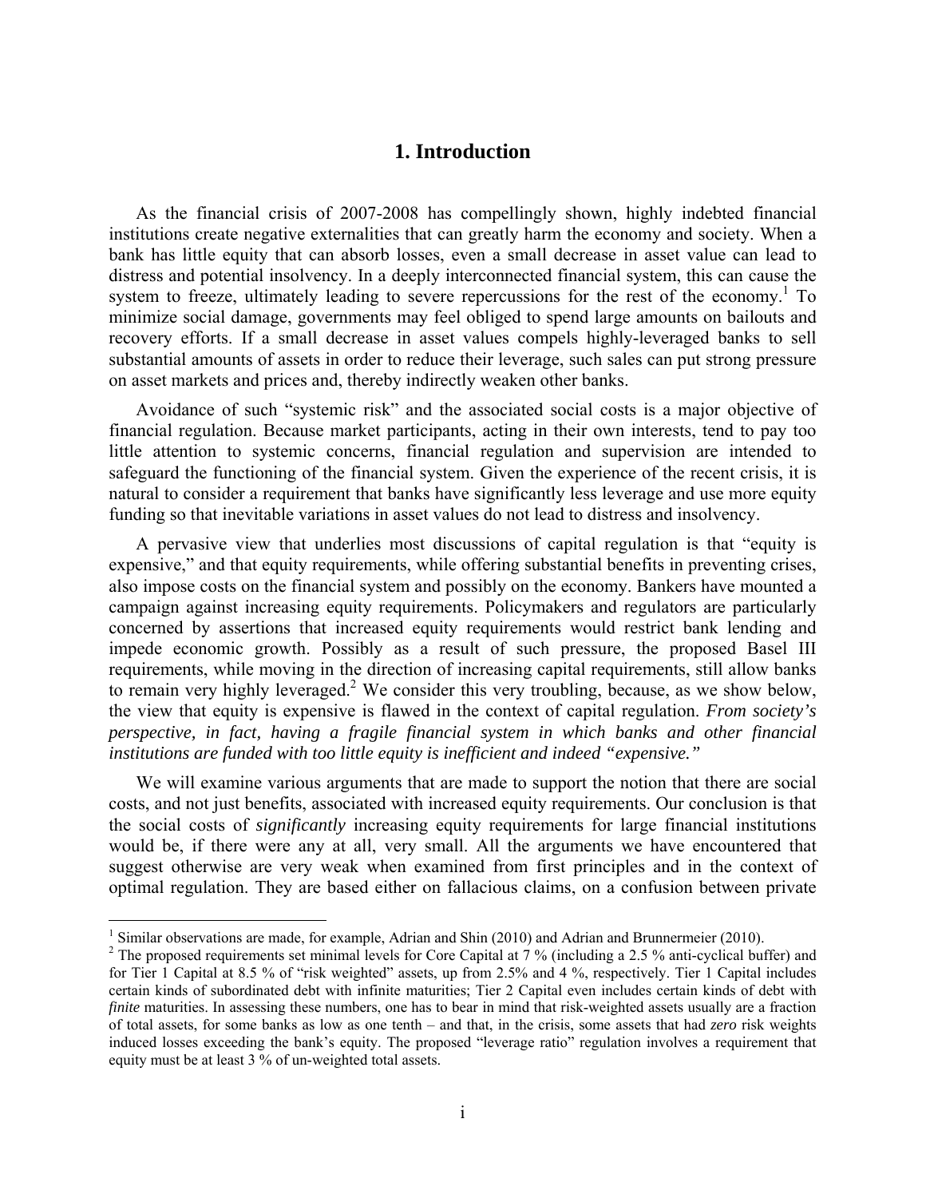# 1. Introduction

As the financial crisis of 2007-2008 has compellingly shown, highly indebted financial institutions create negative externalities that can greatly harm the economy and society. When a bank has little equity that can absorb losses, even a small decrease in asset value can lead to distress and potential insolvency. In a deeply interconnected financial system, this can cause the system to freeze, ultimately leading to severe repercussions for the rest of the economy.[1] To minimize social damage, governments may feel obliged to spend large amounts on bailouts and recovery efforts. If a small decrease in asset values compels highly-leveraged banks to sell substantial amounts of assets in order to reduce their leverage, such sales can put strong pressure on asset markets and prices and, thereby indirectly weaken other banks.

Avoidance of such "systemic risk" and the associated social costs is a major objective of financial regulation. Because market participants, acting in their own interests, tend to pay too little attention to systemic concerns, financial regulation and supervision are intended to safeguard the functioning of the financial system. Given the experience of the recent crisis, it is natural to consider a requirement that banks have significantly less leverage and use more equity funding so that inevitable variations in asset values do not lead to distress and insolvency.

A pervasive view that underlies most discussions of capital regulation is that "equity is expensive," and that equity requirements, while offering substantial benefits in preventing crises, also impose costs on the financial system and possibly on the economy. Bankers have mounted a campaign against increasing equity requirements. Policymakers and regulators are particularly concerned by assertions that increased equity requirements would restrict bank lending and impede economic growth. Possibly as a result of such pressure, the proposed Basel III requirements, while moving in the direction of increasing capital requirements, still allow banks to remain very highly leveraged.[2] We consider this very troubling, because, as we show below, the view that equity is expensive is flawed in the context of capital regulation. *From society's perspective, in fact, having a fragile financial system in which banks and other financial institutions are funded with too little equity is inefficient and indeed "expensive."*

We will examine various arguments that are made to support the notion that there are social costs, and not just benefits, associated with increased equity requirements. Our conclusion is that the social costs of *significantly* increasing equity requirements for large financial institutions would be, if there were any at all, very small. All the arguments we have encountered that suggest otherwise are very weak when examined from first principles and in the context of optimal regulation. They are based either on fallacious claims, on a confusion between private

---

[1] Similar observations are made, for example, Adrian and Shin (2010) and Adrian and Brunnermeier (2010).

[2] The proposed requirements set minimal levels for Core Capital at 7 % (including a 2.5 % anti-cyclical buffer) and for Tier 1 Capital at 8.5 % of "risk weighted" assets, up from 2.5% and 4 %, respectively. Tier 1 Capital includes certain kinds of subordinated debt with infinite maturities; Tier 2 Capital even includes certain kinds of debt with *finite* maturities. In assessing these numbers, one has to bear in mind that risk-weighted assets usually are a fraction of total assets, for some banks as low as one tenth – and that, in the crisis, some assets that had *zero* risk weights induced losses exceeding the bank's equity. The proposed "leverage ratio" regulation involves a requirement that equity must be at least 3 % of un-weighted total assets.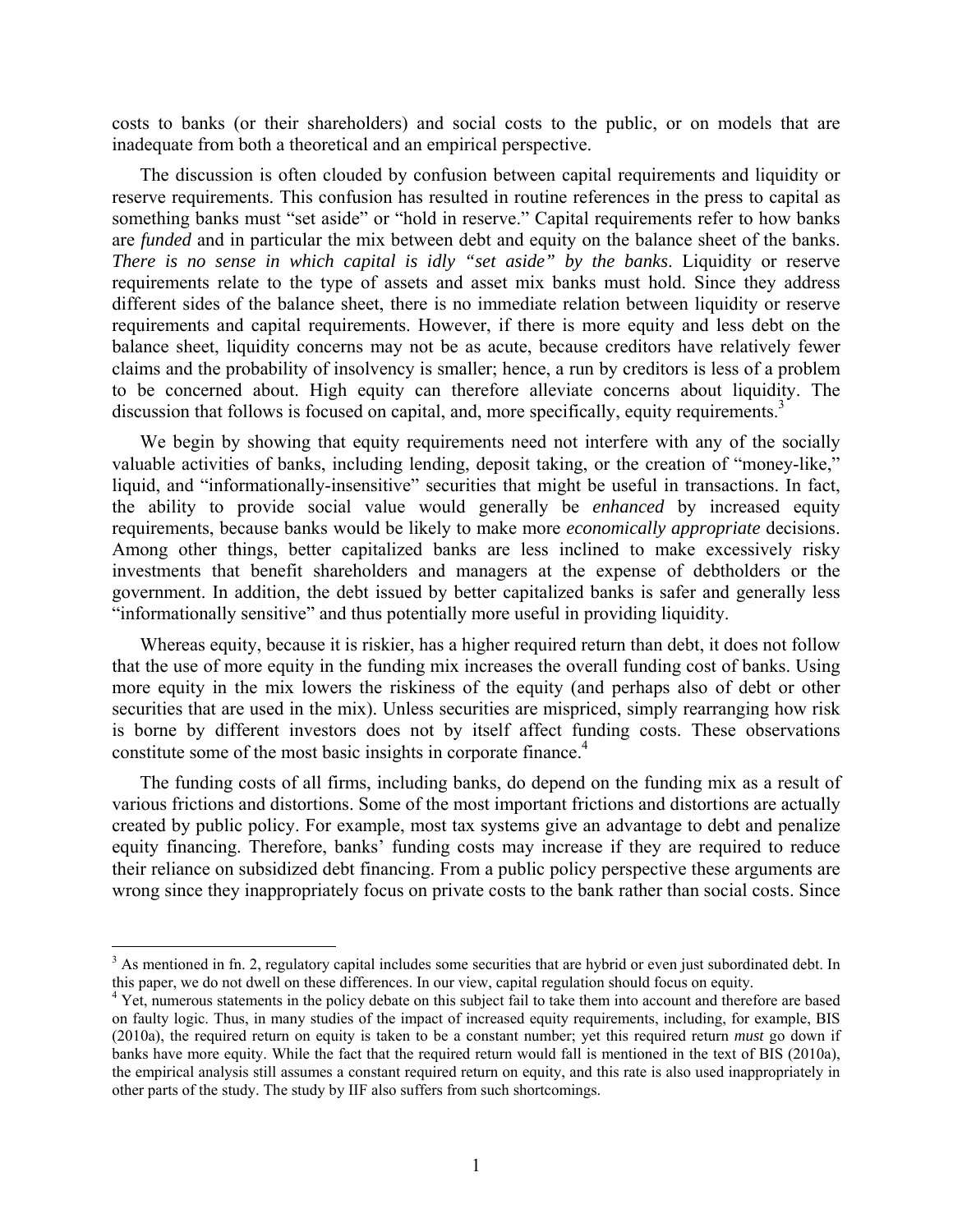costs to banks (or their shareholders) and social costs to the public, or on models that are inadequate from both a theoretical and an empirical perspective.

The discussion is often clouded by confusion between capital requirements and liquidity or reserve requirements. This confusion has resulted in routine references in the press to capital as something banks must "set aside" or "hold in reserve." Capital requirements refer to how banks are *funded* and in particular the mix between debt and equity on the balance sheet of the banks. *There is no sense in which capital is idly "set aside" by the banks*. Liquidity or reserve requirements relate to the type of assets and asset mix banks must hold. Since they address different sides of the balance sheet, there is no immediate relation between liquidity or reserve requirements and capital requirements. However, if there is more equity and less debt on the balance sheet, liquidity concerns may not be as acute, because creditors have relatively fewer claims and the probability of insolvency is smaller; hence, a run by creditors is less of a problem to be concerned about. High equity can therefore alleviate concerns about liquidity. The discussion that follows is focused on capital, and, more specifically, equity requirements.[3]

We begin by showing that equity requirements need not interfere with any of the socially valuable activities of banks, including lending, deposit taking, or the creation of "money-like," liquid, and "informationally-insensitive" securities that might be useful in transactions. In fact, the ability to provide social value would generally be *enhanced* by increased equity requirements, because banks would be likely to make more *economically appropriate* decisions. Among other things, better capitalized banks are less inclined to make excessively risky investments that benefit shareholders and managers at the expense of debtholders or the government. In addition, the debt issued by better capitalized banks is safer and generally less "informationally sensitive" and thus potentially more useful in providing liquidity.

Whereas equity, because it is riskier, has a higher required return than debt, it does not follow that the use of more equity in the funding mix increases the overall funding cost of banks. Using more equity in the mix lowers the riskiness of the equity (and perhaps also of debt or other securities that are used in the mix). Unless securities are mispriced, simply rearranging how risk is borne by different investors does not by itself affect funding costs. These observations constitute some of the most basic insights in corporate finance.[4]

The funding costs of all firms, including banks, do depend on the funding mix as a result of various frictions and distortions. Some of the most important frictions and distortions are actually created by public policy. For example, most tax systems give an advantage to debt and penalize equity financing. Therefore, banks' funding costs may increase if they are required to reduce their reliance on subsidized debt financing. From a public policy perspective these arguments are wrong since they inappropriately focus on private costs to the bank rather than social costs. Since

---

[3] As mentioned in fn. 2, regulatory capital includes some securities that are hybrid or even just subordinated debt. In this paper, we do not dwell on these differences. In our view, capital regulation should focus on equity.

[4] Yet, numerous statements in the policy debate on this subject fail to take them into account and therefore are based on faulty logic. Thus, in many studies of the impact of increased equity requirements, including, for example, BIS (2010a), the required return on equity is taken to be a constant number; yet this required return *must* go down if banks have more equity. While the fact that the required return would fall is mentioned in the text of BIS (2010a), the empirical analysis still assumes a constant required return on equity, and this rate is also used inappropriately in other parts of the study. The study by IIF also suffers from such shortcomings.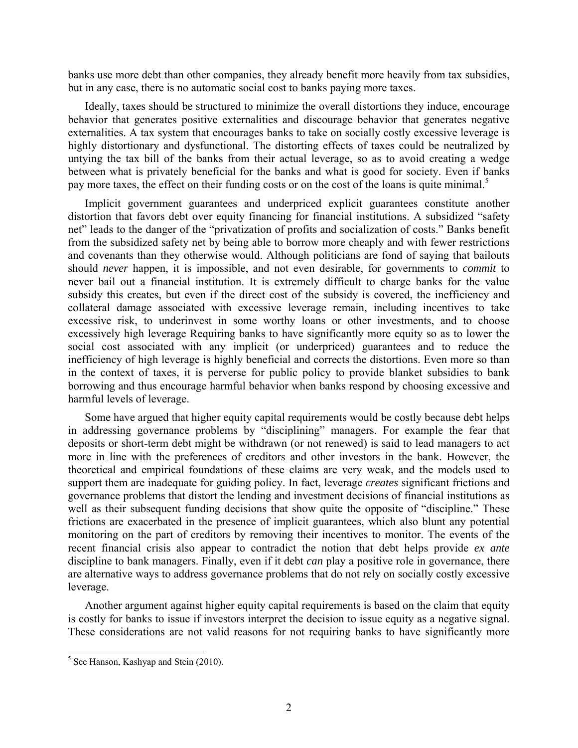banks use more debt than other companies, they already benefit more heavily from tax subsidies, but in any case, there is no automatic social cost to banks paying more taxes.

Ideally, taxes should be structured to minimize the overall distortions they induce, encourage behavior that generates positive externalities and discourage behavior that generates negative externalities. A tax system that encourages banks to take on socially costly excessive leverage is highly distortionary and dysfunctional. The distorting effects of taxes could be neutralized by untying the tax bill of the banks from their actual leverage, so as to avoid creating a wedge between what is privately beneficial for the banks and what is good for society. Even if banks pay more taxes, the effect on their funding costs or on the cost of the loans is quite minimal.[5]

Implicit government guarantees and underpriced explicit guarantees constitute another distortion that favors debt over equity financing for financial institutions. A subsidized "safety net" leads to the danger of the "privatization of profits and socialization of costs." Banks benefit from the subsidized safety net by being able to borrow more cheaply and with fewer restrictions and covenants than they otherwise would. Although politicians are fond of saying that bailouts should *never* happen, it is impossible, and not even desirable, for governments to *commit* to never bail out a financial institution. It is extremely difficult to charge banks for the value subsidy this creates, but even if the direct cost of the subsidy is covered, the inefficiency and collateral damage associated with excessive leverage remain, including incentives to take excessive risk, to underinvest in some worthy loans or other investments, and to choose excessively high leverage Requiring banks to have significantly more equity so as to lower the social cost associated with any implicit (or underpriced) guarantees and to reduce the inefficiency of high leverage is highly beneficial and corrects the distortions. Even more so than in the context of taxes, it is perverse for public policy to provide blanket subsidies to bank borrowing and thus encourage harmful behavior when banks respond by choosing excessive and harmful levels of leverage.

Some have argued that higher equity capital requirements would be costly because debt helps in addressing governance problems by "disciplining" managers. For example the fear that deposits or short-term debt might be withdrawn (or not renewed) is said to lead managers to act more in line with the preferences of creditors and other investors in the bank. However, the theoretical and empirical foundations of these claims are very weak, and the models used to support them are inadequate for guiding policy. In fact, leverage *creates* significant frictions and governance problems that distort the lending and investment decisions of financial institutions as well as their subsequent funding decisions that show quite the opposite of "discipline." These frictions are exacerbated in the presence of implicit guarantees, which also blunt any potential monitoring on the part of creditors by removing their incentives to monitor. The events of the recent financial crisis also appear to contradict the notion that debt helps provide *ex ante* discipline to bank managers. Finally, even if it debt *can* play a positive role in governance, there are alternative ways to address governance problems that do not rely on socially costly excessive leverage.

Another argument against higher equity capital requirements is based on the claim that equity is costly for banks to issue if investors interpret the decision to issue equity as a negative signal. These considerations are not valid reasons for not requiring banks to have significantly more

[5] See Hanson, Kashyap and Stein (2010).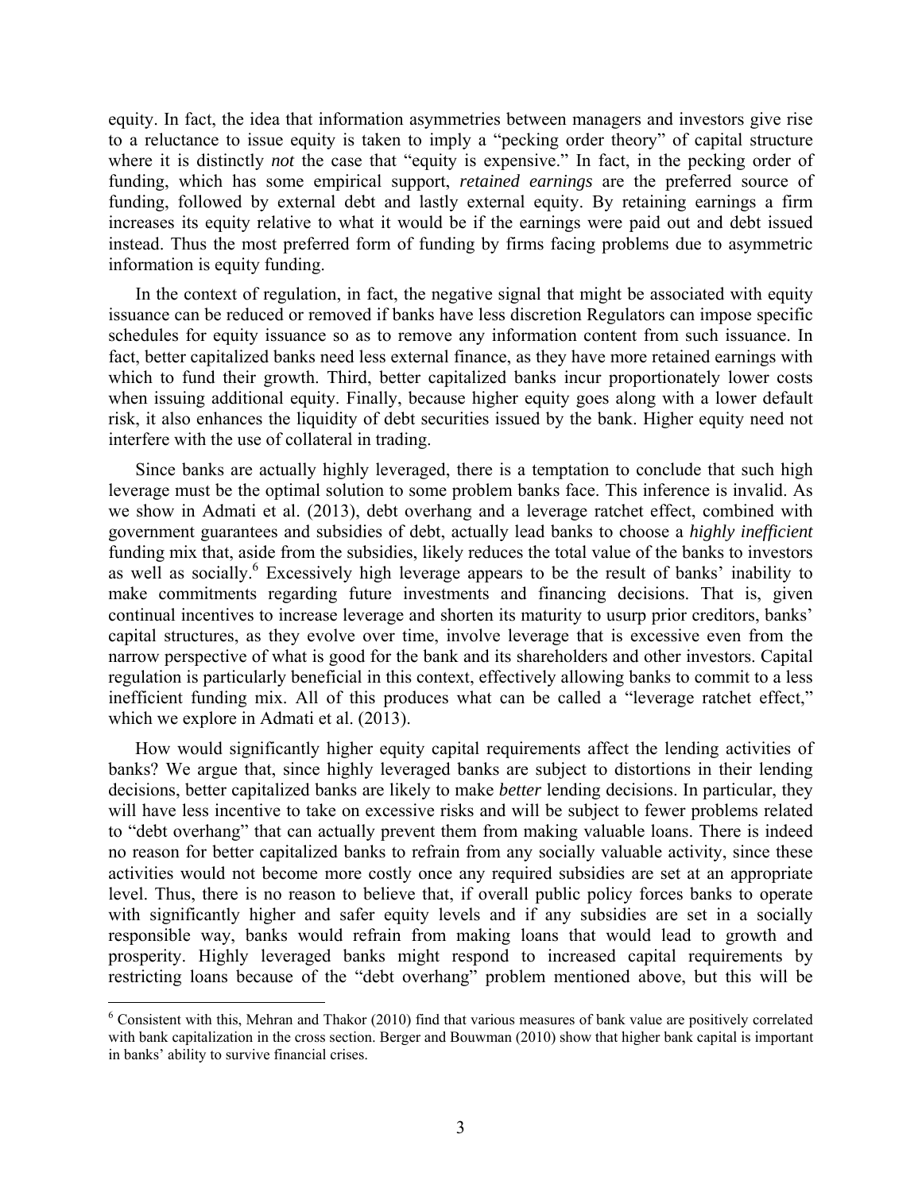equity. In fact, the idea that information asymmetries between managers and investors give rise to a reluctance to issue equity is taken to imply a "pecking order theory" of capital structure where it is distinctly *not* the case that "equity is expensive." In fact, in the pecking order of funding, which has some empirical support, *retained earnings* are the preferred source of funding, followed by external debt and lastly external equity. By retaining earnings a firm increases its equity relative to what it would be if the earnings were paid out and debt issued instead. Thus the most preferred form of funding by firms facing problems due to asymmetric information is equity funding.

In the context of regulation, in fact, the negative signal that might be associated with equity issuance can be reduced or removed if banks have less discretion Regulators can impose specific schedules for equity issuance so as to remove any information content from such issuance. In fact, better capitalized banks need less external finance, as they have more retained earnings with which to fund their growth. Third, better capitalized banks incur proportionately lower costs when issuing additional equity. Finally, because higher equity goes along with a lower default risk, it also enhances the liquidity of debt securities issued by the bank. Higher equity need not interfere with the use of collateral in trading.

Since banks are actually highly leveraged, there is a temptation to conclude that such high leverage must be the optimal solution to some problem banks face. This inference is invalid. As we show in Admati et al. (2013), debt overhang and a leverage ratchet effect, combined with government guarantees and subsidies of debt, actually lead banks to choose a *highly inefficient* funding mix that, aside from the subsidies, likely reduces the total value of the banks to investors as well as socially.[6] Excessively high leverage appears to be the result of banks' inability to make commitments regarding future investments and financing decisions. That is, given continual incentives to increase leverage and shorten its maturity to usurp prior creditors, banks' capital structures, as they evolve over time, involve leverage that is excessive even from the narrow perspective of what is good for the bank and its shareholders and other investors. Capital regulation is particularly beneficial in this context, effectively allowing banks to commit to a less inefficient funding mix. All of this produces what can be called a "leverage ratchet effect," which we explore in Admati et al. (2013).

How would significantly higher equity capital requirements affect the lending activities of banks? We argue that, since highly leveraged banks are subject to distortions in their lending decisions, better capitalized banks are likely to make *better* lending decisions. In particular, they will have less incentive to take on excessive risks and will be subject to fewer problems related to "debt overhang" that can actually prevent them from making valuable loans. There is indeed no reason for better capitalized banks to refrain from any socially valuable activity, since these activities would not become more costly once any required subsidies are set at an appropriate level. Thus, there is no reason to believe that, if overall public policy forces banks to operate with significantly higher and safer equity levels and if any subsidies are set in a socially responsible way, banks would refrain from making loans that would lead to growth and prosperity. Highly leveraged banks might respond to increased capital requirements by restricting loans because of the "debt overhang" problem mentioned above, but this will be

[6] Consistent with this, Mehran and Thakor (2010) find that various measures of bank value are positively correlated with bank capitalization in the cross section. Berger and Bouwman (2010) show that higher bank capital is important in banks' ability to survive financial crises.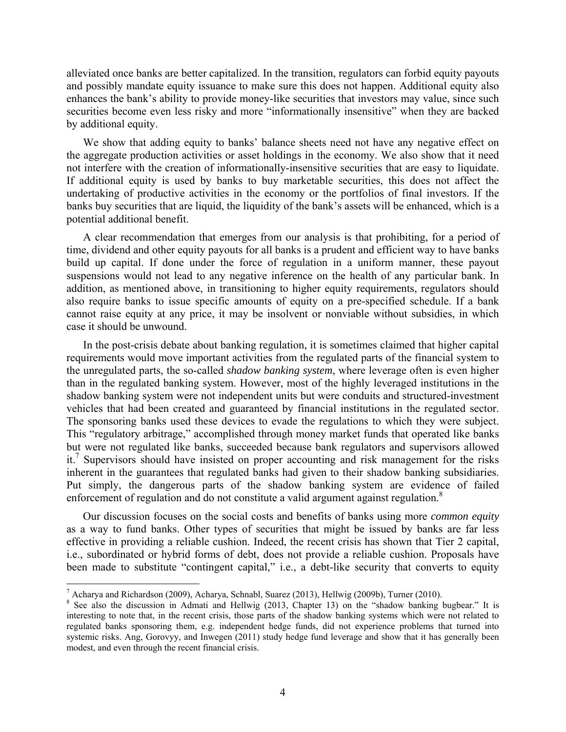alleviated once banks are better capitalized. In the transition, regulators can forbid equity payouts and possibly mandate equity issuance to make sure this does not happen. Additional equity also enhances the bank's ability to provide money-like securities that investors may value, since such securities become even less risky and more "informationally insensitive" when they are backed by additional equity.

We show that adding equity to banks' balance sheets need not have any negative effect on the aggregate production activities or asset holdings in the economy. We also show that it need not interfere with the creation of informationally-insensitive securities that are easy to liquidate. If additional equity is used by banks to buy marketable securities, this does not affect the undertaking of productive activities in the economy or the portfolios of final investors. If the banks buy securities that are liquid, the liquidity of the bank's assets will be enhanced, which is a potential additional benefit.

A clear recommendation that emerges from our analysis is that prohibiting, for a period of time, dividend and other equity payouts for all banks is a prudent and efficient way to have banks build up capital. If done under the force of regulation in a uniform manner, these payout suspensions would not lead to any negative inference on the health of any particular bank. In addition, as mentioned above, in transitioning to higher equity requirements, regulators should also require banks to issue specific amounts of equity on a pre-specified schedule. If a bank cannot raise equity at any price, it may be insolvent or nonviable without subsidies, in which case it should be unwound.

In the post-crisis debate about banking regulation, it is sometimes claimed that higher capital requirements would move important activities from the regulated parts of the financial system to the unregulated parts, the so-called *shadow banking system*, where leverage often is even higher than in the regulated banking system. However, most of the highly leveraged institutions in the shadow banking system were not independent units but were conduits and structured-investment vehicles that had been created and guaranteed by financial institutions in the regulated sector. The sponsoring banks used these devices to evade the regulations to which they were subject. This "regulatory arbitrage," accomplished through money market funds that operated like banks but were not regulated like banks, succeeded because bank regulators and supervisors allowed it.[7] Supervisors should have insisted on proper accounting and risk management for the risks inherent in the guarantees that regulated banks had given to their shadow banking subsidiaries. Put simply, the dangerous parts of the shadow banking system are evidence of failed enforcement of regulation and do not constitute a valid argument against regulation.[8]

Our discussion focuses on the social costs and benefits of banks using more *common equity* as a way to fund banks. Other types of securities that might be issued by banks are far less effective in providing a reliable cushion. Indeed, the recent crisis has shown that Tier 2 capital, i.e., subordinated or hybrid forms of debt, does not provide a reliable cushion. Proposals have been made to substitute "contingent capital," i.e., a debt-like security that converts to equity

---

[7] Acharya and Richardson (2009), Acharya, Schnabl, Suarez (2013), Hellwig (2009b), Turner (2010).

[8] See also the discussion in Admati and Hellwig (2013, Chapter 13) on the "shadow banking bugbear." It is interesting to note that, in the recent crisis, those parts of the shadow banking systems which were not related to regulated banks sponsoring them, e.g. independent hedge funds, did not experience problems that turned into systemic risks. Ang, Gorovyy, and Inwegen (2011) study hedge fund leverage and show that it has generally been modest, and even through the recent financial crisis.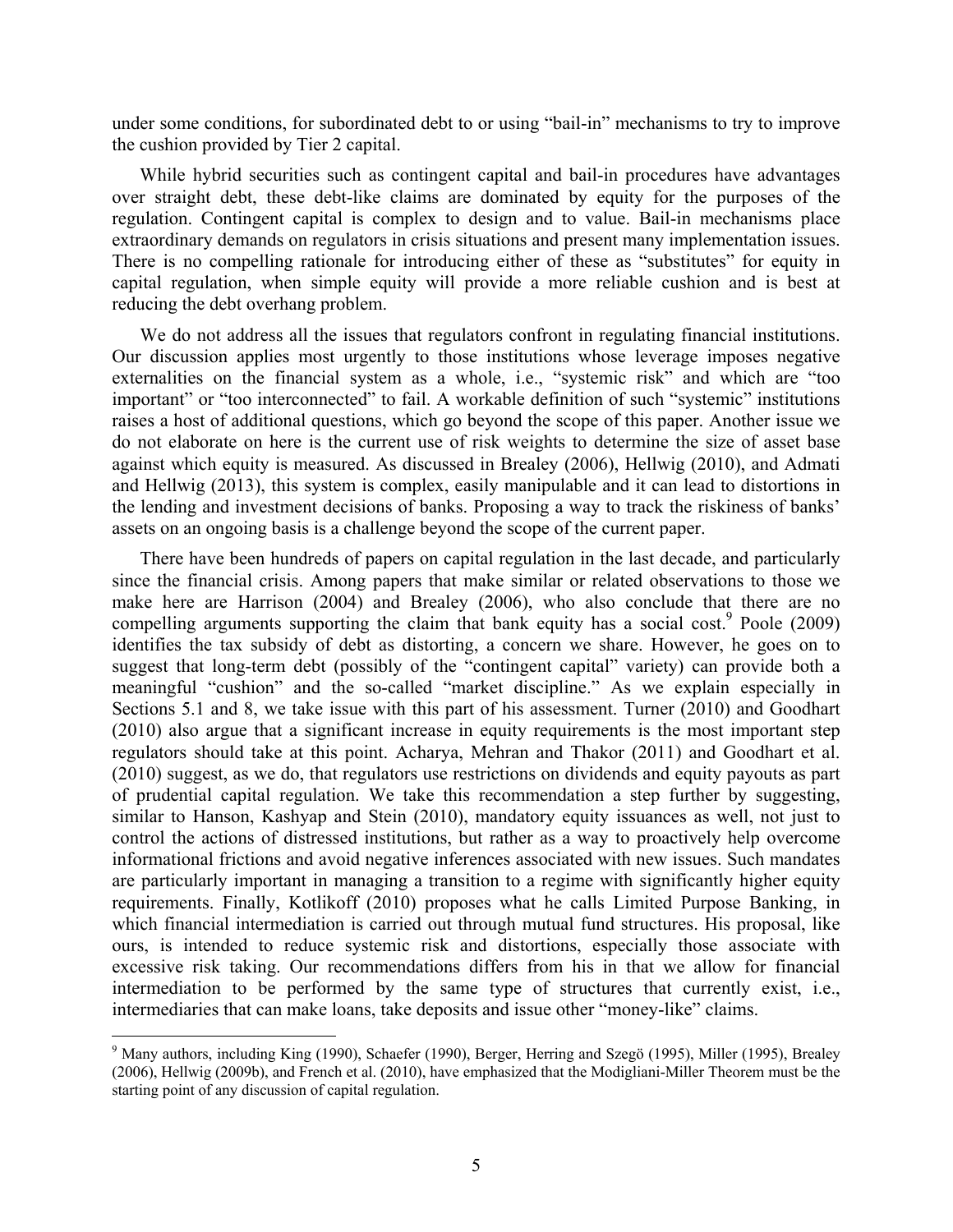under some conditions, for subordinated debt to or using "bail-in" mechanisms to try to improve the cushion provided by Tier 2 capital.

While hybrid securities such as contingent capital and bail-in procedures have advantages over straight debt, these debt-like claims are dominated by equity for the purposes of the regulation. Contingent capital is complex to design and to value. Bail-in mechanisms place extraordinary demands on regulators in crisis situations and present many implementation issues. There is no compelling rationale for introducing either of these as "substitutes" for equity in capital regulation, when simple equity will provide a more reliable cushion and is best at reducing the debt overhang problem.

We do not address all the issues that regulators confront in regulating financial institutions. Our discussion applies most urgently to those institutions whose leverage imposes negative externalities on the financial system as a whole, i.e., "systemic risk" and which are "too important" or "too interconnected" to fail. A workable definition of such "systemic" institutions raises a host of additional questions, which go beyond the scope of this paper. Another issue we do not elaborate on here is the current use of risk weights to determine the size of asset base against which equity is measured. As discussed in Brealey (2006), Hellwig (2010), and Admati and Hellwig (2013), this system is complex, easily manipulable and it can lead to distortions in the lending and investment decisions of banks. Proposing a way to track the riskiness of banks' assets on an ongoing basis is a challenge beyond the scope of the current paper.

There have been hundreds of papers on capital regulation in the last decade, and particularly since the financial crisis. Among papers that make similar or related observations to those we make here are Harrison (2004) and Brealey (2006), who also conclude that there are no compelling arguments supporting the claim that bank equity has a social cost.[9] Poole (2009) identifies the tax subsidy of debt as distorting, a concern we share. However, he goes on to suggest that long-term debt (possibly of the "contingent capital" variety) can provide both a meaningful "cushion" and the so-called "market discipline." As we explain especially in Sections 5.1 and 8, we take issue with this part of his assessment. Turner (2010) and Goodhart (2010) also argue that a significant increase in equity requirements is the most important step regulators should take at this point. Acharya, Mehran and Thakor (2011) and Goodhart et al. (2010) suggest, as we do, that regulators use restrictions on dividends and equity payouts as part of prudential capital regulation. We take this recommendation a step further by suggesting, similar to Hanson, Kashyap and Stein (2010), mandatory equity issuances as well, not just to control the actions of distressed institutions, but rather as a way to proactively help overcome informational frictions and avoid negative inferences associated with new issues. Such mandates are particularly important in managing a transition to a regime with significantly higher equity requirements. Finally, Kotlikoff (2010) proposes what he calls Limited Purpose Banking, in which financial intermediation is carried out through mutual fund structures. His proposal, like ours, is intended to reduce systemic risk and distortions, especially those associate with excessive risk taking. Our recommendations differs from his in that we allow for financial intermediation to be performed by the same type of structures that currently exist, i.e., intermediaries that can make loans, take deposits and issue other "money-like" claims.

[9] Many authors, including King (1990), Schaefer (1990), Berger, Herring and Szegö (1995), Miller (1995), Brealey (2006), Hellwig (2009b), and French et al. (2010), have emphasized that the Modigliani-Miller Theorem must be the starting point of any discussion of capital regulation.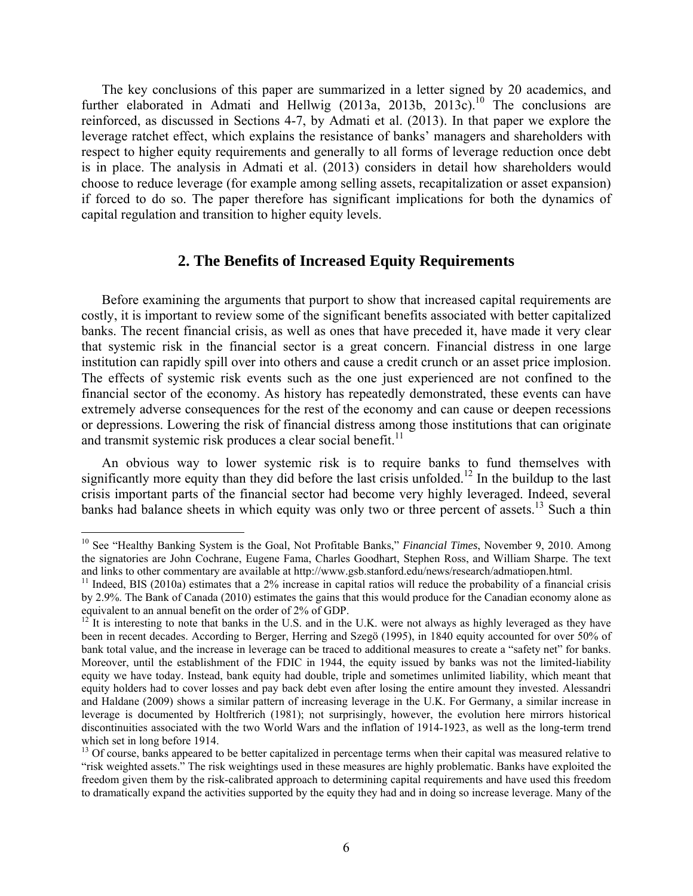The key conclusions of this paper are summarized in a letter signed by 20 academics, and further elaborated in Admati and Hellwig (2013a, 2013b, 2013c).[10] The conclusions are reinforced, as discussed in Sections 4-7, by Admati et al. (2013). In that paper we explore the leverage ratchet effect, which explains the resistance of banks' managers and shareholders with respect to higher equity requirements and generally to all forms of leverage reduction once debt is in place. The analysis in Admati et al. (2013) considers in detail how shareholders would choose to reduce leverage (for example among selling assets, recapitalization or asset expansion) if forced to do so. The paper therefore has significant implications for both the dynamics of capital regulation and transition to higher equity levels.

## 2. The Benefits of Increased Equity Requirements

Before examining the arguments that purport to show that increased capital requirements are costly, it is important to review some of the significant benefits associated with better capitalized banks. The recent financial crisis, as well as ones that have preceded it, have made it very clear that systemic risk in the financial sector is a great concern. Financial distress in one large institution can rapidly spill over into others and cause a credit crunch or an asset price implosion. The effects of systemic risk events such as the one just experienced are not confined to the financial sector of the economy. As history has repeatedly demonstrated, these events can have extremely adverse consequences for the rest of the economy and can cause or deepen recessions or depressions. Lowering the risk of financial distress among those institutions that can originate and transmit systemic risk produces a clear social benefit.[11]

An obvious way to lower systemic risk is to require banks to fund themselves with significantly more equity than they did before the last crisis unfolded.[12] In the buildup to the last crisis important parts of the financial sector had become very highly leveraged. Indeed, several banks had balance sheets in which equity was only two or three percent of assets.[13] Such a thin

---

[10] See "Healthy Banking System is the Goal, Not Profitable Banks," *Financial Times*, November 9, 2010. Among the signatories are John Cochrane, Eugene Fama, Charles Goodhart, Stephen Ross, and William Sharpe. The text and links to other commentary are available at http://www.gsb.stanford.edu/news/research/admatiopen.html.

[11] Indeed, BIS (2010a) estimates that a 2% increase in capital ratios will reduce the probability of a financial crisis by 2.9%. The Bank of Canada (2010) estimates the gains that this would produce for the Canadian economy alone as equivalent to an annual benefit on the order of 2% of GDP.

[12] It is interesting to note that banks in the U.S. and in the U.K. were not always as highly leveraged as they have been in recent decades. According to Berger, Herring and Szegö (1995), in 1840 equity accounted for over 50% of bank total value, and the increase in leverage can be traced to additional measures to create a "safety net" for banks. Moreover, until the establishment of the FDIC in 1944, the equity issued by banks was not the limited-liability equity we have today. Instead, bank equity had double, triple and sometimes unlimited liability, which meant that equity holders had to cover losses and pay back debt even after losing the entire amount they invested. Alessandri and Haldane (2009) shows a similar pattern of increasing leverage in the U.K. For Germany, a similar increase in leverage is documented by Holtfrerich (1981); not surprisingly, however, the evolution here mirrors historical discontinuities associated with the two World Wars and the inflation of 1914-1923, as well as the long-term trend which set in long before 1914.

[13] Of course, banks appeared to be better capitalized in percentage terms when their capital was measured relative to "risk weighted assets." The risk weightings used in these measures are highly problematic. Banks have exploited the freedom given them by the risk-calibrated approach to determining capital requirements and have used this freedom to dramatically expand the activities supported by the equity they had and in doing so increase leverage. Many of the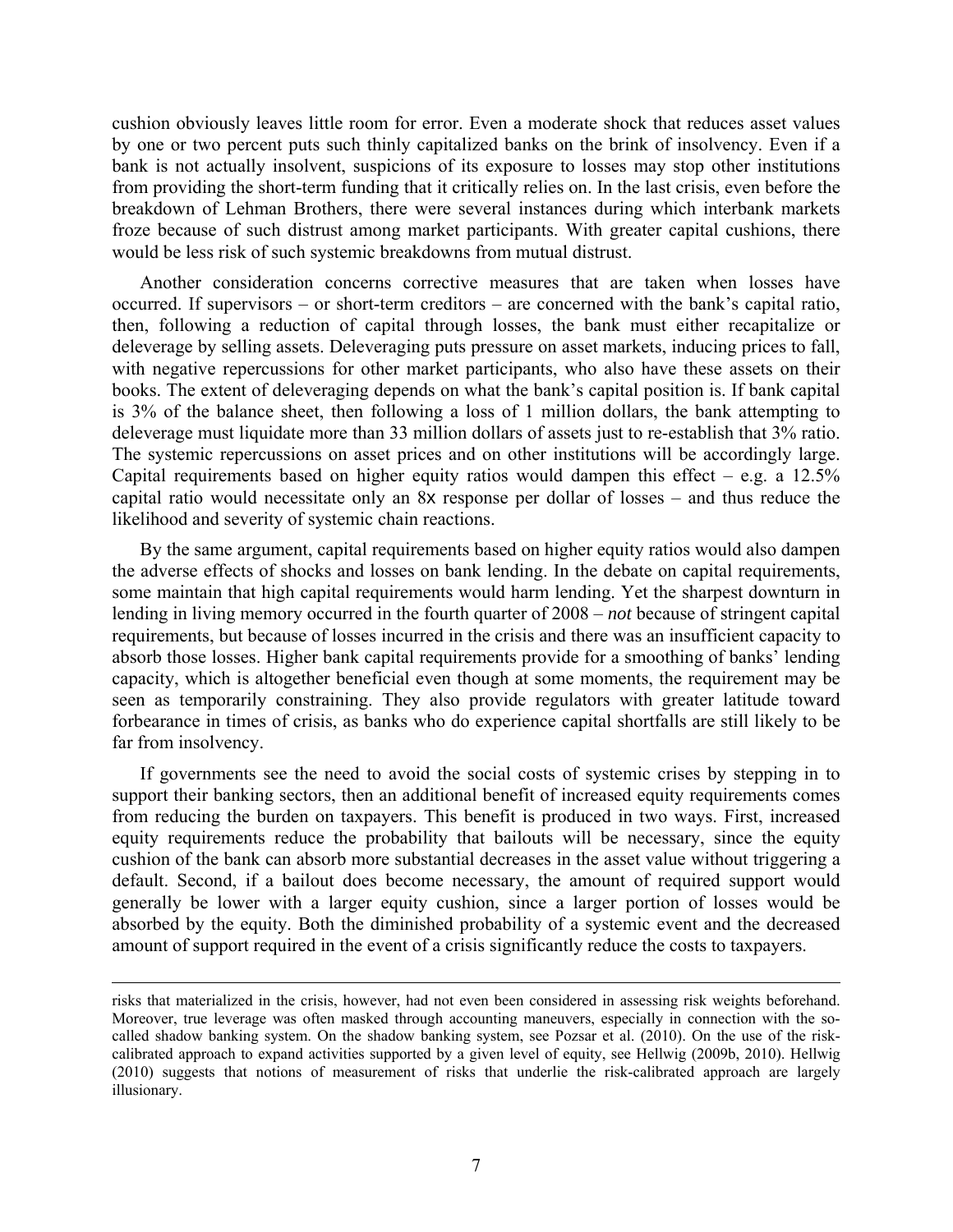cushion obviously leaves little room for error. Even a moderate shock that reduces asset values by one or two percent puts such thinly capitalized banks on the brink of insolvency. Even if a bank is not actually insolvent, suspicions of its exposure to losses may stop other institutions from providing the short-term funding that it critically relies on. In the last crisis, even before the breakdown of Lehman Brothers, there were several instances during which interbank markets froze because of such distrust among market participants. With greater capital cushions, there would be less risk of such systemic breakdowns from mutual distrust.

Another consideration concerns corrective measures that are taken when losses have occurred. If supervisors – or short-term creditors – are concerned with the bank's capital ratio, then, following a reduction of capital through losses, the bank must either recapitalize or deleverage by selling assets. Deleveraging puts pressure on asset markets, inducing prices to fall, with negative repercussions for other market participants, who also have these assets on their books. The extent of deleveraging depends on what the bank's capital position is. If bank capital is 3% of the balance sheet, then following a loss of 1 million dollars, the bank attempting to deleverage must liquidate more than 33 million dollars of assets just to re-establish that 3% ratio. The systemic repercussions on asset prices and on other institutions will be accordingly large. Capital requirements based on higher equity ratios would dampen this effect – e.g. a 12.5% capital ratio would necessitate only an 8x response per dollar of losses – and thus reduce the likelihood and severity of systemic chain reactions.

By the same argument, capital requirements based on higher equity ratios would also dampen the adverse effects of shocks and losses on bank lending. In the debate on capital requirements, some maintain that high capital requirements would harm lending. Yet the sharpest downturn in lending in living memory occurred in the fourth quarter of 2008 – *not* because of stringent capital requirements, but because of losses incurred in the crisis and there was an insufficient capacity to absorb those losses. Higher bank capital requirements provide for a smoothing of banks' lending capacity, which is altogether beneficial even though at some moments, the requirement may be seen as temporarily constraining. They also provide regulators with greater latitude toward forbearance in times of crisis, as banks who do experience capital shortfalls are still likely to be far from insolvency.

If governments see the need to avoid the social costs of systemic crises by stepping in to support their banking sectors, then an additional benefit of increased equity requirements comes from reducing the burden on taxpayers. This benefit is produced in two ways. First, increased equity requirements reduce the probability that bailouts will be necessary, since the equity cushion of the bank can absorb more substantial decreases in the asset value without triggering a default. Second, if a bailout does become necessary, the amount of required support would generally be lower with a larger equity cushion, since a larger portion of losses would be absorbed by the equity. Both the diminished probability of a systemic event and the decreased amount of support required in the event of a crisis significantly reduce the costs to taxpayers.

---

risks that materialized in the crisis, however, had not even been considered in assessing risk weights beforehand. Moreover, true leverage was often masked through accounting maneuvers, especially in connection with the so-called shadow banking system. On the shadow banking system, see Pozsar et al. (2010). On the use of the risk-calibrated approach to expand activities supported by a given level of equity, see Hellwig (2009b, 2010). Hellwig (2010) suggests that notions of measurement of risks that underlie the risk-calibrated approach are largely illusionary.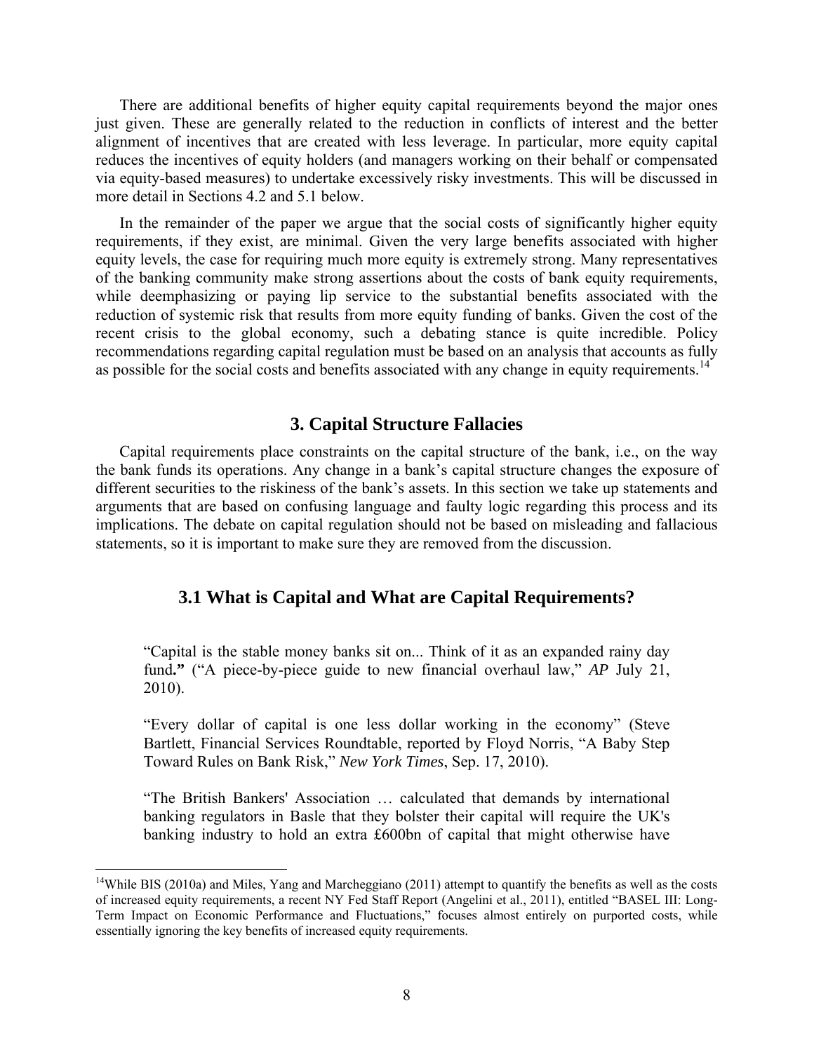There are additional benefits of higher equity capital requirements beyond the major ones just given. These are generally related to the reduction in conflicts of interest and the better alignment of incentives that are created with less leverage. In particular, more equity capital reduces the incentives of equity holders (and managers working on their behalf or compensated via equity-based measures) to undertake excessively risky investments. This will be discussed in more detail in Sections 4.2 and 5.1 below.

In the remainder of the paper we argue that the social costs of significantly higher equity requirements, if they exist, are minimal. Given the very large benefits associated with higher equity levels, the case for requiring much more equity is extremely strong. Many representatives of the banking community make strong assertions about the costs of bank equity requirements, while deemphasizing or paying lip service to the substantial benefits associated with the reduction of systemic risk that results from more equity funding of banks. Given the cost of the recent crisis to the global economy, such a debating stance is quite incredible. Policy recommendations regarding capital regulation must be based on an analysis that accounts as fully as possible for the social costs and benefits associated with any change in equity requirements.[14]

## 3. Capital Structure Fallacies

Capital requirements place constraints on the capital structure of the bank, i.e., on the way the bank funds its operations. Any change in a bank's capital structure changes the exposure of different securities to the riskiness of the bank's assets. In this section we take up statements and arguments that are based on confusing language and faulty logic regarding this process and its implications. The debate on capital regulation should not be based on misleading and fallacious statements, so it is important to make sure they are removed from the discussion.

### 3.1 What is Capital and What are Capital Requirements?

> "Capital is the stable money banks sit on... Think of it as an expanded rainy day fund**."** ("A piece-by-piece guide to new financial overhaul law," *AP* July 21, 2010).
>
> "Every dollar of capital is one less dollar working in the economy" (Steve Bartlett, Financial Services Roundtable, reported by Floyd Norris, "A Baby Step Toward Rules on Bank Risk," *New York Times*, Sep. 17, 2010).
>
> "The British Bankers' Association … calculated that demands by international banking regulators in Basle that they bolster their capital will require the UK's banking industry to hold an extra £600bn of capital that might otherwise have

[14]While BIS (2010a) and Miles, Yang and Marcheggiano (2011) attempt to quantify the benefits as well as the costs of increased equity requirements, a recent NY Fed Staff Report (Angelini et al., 2011), entitled "BASEL III: Long-Term Impact on Economic Performance and Fluctuations," focuses almost entirely on purported costs, while essentially ignoring the key benefits of increased equity requirements.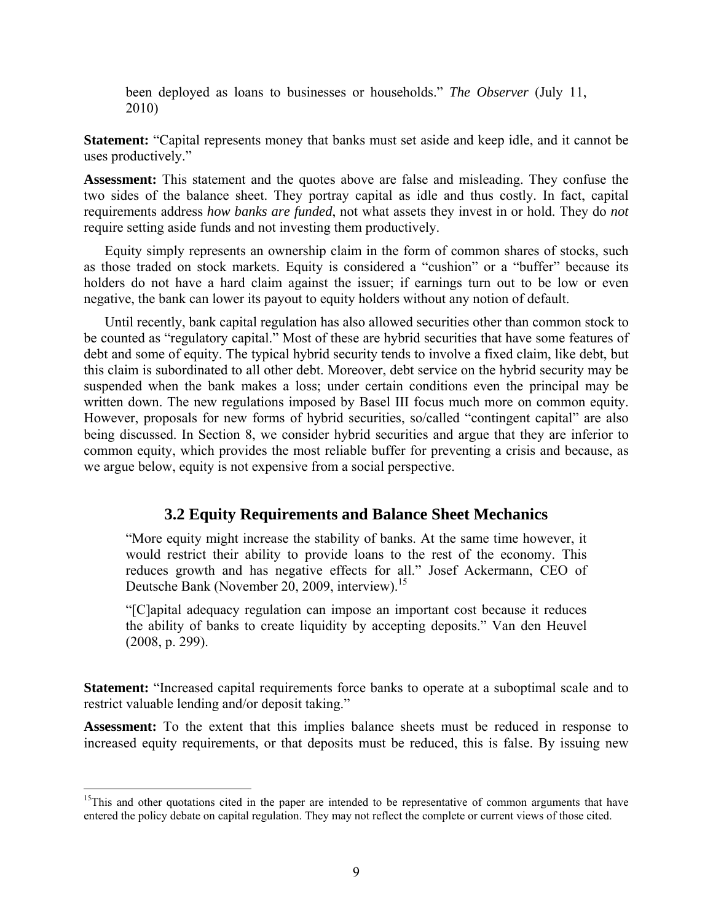been deployed as loans to businesses or households." *The Observer* (July 11, 2010)

**Statement:** "Capital represents money that banks must set aside and keep idle, and it cannot be uses productively."

**Assessment:** This statement and the quotes above are false and misleading. They confuse the two sides of the balance sheet. They portray capital as idle and thus costly. In fact, capital requirements address *how banks are funded*, not what assets they invest in or hold. They do *not* require setting aside funds and not investing them productively.

Equity simply represents an ownership claim in the form of common shares of stocks, such as those traded on stock markets. Equity is considered a "cushion" or a "buffer" because its holders do not have a hard claim against the issuer; if earnings turn out to be low or even negative, the bank can lower its payout to equity holders without any notion of default.

Until recently, bank capital regulation has also allowed securities other than common stock to be counted as "regulatory capital." Most of these are hybrid securities that have some features of debt and some of equity. The typical hybrid security tends to involve a fixed claim, like debt, but this claim is subordinated to all other debt. Moreover, debt service on the hybrid security may be suspended when the bank makes a loss; under certain conditions even the principal may be written down. The new regulations imposed by Basel III focus much more on common equity. However, proposals for new forms of hybrid securities, so/called "contingent capital" are also being discussed. In Section 8, we consider hybrid securities and argue that they are inferior to common equity, which provides the most reliable buffer for preventing a crisis and because, as we argue below, equity is not expensive from a social perspective.

## 3.2 Equity Requirements and Balance Sheet Mechanics

"More equity might increase the stability of banks. At the same time however, it would restrict their ability to provide loans to the rest of the economy. This reduces growth and has negative effects for all." Josef Ackermann, CEO of Deutsche Bank (November 20, 2009, interview).[15]

"[C]apital adequacy regulation can impose an important cost because it reduces the ability of banks to create liquidity by accepting deposits." Van den Heuvel (2008, p. 299).

**Statement:** "Increased capital requirements force banks to operate at a suboptimal scale and to restrict valuable lending and/or deposit taking."

**Assessment:** To the extent that this implies balance sheets must be reduced in response to increased equity requirements, or that deposits must be reduced, this is false. By issuing new

[15] This and other quotations cited in the paper are intended to be representative of common arguments that have entered the policy debate on capital regulation. They may not reflect the complete or current views of those cited.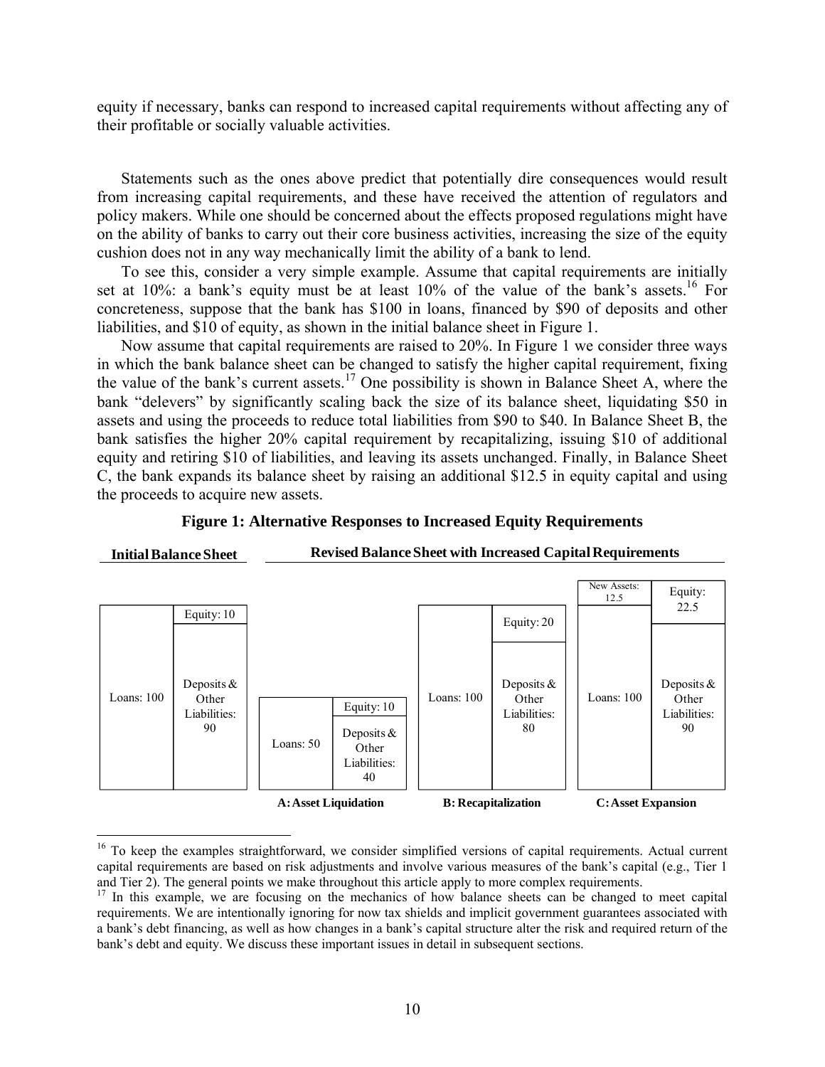equity if necessary, banks can respond to increased capital requirements without affecting any of their profitable or socially valuable activities.

Statements such as the ones above predict that potentially dire consequences would result from increasing capital requirements, and these have received the attention of regulators and policy makers. While one should be concerned about the effects proposed regulations might have on the ability of banks to carry out their core business activities, increasing the size of the equity cushion does not in any way mechanically limit the ability of a bank to lend.

To see this, consider a very simple example. Assume that capital requirements are initially set at 10%: a bank's equity must be at least 10% of the value of the bank's assets.[16] For concreteness, suppose that the bank has \$100 in loans, financed by \$90 of deposits and other liabilities, and \$10 of equity, as shown in the initial balance sheet in Figure 1.

Now assume that capital requirements are raised to 20%. In Figure 1 we consider three ways in which the bank balance sheet can be changed to satisfy the higher capital requirement, fixing the value of the bank's current assets.[17] One possibility is shown in Balance Sheet A, where the bank "delevers" by significantly scaling back the size of its balance sheet, liquidating \$50 in assets and using the proceeds to reduce total liabilities from \$90 to \$40. In Balance Sheet B, the bank satisfies the higher 20% capital requirement by recapitalizing, issuing \$10 of additional equity and retiring \$10 of liabilities, and leaving its assets unchanged. Finally, in Balance Sheet C, the bank expands its balance sheet by raising an additional \$12.5 in equity capital and using the proceeds to acquire new assets.

**Figure 1: Alternative Responses to Increased Equity Requirements**

| Balance Sheet | Assets | Liabilities |
|---|---|---|
| Initial Balance Sheet | Loans: 100 | Equity: 10; Deposits & Other Liabilities: 90 |
| A: Asset Liquidation | Loans: 50 | Equity: 10; Deposits & Other Liabilities: 40 |
| B: Recapitalization | Loans: 100 | Equity: 20; Deposits & Other Liabilities: 80 |
| C: Asset Expansion | New Assets: 12.5; Loans: 100 | Equity: 22.5; Deposits & Other Liabilities: 90 |

(Balance Sheets A, B and C: Revised Balance Sheet with Increased Capital Requirements)

---

[16] To keep the examples straightforward, we consider simplified versions of capital requirements. Actual current capital requirements are based on risk adjustments and involve various measures of the bank's capital (e.g., Tier 1 and Tier 2). The general points we make throughout this article apply to more complex requirements.

[17] In this example, we are focusing on the mechanics of how balance sheets can be changed to meet capital requirements. We are intentionally ignoring for now tax shields and implicit government guarantees associated with a bank's debt financing, as well as how changes in a bank's capital structure alter the risk and required return of the bank's debt and equity. We discuss these important issues in detail in subsequent sections.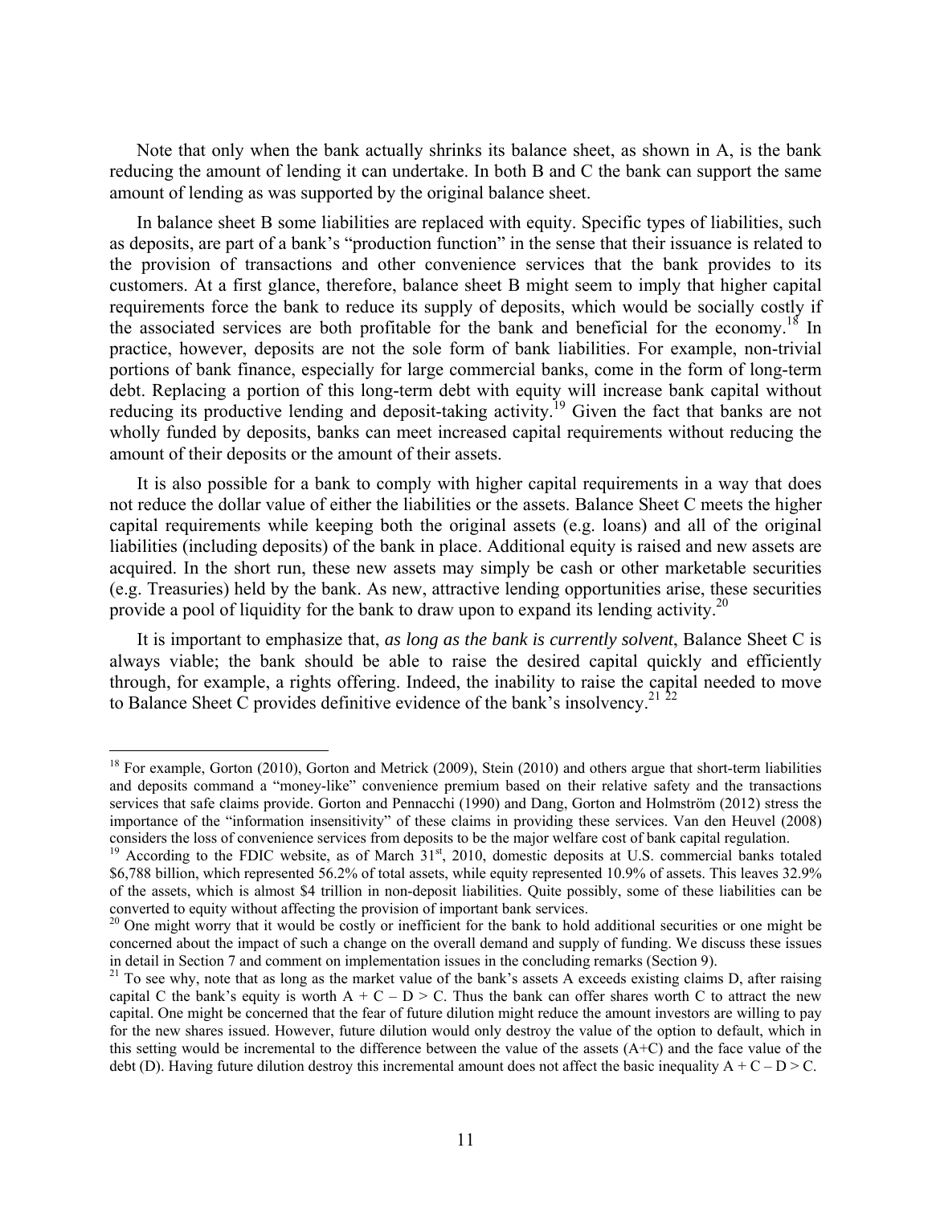Note that only when the bank actually shrinks its balance sheet, as shown in A, is the bank reducing the amount of lending it can undertake. In both B and C the bank can support the same amount of lending as was supported by the original balance sheet.

In balance sheet B some liabilities are replaced with equity. Specific types of liabilities, such as deposits, are part of a bank's "production function" in the sense that their issuance is related to the provision of transactions and other convenience services that the bank provides to its customers. At a first glance, therefore, balance sheet B might seem to imply that higher capital requirements force the bank to reduce its supply of deposits, which would be socially costly if the associated services are both profitable for the bank and beneficial for the economy.[18] In practice, however, deposits are not the sole form of bank liabilities. For example, non-trivial portions of bank finance, especially for large commercial banks, come in the form of long-term debt. Replacing a portion of this long-term debt with equity will increase bank capital without reducing its productive lending and deposit-taking activity.[19] Given the fact that banks are not wholly funded by deposits, banks can meet increased capital requirements without reducing the amount of their deposits or the amount of their assets.

It is also possible for a bank to comply with higher capital requirements in a way that does not reduce the dollar value of either the liabilities or the assets. Balance Sheet C meets the higher capital requirements while keeping both the original assets (e.g. loans) and all of the original liabilities (including deposits) of the bank in place. Additional equity is raised and new assets are acquired. In the short run, these new assets may simply be cash or other marketable securities (e.g. Treasuries) held by the bank. As new, attractive lending opportunities arise, these securities provide a pool of liquidity for the bank to draw upon to expand its lending activity.[20]

It is important to emphasize that, *as long as the bank is currently solvent*, Balance Sheet C is always viable; the bank should be able to raise the desired capital quickly and efficiently through, for example, a rights offering. Indeed, the inability to raise the capital needed to move to Balance Sheet C provides definitive evidence of the bank's insolvency.[21] [22]

---

[18] For example, Gorton (2010), Gorton and Metrick (2009), Stein (2010) and others argue that short-term liabilities and deposits command a "money-like" convenience premium based on their relative safety and the transactions services that safe claims provide. Gorton and Pennacchi (1990) and Dang, Gorton and Holmström (2012) stress the importance of the "information insensitivity" of these claims in providing these services. Van den Heuvel (2008) considers the loss of convenience services from deposits to be the major welfare cost of bank capital regulation.

[19] According to the FDIC website, as of March 31st, 2010, domestic deposits at U.S. commercial banks totaled \$6,788 billion, which represented 56.2% of total assets, while equity represented 10.9% of assets. This leaves 32.9% of the assets, which is almost \$4 trillion in non-deposit liabilities. Quite possibly, some of these liabilities can be converted to equity without affecting the provision of important bank services.

[20] One might worry that it would be costly or inefficient for the bank to hold additional securities or one might be concerned about the impact of such a change on the overall demand and supply of funding. We discuss these issues in detail in Section 7 and comment on implementation issues in the concluding remarks (Section 9).

[21] To see why, note that as long as the market value of the bank's assets A exceeds existing claims D, after raising capital C the bank's equity is worth $A + C – D > C$. Thus the bank can offer shares worth C to attract the new capital. One might be concerned that the fear of future dilution might reduce the amount investors are willing to pay for the new shares issued. However, future dilution would only destroy the value of the option to default, which in this setting would be incremental to the difference between the value of the assets (A+C) and the face value of the debt (D). Having future dilution destroy this incremental amount does not affect the basic inequality $A + C – D > C$.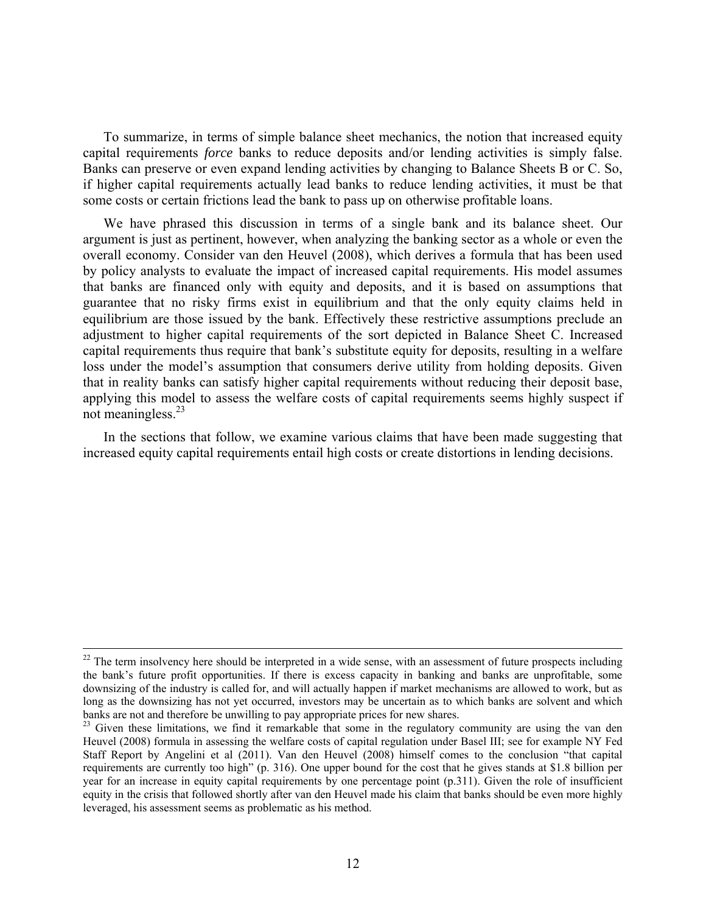To summarize, in terms of simple balance sheet mechanics, the notion that increased equity capital requirements *force* banks to reduce deposits and/or lending activities is simply false. Banks can preserve or even expand lending activities by changing to Balance Sheets B or C. So, if higher capital requirements actually lead banks to reduce lending activities, it must be that some costs or certain frictions lead the bank to pass up on otherwise profitable loans.

We have phrased this discussion in terms of a single bank and its balance sheet. Our argument is just as pertinent, however, when analyzing the banking sector as a whole or even the overall economy. Consider van den Heuvel (2008), which derives a formula that has been used by policy analysts to evaluate the impact of increased capital requirements. His model assumes that banks are financed only with equity and deposits, and it is based on assumptions that guarantee that no risky firms exist in equilibrium and that the only equity claims held in equilibrium are those issued by the bank. Effectively these restrictive assumptions preclude an adjustment to higher capital requirements of the sort depicted in Balance Sheet C. Increased capital requirements thus require that bank's substitute equity for deposits, resulting in a welfare loss under the model's assumption that consumers derive utility from holding deposits. Given that in reality banks can satisfy higher capital requirements without reducing their deposit base, applying this model to assess the welfare costs of capital requirements seems highly suspect if not meaningless.[23]

In the sections that follow, we examine various claims that have been made suggesting that increased equity capital requirements entail high costs or create distortions in lending decisions.

---

[22] The term insolvency here should be interpreted in a wide sense, with an assessment of future prospects including the bank's future profit opportunities. If there is excess capacity in banking and banks are unprofitable, some downsizing of the industry is called for, and will actually happen if market mechanisms are allowed to work, but as long as the downsizing has not yet occurred, investors may be uncertain as to which banks are solvent and which banks are not and therefore be unwilling to pay appropriate prices for new shares.

[23] Given these limitations, we find it remarkable that some in the regulatory community are using the van den Heuvel (2008) formula in assessing the welfare costs of capital regulation under Basel III; see for example NY Fed Staff Report by Angelini et al (2011). Van den Heuvel (2008) himself comes to the conclusion "that capital requirements are currently too high" (p. 316). One upper bound for the cost that he gives stands at \$1.8 billion per year for an increase in equity capital requirements by one percentage point (p.311). Given the role of insufficient equity in the crisis that followed shortly after van den Heuvel made his claim that banks should be even more highly leveraged, his assessment seems as problematic as his method.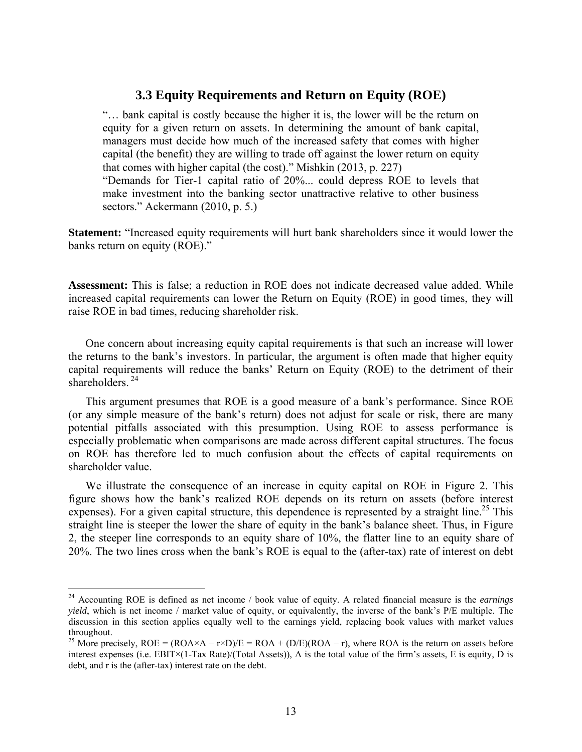### 3.3 Equity Requirements and Return on Equity (ROE)

> "… bank capital is costly because the higher it is, the lower will be the return on equity for a given return on assets. In determining the amount of bank capital, managers must decide how much of the increased safety that comes with higher capital (the benefit) they are willing to trade off against the lower return on equity that comes with higher capital (the cost)." Mishkin (2013, p. 227)
>
> "Demands for Tier-1 capital ratio of 20%... could depress ROE to levels that make investment into the banking sector unattractive relative to other business sectors." Ackermann (2010, p. 5.)

**Statement:** "Increased equity requirements will hurt bank shareholders since it would lower the banks return on equity (ROE)."

**Assessment:** This is false; a reduction in ROE does not indicate decreased value added. While increased capital requirements can lower the Return on Equity (ROE) in good times, they will raise ROE in bad times, reducing shareholder risk.

One concern about increasing equity capital requirements is that such an increase will lower the returns to the bank's investors. In particular, the argument is often made that higher equity capital requirements will reduce the banks' Return on Equity (ROE) to the detriment of their shareholders.[24]

This argument presumes that ROE is a good measure of a bank's performance. Since ROE (or any simple measure of the bank's return) does not adjust for scale or risk, there are many potential pitfalls associated with this presumption. Using ROE to assess performance is especially problematic when comparisons are made across different capital structures. The focus on ROE has therefore led to much confusion about the effects of capital requirements on shareholder value.

We illustrate the consequence of an increase in equity capital on ROE in Figure 2. This figure shows how the bank's realized ROE depends on its return on assets (before interest expenses). For a given capital structure, this dependence is represented by a straight line.[25] This straight line is steeper the lower the share of equity in the bank's balance sheet. Thus, in Figure 2, the steeper line corresponds to an equity share of 10%, the flatter line to an equity share of 20%. The two lines cross when the bank's ROE is equal to the (after-tax) rate of interest on debt

---

[24] Accounting ROE is defined as net income / book value of equity. A related financial measure is the *earnings yield*, which is net income / market value of equity, or equivalently, the inverse of the bank's P/E multiple. The discussion in this section applies equally well to the earnings yield, replacing book values with market values throughout.

[25] More precisely, $ROE = (ROA \times A - r \times D)/E = ROA + (D/E)(ROA - r)$, where ROA is the return on assets before interest expenses (i.e. $EBIT \times (1\text{-Tax Rate})/(\text{Total Assets})$), A is the total value of the firm's assets, E is equity, D is debt, and r is the (after-tax) interest rate on the debt.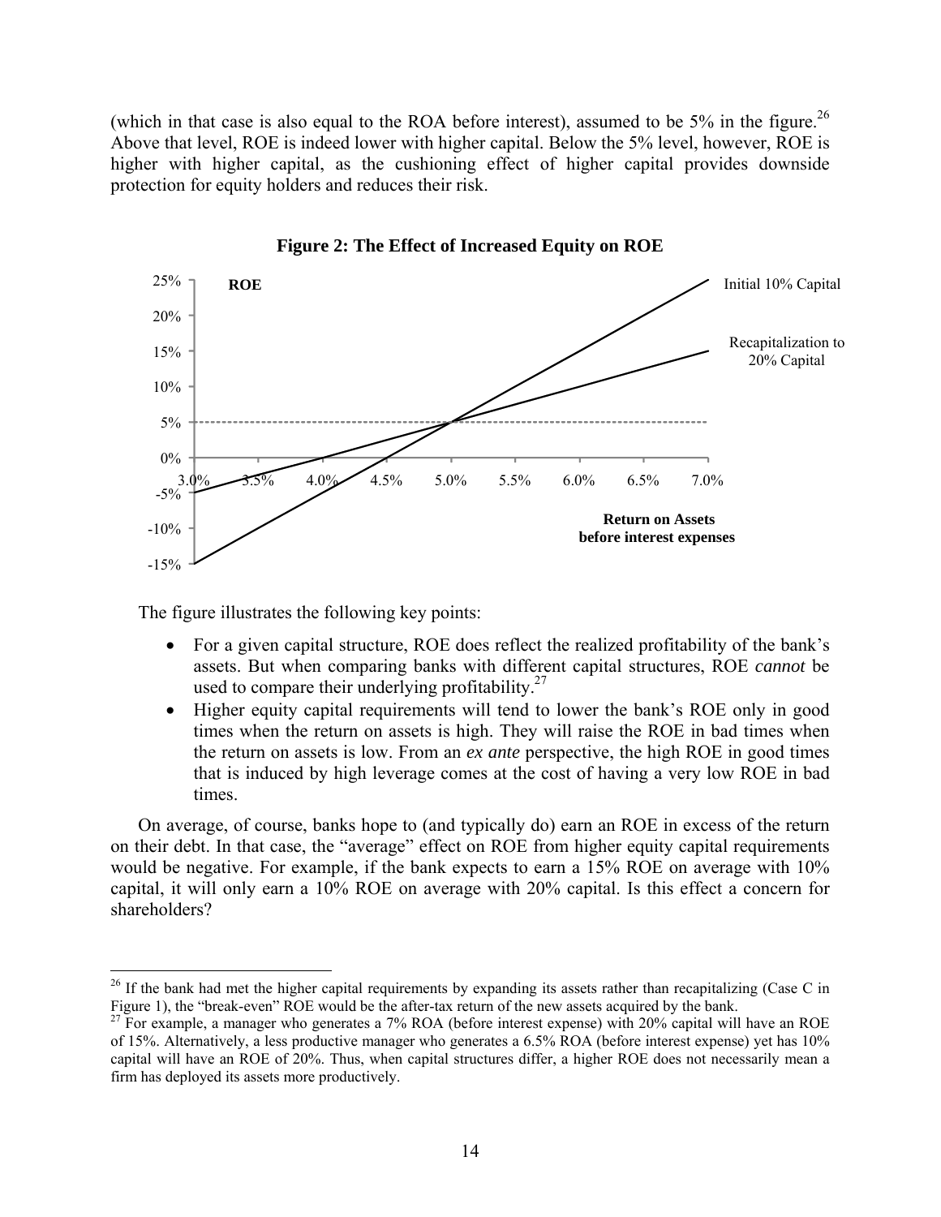(which in that case is also equal to the ROA before interest), assumed to be 5% in the figure.[26] Above that level, ROE is indeed lower with higher capital. Below the 5% level, however, ROE is higher with higher capital, as the cushioning effect of higher capital provides downside protection for equity holders and reduces their risk.

**Figure 2: The Effect of Increased Equity on ROE**

The figure illustrates the following key points:

- For a given capital structure, ROE does reflect the realized profitability of the bank's assets. But when comparing banks with different capital structures, ROE *cannot* be used to compare their underlying profitability.[27]
- Higher equity capital requirements will tend to lower the bank's ROE only in good times when the return on assets is high. They will raise the ROE in bad times when the return on assets is low. From an *ex ante* perspective, the high ROE in good times that is induced by high leverage comes at the cost of having a very low ROE in bad times.

On average, of course, banks hope to (and typically do) earn an ROE in excess of the return on their debt. In that case, the "average" effect on ROE from higher equity capital requirements would be negative. For example, if the bank expects to earn a 15% ROE on average with 10% capital, it will only earn a 10% ROE on average with 20% capital. Is this effect a concern for shareholders?

---

[26] If the bank had met the higher capital requirements by expanding its assets rather than recapitalizing (Case C in Figure 1), the "break-even" ROE would be the after-tax return of the new assets acquired by the bank.

[27] For example, a manager who generates a 7% ROA (before interest expense) with 20% capital will have an ROE of 15%. Alternatively, a less productive manager who generates a 6.5% ROA (before interest expense) yet has 10% capital will have an ROE of 20%. Thus, when capital structures differ, a higher ROE does not necessarily mean a firm has deployed its assets more productively.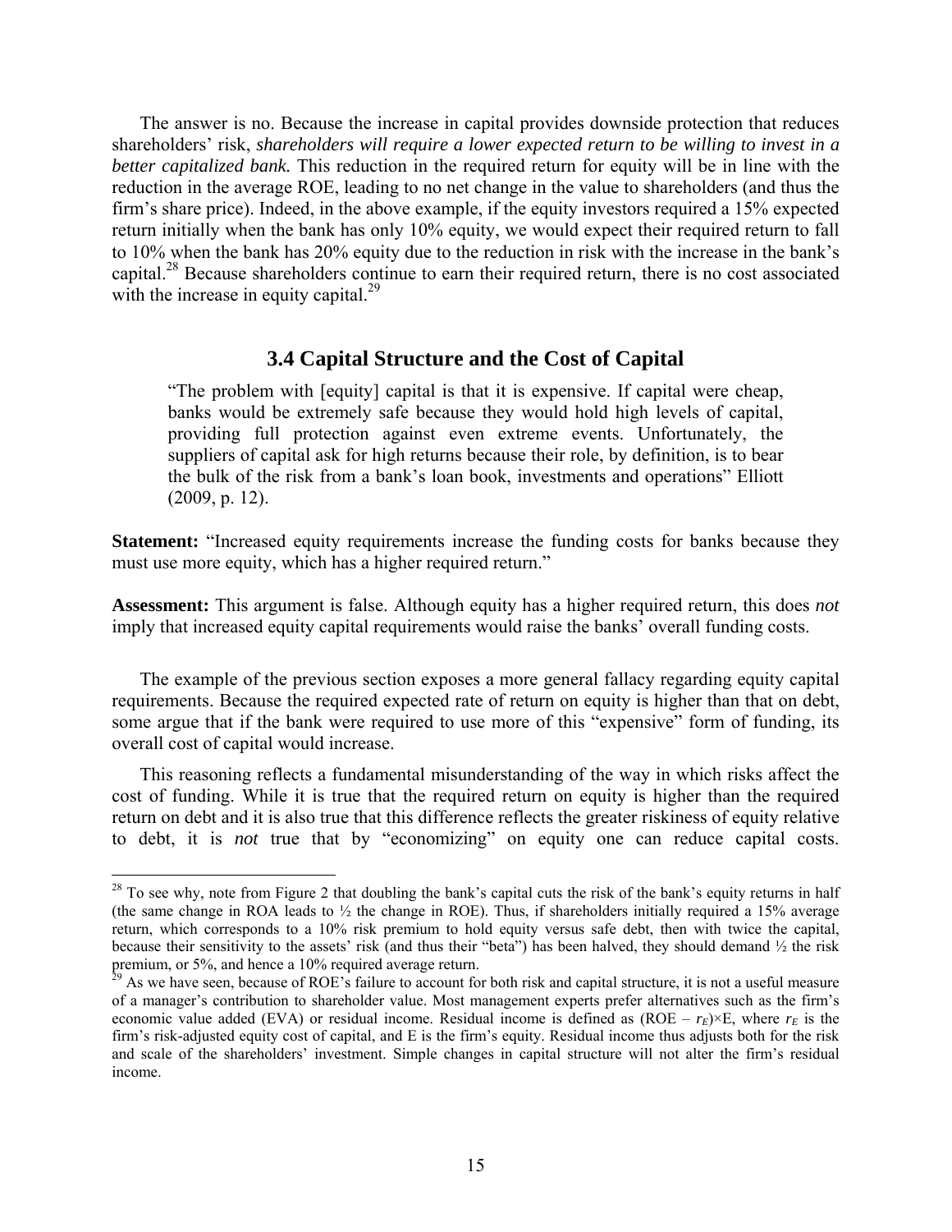The answer is no. Because the increase in capital provides downside protection that reduces shareholders' risk, *shareholders will require a lower expected return to be willing to invest in a better capitalized bank.* This reduction in the required return for equity will be in line with the reduction in the average ROE, leading to no net change in the value to shareholders (and thus the firm's share price). Indeed, in the above example, if the equity investors required a 15% expected return initially when the bank has only 10% equity, we would expect their required return to fall to 10% when the bank has 20% equity due to the reduction in risk with the increase in the bank's capital.[28] Because shareholders continue to earn their required return, there is no cost associated with the increase in equity capital.[29]

## 3.4 Capital Structure and the Cost of Capital

> "The problem with [equity] capital is that it is expensive. If capital were cheap, banks would be extremely safe because they would hold high levels of capital, providing full protection against even extreme events. Unfortunately, the suppliers of capital ask for high returns because their role, by definition, is to bear the bulk of the risk from a bank's loan book, investments and operations" Elliott (2009, p. 12).

**Statement:** "Increased equity requirements increase the funding costs for banks because they must use more equity, which has a higher required return."

**Assessment:** This argument is false. Although equity has a higher required return, this does *not* imply that increased equity capital requirements would raise the banks' overall funding costs.

The example of the previous section exposes a more general fallacy regarding equity capital requirements. Because the required expected rate of return on equity is higher than that on debt, some argue that if the bank were required to use more of this "expensive" form of funding, its overall cost of capital would increase.

This reasoning reflects a fundamental misunderstanding of the way in which risks affect the cost of funding. While it is true that the required return on equity is higher than the required return on debt and it is also true that this difference reflects the greater riskiness of equity relative to debt, it is *not* true that by "economizing" on equity one can reduce capital costs.

---

[28] To see why, note from Figure 2 that doubling the bank's capital cuts the risk of the bank's equity returns in half (the same change in ROA leads to ½ the change in ROE). Thus, if shareholders initially required a 15% average return, which corresponds to a 10% risk premium to hold equity versus safe debt, then with twice the capital, because their sensitivity to the assets' risk (and thus their "beta") has been halved, they should demand ½ the risk premium, or 5%, and hence a 10% required average return.

[29] As we have seen, because of ROE's failure to account for both risk and capital structure, it is not a useful measure of a manager's contribution to shareholder value. Most management experts prefer alternatives such as the firm's economic value added (EVA) or residual income. Residual income is defined as $(\text{ROE} - r_E)\times E$, where $r_E$ is the firm's risk-adjusted equity cost of capital, and E is the firm's equity. Residual income thus adjusts both for the risk and scale of the shareholders' investment. Simple changes in capital structure will not alter the firm's residual income.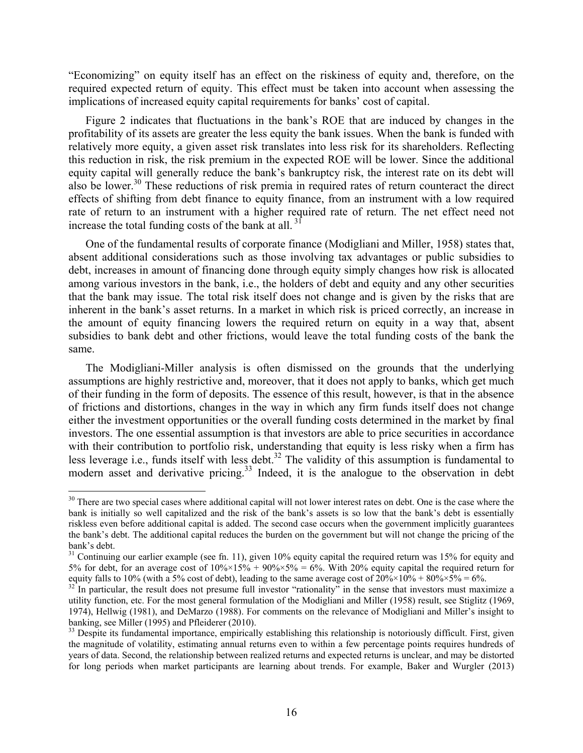"Economizing" on equity itself has an effect on the riskiness of equity and, therefore, on the required expected return of equity. This effect must be taken into account when assessing the implications of increased equity capital requirements for banks' cost of capital.

Figure 2 indicates that fluctuations in the bank's ROE that are induced by changes in the profitability of its assets are greater the less equity the bank issues. When the bank is funded with relatively more equity, a given asset risk translates into less risk for its shareholders. Reflecting this reduction in risk, the risk premium in the expected ROE will be lower. Since the additional equity capital will generally reduce the bank's bankruptcy risk, the interest rate on its debt will also be lower.[30] These reductions of risk premia in required rates of return counteract the direct effects of shifting from debt finance to equity finance, from an instrument with a low required rate of return to an instrument with a higher required rate of return. The net effect need not increase the total funding costs of the bank at all.[31]

One of the fundamental results of corporate finance (Modigliani and Miller, 1958) states that, absent additional considerations such as those involving tax advantages or public subsidies to debt, increases in amount of financing done through equity simply changes how risk is allocated among various investors in the bank, i.e., the holders of debt and equity and any other securities that the bank may issue. The total risk itself does not change and is given by the risks that are inherent in the bank's asset returns. In a market in which risk is priced correctly, an increase in the amount of equity financing lowers the required return on equity in a way that, absent subsidies to bank debt and other frictions, would leave the total funding costs of the bank the same.

The Modigliani-Miller analysis is often dismissed on the grounds that the underlying assumptions are highly restrictive and, moreover, that it does not apply to banks, which get much of their funding in the form of deposits. The essence of this result, however, is that in the absence of frictions and distortions, changes in the way in which any firm funds itself does not change either the investment opportunities or the overall funding costs determined in the market by final investors. The one essential assumption is that investors are able to price securities in accordance with their contribution to portfolio risk, understanding that equity is less risky when a firm has less leverage i.e., funds itself with less debt.[32] The validity of this assumption is fundamental to modern asset and derivative pricing.[33] Indeed, it is the analogue to the observation in debt

---

[30] There are two special cases where additional capital will not lower interest rates on debt. One is the case where the bank is initially so well capitalized and the risk of the bank's assets is so low that the bank's debt is essentially riskless even before additional capital is added. The second case occurs when the government implicitly guarantees the bank's debt. The additional capital reduces the burden on the government but will not change the pricing of the bank's debt.

[31] Continuing our earlier example (see fn. 11), given 10% equity capital the required return was 15% for equity and 5% for debt, for an average cost of $10\%\times15\% + 90\%\times5\% = 6\%$. With 20% equity capital the required return for equity falls to 10% (with a 5% cost of debt), leading to the same average cost of $20\%\times10\% + 80\%\times5\% = 6\%$.

[32] In particular, the result does not presume full investor "rationality" in the sense that investors must maximize a utility function, etc. For the most general formulation of the Modigliani and Miller (1958) result, see Stiglitz (1969, 1974), Hellwig (1981), and DeMarzo (1988). For comments on the relevance of Modigliani and Miller's insight to banking, see Miller (1995) and Pfleiderer (2010).

[33] Despite its fundamental importance, empirically establishing this relationship is notoriously difficult. First, given the magnitude of volatility, estimating annual returns even to within a few percentage points requires hundreds of years of data. Second, the relationship between realized returns and expected returns is unclear, and may be distorted for long periods when market participants are learning about trends. For example, Baker and Wurgler (2013)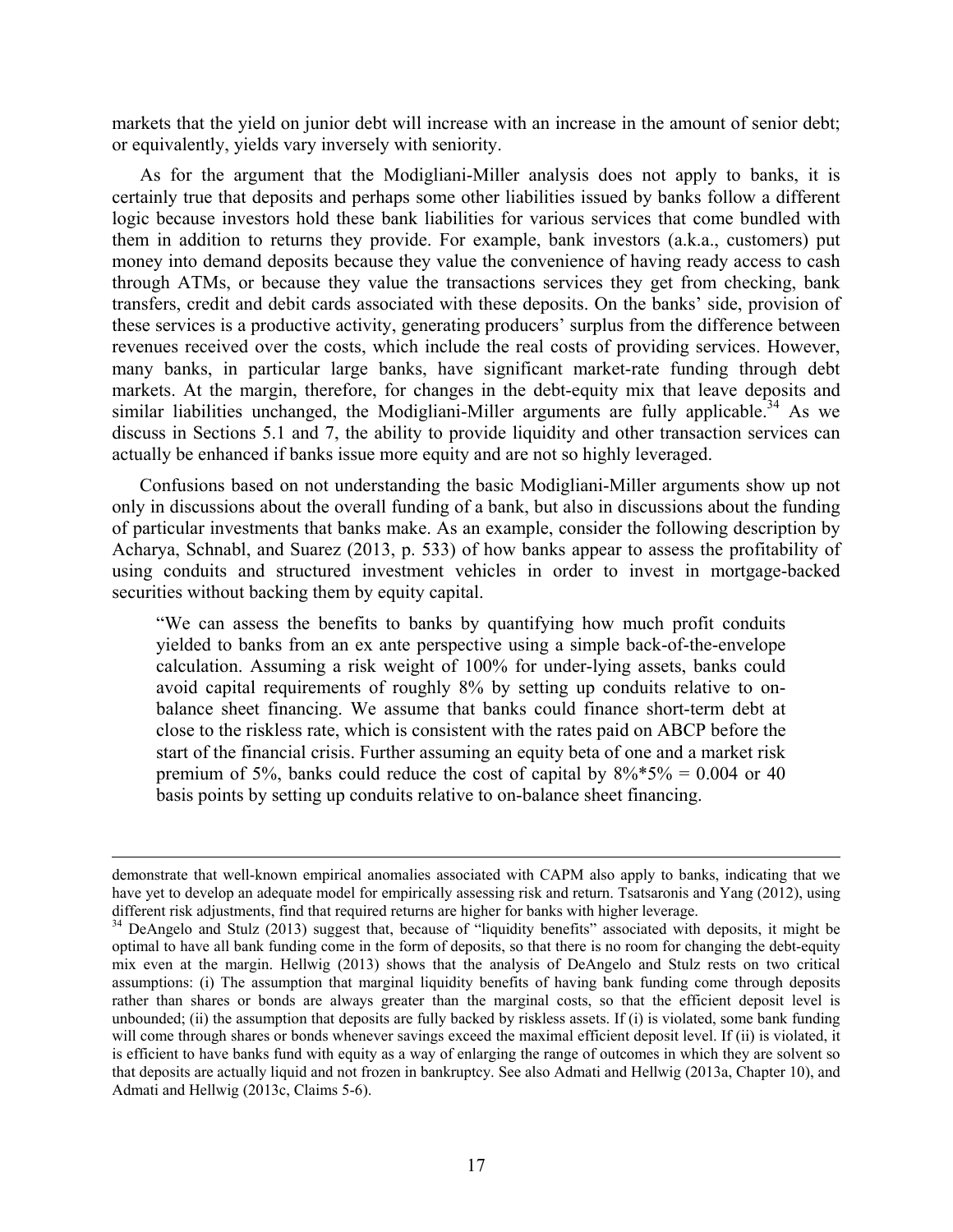markets that the yield on junior debt will increase with an increase in the amount of senior debt; or equivalently, yields vary inversely with seniority.

As for the argument that the Modigliani-Miller analysis does not apply to banks, it is certainly true that deposits and perhaps some other liabilities issued by banks follow a different logic because investors hold these bank liabilities for various services that come bundled with them in addition to returns they provide. For example, bank investors (a.k.a., customers) put money into demand deposits because they value the convenience of having ready access to cash through ATMs, or because they value the transactions services they get from checking, bank transfers, credit and debit cards associated with these deposits. On the banks' side, provision of these services is a productive activity, generating producers' surplus from the difference between revenues received over the costs, which include the real costs of providing services. However, many banks, in particular large banks, have significant market-rate funding through debt markets. At the margin, therefore, for changes in the debt-equity mix that leave deposits and similar liabilities unchanged, the Modigliani-Miller arguments are fully applicable.[34] As we discuss in Sections 5.1 and 7, the ability to provide liquidity and other transaction services can actually be enhanced if banks issue more equity and are not so highly leveraged.

Confusions based on not understanding the basic Modigliani-Miller arguments show up not only in discussions about the overall funding of a bank, but also in discussions about the funding of particular investments that banks make. As an example, consider the following description by Acharya, Schnabl, and Suarez (2013, p. 533) of how banks appear to assess the profitability of using conduits and structured investment vehicles in order to invest in mortgage-backed securities without backing them by equity capital.

> "We can assess the benefits to banks by quantifying how much profit conduits yielded to banks from an ex ante perspective using a simple back-of-the-envelope calculation. Assuming a risk weight of 100% for under-lying assets, banks could avoid capital requirements of roughly 8% by setting up conduits relative to on-balance sheet financing. We assume that banks could finance short-term debt at close to the riskless rate, which is consistent with the rates paid on ABCP before the start of the financial crisis. Further assuming an equity beta of one and a market risk premium of 5%, banks could reduce the cost of capital by 8%*5% = 0.004 or 40 basis points by setting up conduits relative to on-balance sheet financing.

---

demonstrate that well-known empirical anomalies associated with CAPM also apply to banks, indicating that we have yet to develop an adequate model for empirically assessing risk and return. Tsatsaronis and Yang (2012), using different risk adjustments, find that required returns are higher for banks with higher leverage.

[34] DeAngelo and Stulz (2013) suggest that, because of "liquidity benefits" associated with deposits, it might be optimal to have all bank funding come in the form of deposits, so that there is no room for changing the debt-equity mix even at the margin. Hellwig (2013) shows that the analysis of DeAngelo and Stulz rests on two critical assumptions: (i) The assumption that marginal liquidity benefits of having bank funding come through deposits rather than shares or bonds are always greater than the marginal costs, so that the efficient deposit level is unbounded; (ii) the assumption that deposits are fully backed by riskless assets. If (i) is violated, some bank funding will come through shares or bonds whenever savings exceed the maximal efficient deposit level. If (ii) is violated, it is efficient to have banks fund with equity as a way of enlarging the range of outcomes in which they are solvent so that deposits are actually liquid and not frozen in bankruptcy. See also Admati and Hellwig (2013a, Chapter 10), and Admati and Hellwig (2013c, Claims 5-6).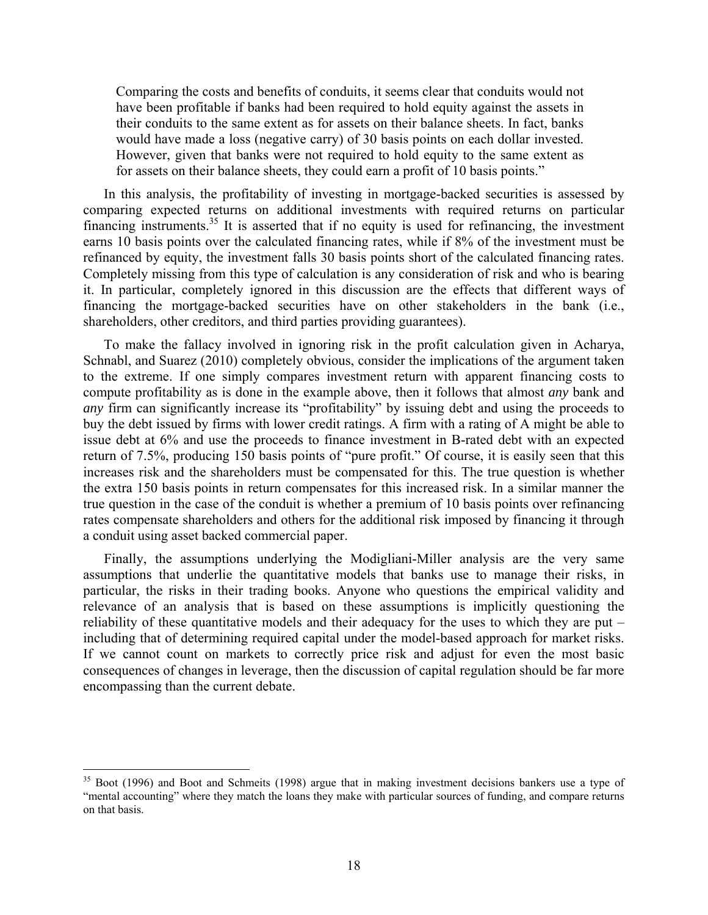> Comparing the costs and benefits of conduits, it seems clear that conduits would not have been profitable if banks had been required to hold equity against the assets in their conduits to the same extent as for assets on their balance sheets. In fact, banks would have made a loss (negative carry) of 30 basis points on each dollar invested. However, given that banks were not required to hold equity to the same extent as for assets on their balance sheets, they could earn a profit of 10 basis points."

In this analysis, the profitability of investing in mortgage-backed securities is assessed by comparing expected returns on additional investments with required returns on particular financing instruments.[35] It is asserted that if no equity is used for refinancing, the investment earns 10 basis points over the calculated financing rates, while if 8% of the investment must be refinanced by equity, the investment falls 30 basis points short of the calculated financing rates. Completely missing from this type of calculation is any consideration of risk and who is bearing it. In particular, completely ignored in this discussion are the effects that different ways of financing the mortgage-backed securities have on other stakeholders in the bank (i.e., shareholders, other creditors, and third parties providing guarantees).

To make the fallacy involved in ignoring risk in the profit calculation given in Acharya, Schnabl, and Suarez (2010) completely obvious, consider the implications of the argument taken to the extreme. If one simply compares investment return with apparent financing costs to compute profitability as is done in the example above, then it follows that almost *any* bank and *any* firm can significantly increase its "profitability" by issuing debt and using the proceeds to buy the debt issued by firms with lower credit ratings. A firm with a rating of A might be able to issue debt at 6% and use the proceeds to finance investment in B-rated debt with an expected return of 7.5%, producing 150 basis points of "pure profit." Of course, it is easily seen that this increases risk and the shareholders must be compensated for this. The true question is whether the extra 150 basis points in return compensates for this increased risk. In a similar manner the true question in the case of the conduit is whether a premium of 10 basis points over refinancing rates compensate shareholders and others for the additional risk imposed by financing it through a conduit using asset backed commercial paper.

Finally, the assumptions underlying the Modigliani-Miller analysis are the very same assumptions that underlie the quantitative models that banks use to manage their risks, in particular, the risks in their trading books. Anyone who questions the empirical validity and relevance of an analysis that is based on these assumptions is implicitly questioning the reliability of these quantitative models and their adequacy for the uses to which they are put – including that of determining required capital under the model-based approach for market risks. If we cannot count on markets to correctly price risk and adjust for even the most basic consequences of changes in leverage, then the discussion of capital regulation should be far more encompassing than the current debate.

[35] Boot (1996) and Boot and Schmeits (1998) argue that in making investment decisions bankers use a type of "mental accounting" where they match the loans they make with particular sources of funding, and compare returns on that basis.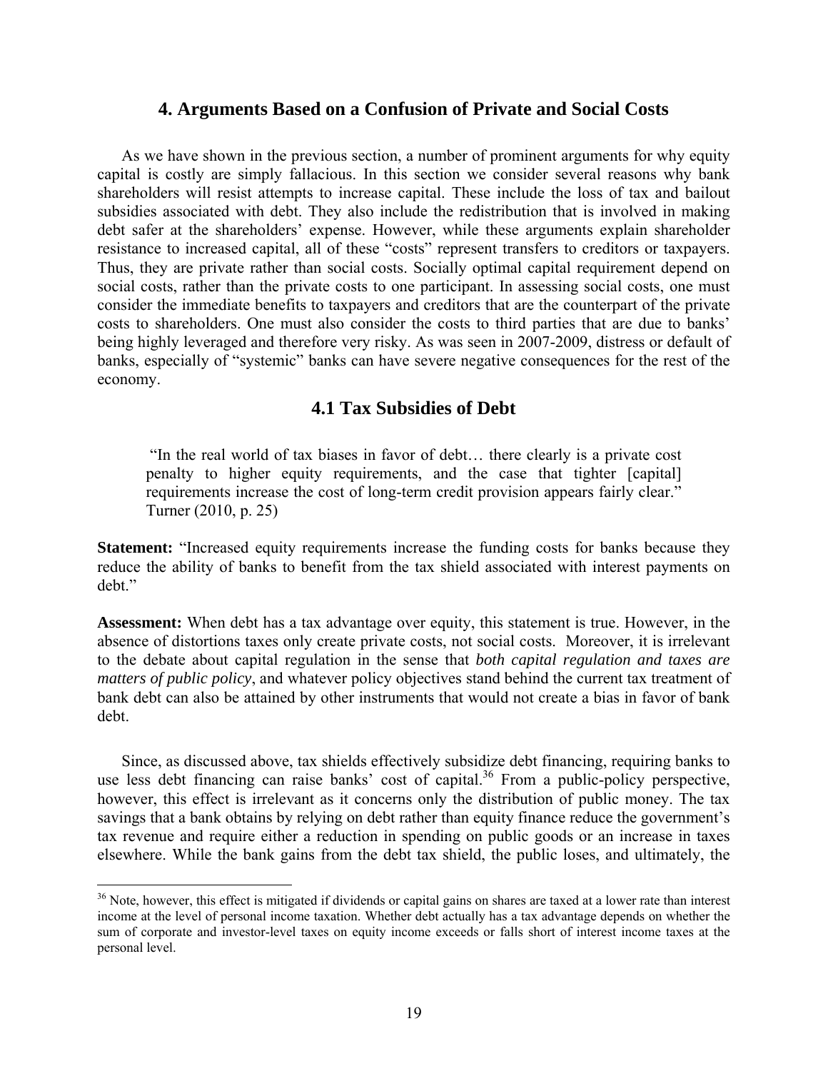## 4. Arguments Based on a Confusion of Private and Social Costs

As we have shown in the previous section, a number of prominent arguments for why equity capital is costly are simply fallacious. In this section we consider several reasons why bank shareholders will resist attempts to increase capital. These include the loss of tax and bailout subsidies associated with debt. They also include the redistribution that is involved in making debt safer at the shareholders' expense. However, while these arguments explain shareholder resistance to increased capital, all of these "costs" represent transfers to creditors or taxpayers. Thus, they are private rather than social costs. Socially optimal capital requirement depend on social costs, rather than the private costs to one participant. In assessing social costs, one must consider the immediate benefits to taxpayers and creditors that are the counterpart of the private costs to shareholders. One must also consider the costs to third parties that are due to banks' being highly leveraged and therefore very risky. As was seen in 2007-2009, distress or default of banks, especially of "systemic" banks can have severe negative consequences for the rest of the economy.

### 4.1 Tax Subsidies of Debt

> "In the real world of tax biases in favor of debt… there clearly is a private cost penalty to higher equity requirements, and the case that tighter [capital] requirements increase the cost of long-term credit provision appears fairly clear." Turner (2010, p. 25)

**Statement:** "Increased equity requirements increase the funding costs for banks because they reduce the ability of banks to benefit from the tax shield associated with interest payments on debt."

**Assessment:** When debt has a tax advantage over equity, this statement is true. However, in the absence of distortions taxes only create private costs, not social costs. Moreover, it is irrelevant to the debate about capital regulation in the sense that *both capital regulation and taxes are matters of public policy*, and whatever policy objectives stand behind the current tax treatment of bank debt can also be attained by other instruments that would not create a bias in favor of bank debt.

Since, as discussed above, tax shields effectively subsidize debt financing, requiring banks to use less debt financing can raise banks' cost of capital.[36] From a public-policy perspective, however, this effect is irrelevant as it concerns only the distribution of public money. The tax savings that a bank obtains by relying on debt rather than equity finance reduce the government's tax revenue and require either a reduction in spending on public goods or an increase in taxes elsewhere. While the bank gains from the debt tax shield, the public loses, and ultimately, the

[36] Note, however, this effect is mitigated if dividends or capital gains on shares are taxed at a lower rate than interest income at the level of personal income taxation. Whether debt actually has a tax advantage depends on whether the sum of corporate and investor-level taxes on equity income exceeds or falls short of interest income taxes at the personal level.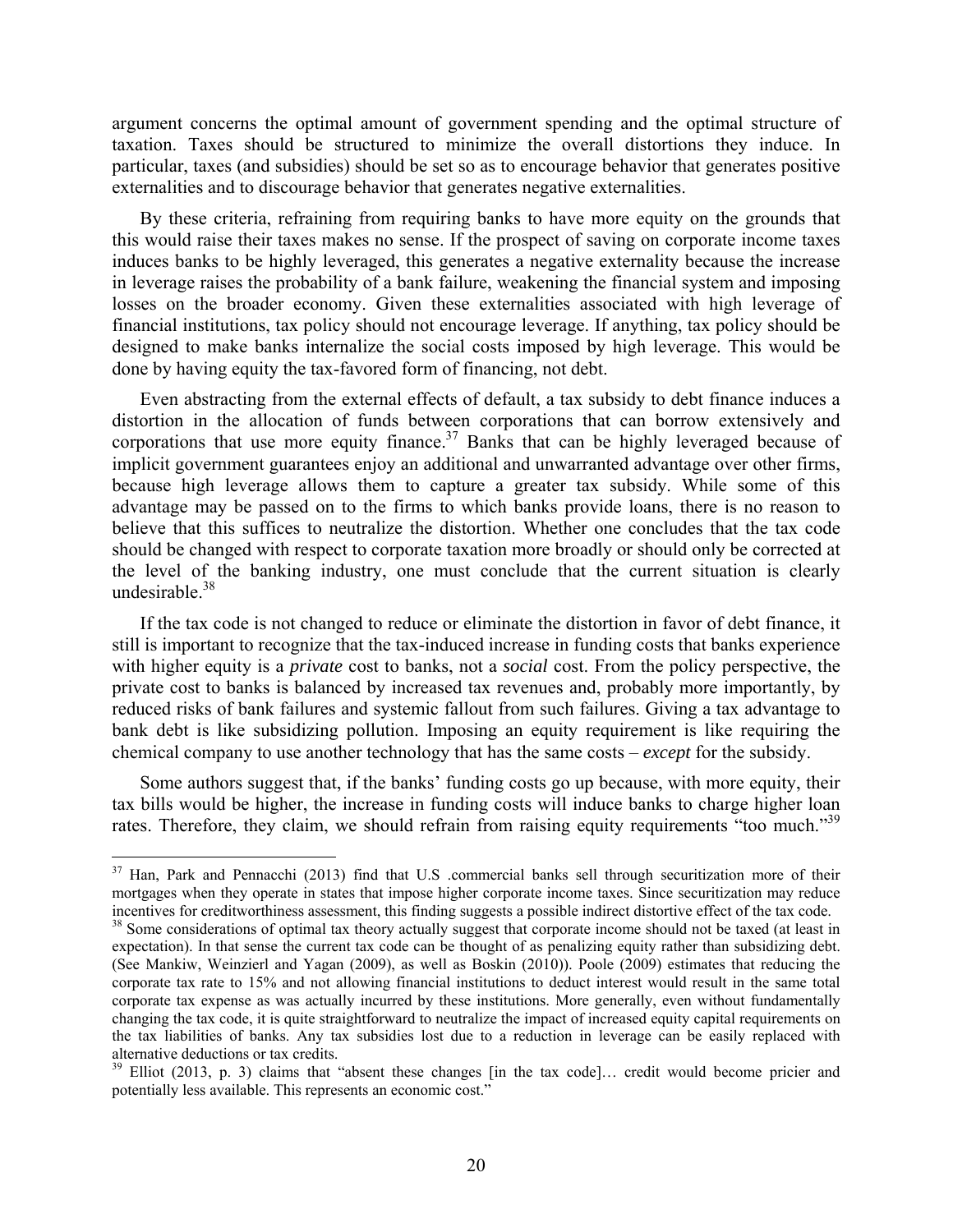argument concerns the optimal amount of government spending and the optimal structure of taxation. Taxes should be structured to minimize the overall distortions they induce. In particular, taxes (and subsidies) should be set so as to encourage behavior that generates positive externalities and to discourage behavior that generates negative externalities.

By these criteria, refraining from requiring banks to have more equity on the grounds that this would raise their taxes makes no sense. If the prospect of saving on corporate income taxes induces banks to be highly leveraged, this generates a negative externality because the increase in leverage raises the probability of a bank failure, weakening the financial system and imposing losses on the broader economy. Given these externalities associated with high leverage of financial institutions, tax policy should not encourage leverage. If anything, tax policy should be designed to make banks internalize the social costs imposed by high leverage. This would be done by having equity the tax-favored form of financing, not debt.

Even abstracting from the external effects of default, a tax subsidy to debt finance induces a distortion in the allocation of funds between corporations that can borrow extensively and corporations that use more equity finance.[37] Banks that can be highly leveraged because of implicit government guarantees enjoy an additional and unwarranted advantage over other firms, because high leverage allows them to capture a greater tax subsidy. While some of this advantage may be passed on to the firms to which banks provide loans, there is no reason to believe that this suffices to neutralize the distortion. Whether one concludes that the tax code should be changed with respect to corporate taxation more broadly or should only be corrected at the level of the banking industry, one must conclude that the current situation is clearly undesirable.[38]

If the tax code is not changed to reduce or eliminate the distortion in favor of debt finance, it still is important to recognize that the tax-induced increase in funding costs that banks experience with higher equity is a *private* cost to banks, not a *social* cost. From the policy perspective, the private cost to banks is balanced by increased tax revenues and, probably more importantly, by reduced risks of bank failures and systemic fallout from such failures. Giving a tax advantage to bank debt is like subsidizing pollution. Imposing an equity requirement is like requiring the chemical company to use another technology that has the same costs – *except* for the subsidy.

Some authors suggest that, if the banks' funding costs go up because, with more equity, their tax bills would be higher, the increase in funding costs will induce banks to charge higher loan rates. Therefore, they claim, we should refrain from raising equity requirements "too much."[39]

---

[37] Han, Park and Pennacchi (2013) find that U.S .commercial banks sell through securitization more of their mortgages when they operate in states that impose higher corporate income taxes. Since securitization may reduce incentives for creditworthiness assessment, this finding suggests a possible indirect distortive effect of the tax code.

[38] Some considerations of optimal tax theory actually suggest that corporate income should not be taxed (at least in expectation). In that sense the current tax code can be thought of as penalizing equity rather than subsidizing debt. (See Mankiw, Weinzierl and Yagan (2009), as well as Boskin (2010)). Poole (2009) estimates that reducing the corporate tax rate to 15% and not allowing financial institutions to deduct interest would result in the same total corporate tax expense as was actually incurred by these institutions. More generally, even without fundamentally changing the tax code, it is quite straightforward to neutralize the impact of increased equity capital requirements on the tax liabilities of banks. Any tax subsidies lost due to a reduction in leverage can be easily replaced with alternative deductions or tax credits.

[39] Elliot (2013, p. 3) claims that "absent these changes [in the tax code]… credit would become pricier and potentially less available. This represents an economic cost."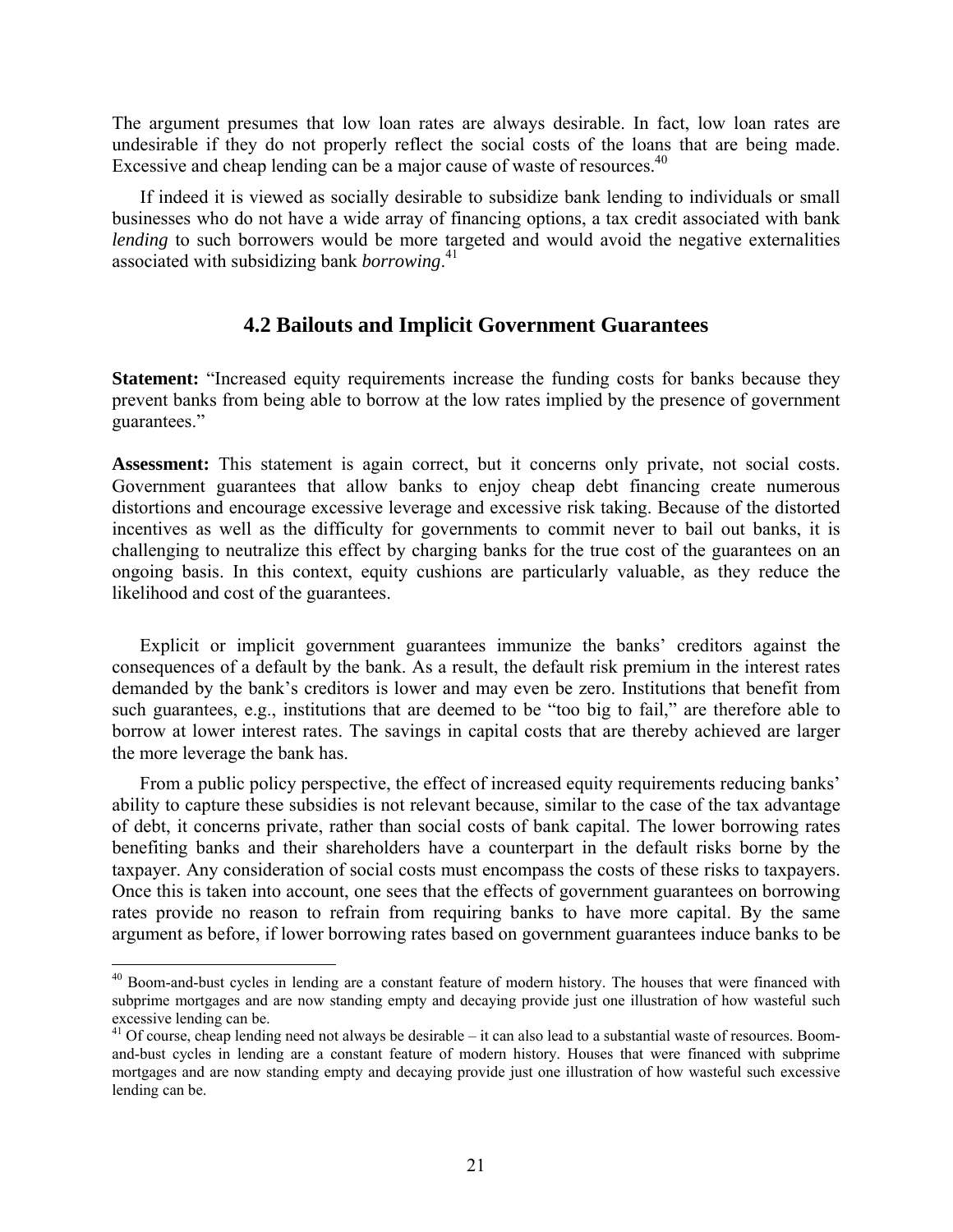The argument presumes that low loan rates are always desirable. In fact, low loan rates are undesirable if they do not properly reflect the social costs of the loans that are being made. Excessive and cheap lending can be a major cause of waste of resources.[40]

If indeed it is viewed as socially desirable to subsidize bank lending to individuals or small businesses who do not have a wide array of financing options, a tax credit associated with bank *lending* to such borrowers would be more targeted and would avoid the negative externalities associated with subsidizing bank *borrowing*.[41]

## 4.2 Bailouts and Implicit Government Guarantees

**Statement:** "Increased equity requirements increase the funding costs for banks because they prevent banks from being able to borrow at the low rates implied by the presence of government guarantees."

**Assessment:** This statement is again correct, but it concerns only private, not social costs. Government guarantees that allow banks to enjoy cheap debt financing create numerous distortions and encourage excessive leverage and excessive risk taking. Because of the distorted incentives as well as the difficulty for governments to commit never to bail out banks, it is challenging to neutralize this effect by charging banks for the true cost of the guarantees on an ongoing basis. In this context, equity cushions are particularly valuable, as they reduce the likelihood and cost of the guarantees.

Explicit or implicit government guarantees immunize the banks' creditors against the consequences of a default by the bank. As a result, the default risk premium in the interest rates demanded by the bank's creditors is lower and may even be zero. Institutions that benefit from such guarantees, e.g., institutions that are deemed to be "too big to fail," are therefore able to borrow at lower interest rates. The savings in capital costs that are thereby achieved are larger the more leverage the bank has.

From a public policy perspective, the effect of increased equity requirements reducing banks' ability to capture these subsidies is not relevant because, similar to the case of the tax advantage of debt, it concerns private, rather than social costs of bank capital. The lower borrowing rates benefiting banks and their shareholders have a counterpart in the default risks borne by the taxpayer. Any consideration of social costs must encompass the costs of these risks to taxpayers. Once this is taken into account, one sees that the effects of government guarantees on borrowing rates provide no reason to refrain from requiring banks to have more capital. By the same argument as before, if lower borrowing rates based on government guarantees induce banks to be

[40] Boom-and-bust cycles in lending are a constant feature of modern history. The houses that were financed with subprime mortgages and are now standing empty and decaying provide just one illustration of how wasteful such excessive lending can be.

[41] Of course, cheap lending need not always be desirable – it can also lead to a substantial waste of resources. Boom-and-bust cycles in lending are a constant feature of modern history. Houses that were financed with subprime mortgages and are now standing empty and decaying provide just one illustration of how wasteful such excessive lending can be.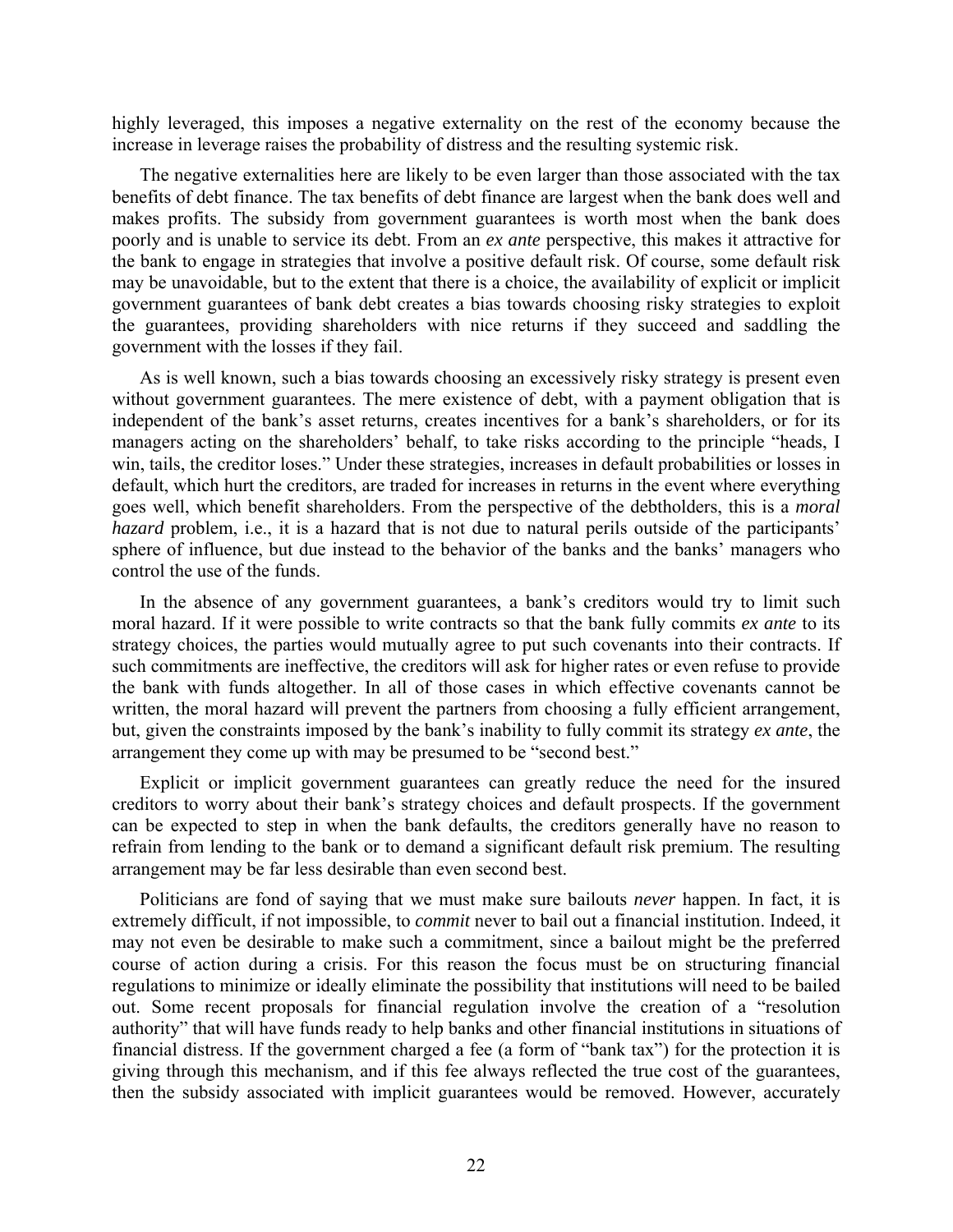highly leveraged, this imposes a negative externality on the rest of the economy because the increase in leverage raises the probability of distress and the resulting systemic risk.

The negative externalities here are likely to be even larger than those associated with the tax benefits of debt finance. The tax benefits of debt finance are largest when the bank does well and makes profits. The subsidy from government guarantees is worth most when the bank does poorly and is unable to service its debt. From an *ex ante* perspective, this makes it attractive for the bank to engage in strategies that involve a positive default risk. Of course, some default risk may be unavoidable, but to the extent that there is a choice, the availability of explicit or implicit government guarantees of bank debt creates a bias towards choosing risky strategies to exploit the guarantees, providing shareholders with nice returns if they succeed and saddling the government with the losses if they fail.

As is well known, such a bias towards choosing an excessively risky strategy is present even without government guarantees. The mere existence of debt, with a payment obligation that is independent of the bank's asset returns, creates incentives for a bank's shareholders, or for its managers acting on the shareholders' behalf, to take risks according to the principle "heads, I win, tails, the creditor loses." Under these strategies, increases in default probabilities or losses in default, which hurt the creditors, are traded for increases in returns in the event where everything goes well, which benefit shareholders. From the perspective of the debtholders, this is a *moral hazard* problem, i.e., it is a hazard that is not due to natural perils outside of the participants' sphere of influence, but due instead to the behavior of the banks and the banks' managers who control the use of the funds.

In the absence of any government guarantees, a bank's creditors would try to limit such moral hazard. If it were possible to write contracts so that the bank fully commits *ex ante* to its strategy choices, the parties would mutually agree to put such covenants into their contracts. If such commitments are ineffective, the creditors will ask for higher rates or even refuse to provide the bank with funds altogether. In all of those cases in which effective covenants cannot be written, the moral hazard will prevent the partners from choosing a fully efficient arrangement, but, given the constraints imposed by the bank's inability to fully commit its strategy *ex ante*, the arrangement they come up with may be presumed to be "second best."

Explicit or implicit government guarantees can greatly reduce the need for the insured creditors to worry about their bank's strategy choices and default prospects. If the government can be expected to step in when the bank defaults, the creditors generally have no reason to refrain from lending to the bank or to demand a significant default risk premium. The resulting arrangement may be far less desirable than even second best.

Politicians are fond of saying that we must make sure bailouts *never* happen. In fact, it is extremely difficult, if not impossible, to *commit* never to bail out a financial institution. Indeed, it may not even be desirable to make such a commitment, since a bailout might be the preferred course of action during a crisis. For this reason the focus must be on structuring financial regulations to minimize or ideally eliminate the possibility that institutions will need to be bailed out. Some recent proposals for financial regulation involve the creation of a "resolution authority" that will have funds ready to help banks and other financial institutions in situations of financial distress. If the government charged a fee (a form of "bank tax") for the protection it is giving through this mechanism, and if this fee always reflected the true cost of the guarantees, then the subsidy associated with implicit guarantees would be removed. However, accurately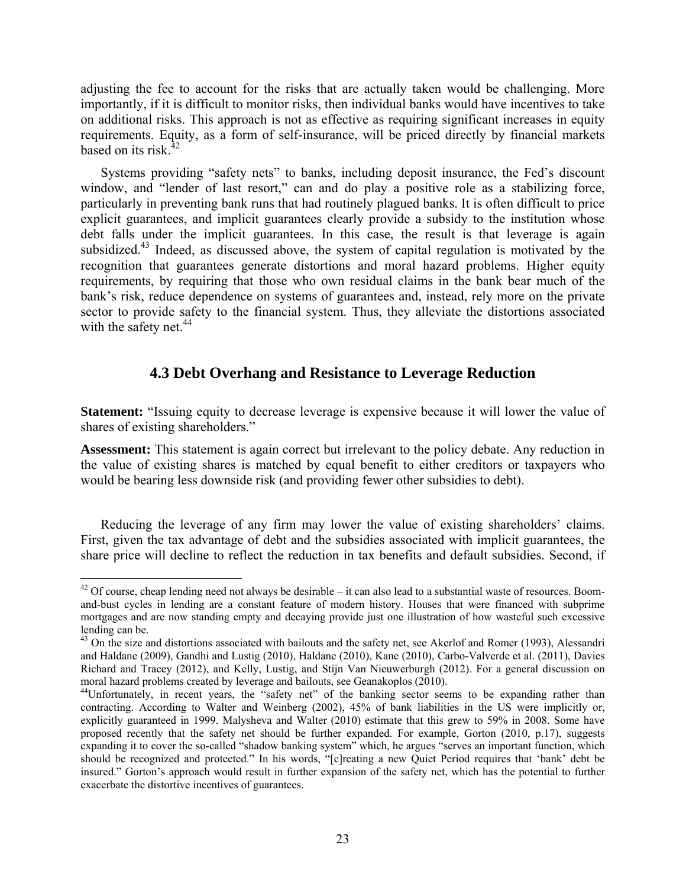adjusting the fee to account for the risks that are actually taken would be challenging. More importantly, if it is difficult to monitor risks, then individual banks would have incentives to take on additional risks. This approach is not as effective as requiring significant increases in equity requirements. Equity, as a form of self-insurance, will be priced directly by financial markets based on its risk.[42]

Systems providing "safety nets" to banks, including deposit insurance, the Fed's discount window, and "lender of last resort," can and do play a positive role as a stabilizing force, particularly in preventing bank runs that had routinely plagued banks. It is often difficult to price explicit guarantees, and implicit guarantees clearly provide a subsidy to the institution whose debt falls under the implicit guarantees. In this case, the result is that leverage is again subsidized.[43] Indeed, as discussed above, the system of capital regulation is motivated by the recognition that guarantees generate distortions and moral hazard problems. Higher equity requirements, by requiring that those who own residual claims in the bank bear much of the bank's risk, reduce dependence on systems of guarantees and, instead, rely more on the private sector to provide safety to the financial system. Thus, they alleviate the distortions associated with the safety net.[44]

## 4.3 Debt Overhang and Resistance to Leverage Reduction

**Statement:** "Issuing equity to decrease leverage is expensive because it will lower the value of shares of existing shareholders."

**Assessment:** This statement is again correct but irrelevant to the policy debate. Any reduction in the value of existing shares is matched by equal benefit to either creditors or taxpayers who would be bearing less downside risk (and providing fewer other subsidies to debt).

Reducing the leverage of any firm may lower the value of existing shareholders' claims. First, given the tax advantage of debt and the subsidies associated with implicit guarantees, the share price will decline to reflect the reduction in tax benefits and default subsidies. Second, if

---

[42] Of course, cheap lending need not always be desirable – it can also lead to a substantial waste of resources. Boom-and-bust cycles in lending are a constant feature of modern history. Houses that were financed with subprime mortgages and are now standing empty and decaying provide just one illustration of how wasteful such excessive lending can be.

[43] On the size and distortions associated with bailouts and the safety net, see Akerlof and Romer (1993), Alessandri and Haldane (2009), Gandhi and Lustig (2010), Haldane (2010), Kane (2010), Carbo-Valverde et al. (2011), Davies Richard and Tracey (2012), and Kelly, Lustig, and Stijn Van Nieuwerburgh (2012). For a general discussion on moral hazard problems created by leverage and bailouts, see Geanakoplos (2010).

[44] Unfortunately, in recent years, the "safety net" of the banking sector seems to be expanding rather than contracting. According to Walter and Weinberg (2002), 45% of bank liabilities in the US were implicitly or, explicitly guaranteed in 1999. Malysheva and Walter (2010) estimate that this grew to 59% in 2008. Some have proposed recently that the safety net should be further expanded. For example, Gorton (2010, p.17), suggests expanding it to cover the so-called "shadow banking system" which, he argues "serves an important function, which should be recognized and protected." In his words, "[c]reating a new Quiet Period requires that 'bank' debt be insured." Gorton's approach would result in further expansion of the safety net, which has the potential to further exacerbate the distortive incentives of guarantees.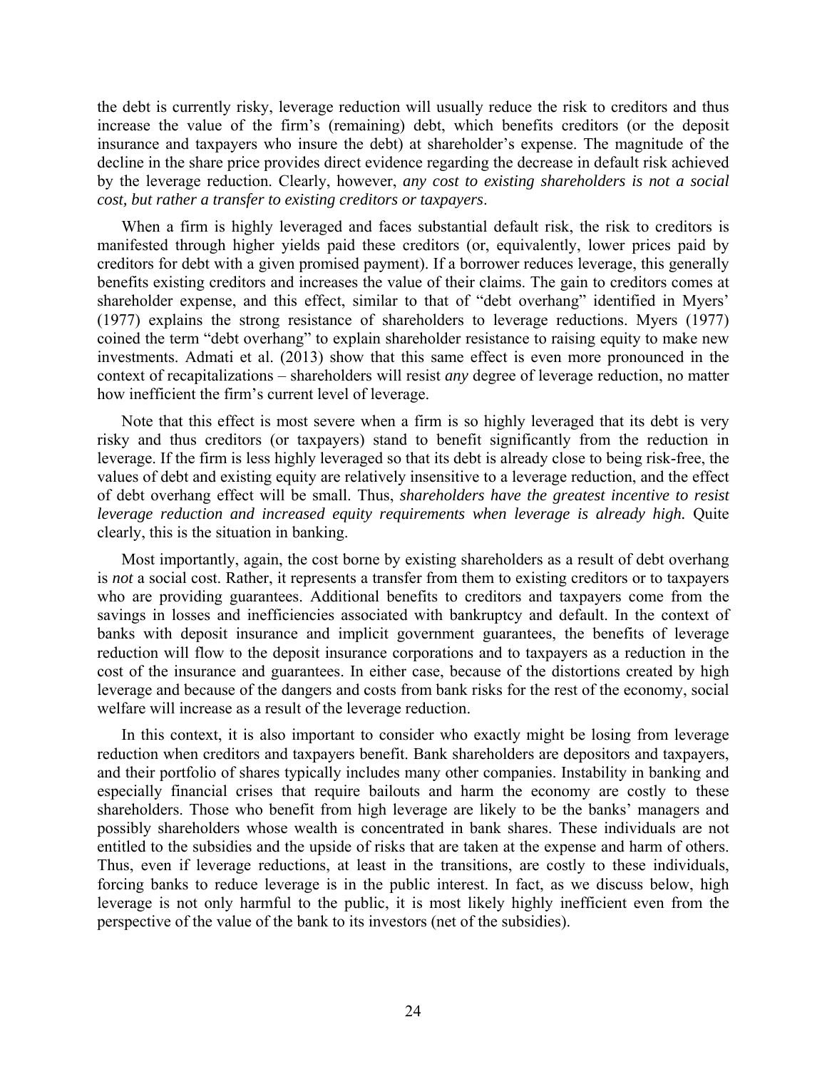the debt is currently risky, leverage reduction will usually reduce the risk to creditors and thus increase the value of the firm's (remaining) debt, which benefits creditors (or the deposit insurance and taxpayers who insure the debt) at shareholder's expense. The magnitude of the decline in the share price provides direct evidence regarding the decrease in default risk achieved by the leverage reduction. Clearly, however, *any cost to existing shareholders is not a social cost, but rather a transfer to existing creditors or taxpayers*.

When a firm is highly leveraged and faces substantial default risk, the risk to creditors is manifested through higher yields paid these creditors (or, equivalently, lower prices paid by creditors for debt with a given promised payment). If a borrower reduces leverage, this generally benefits existing creditors and increases the value of their claims. The gain to creditors comes at shareholder expense, and this effect, similar to that of "debt overhang" identified in Myers' (1977) explains the strong resistance of shareholders to leverage reductions. Myers (1977) coined the term "debt overhang" to explain shareholder resistance to raising equity to make new investments. Admati et al. (2013) show that this same effect is even more pronounced in the context of recapitalizations – shareholders will resist *any* degree of leverage reduction, no matter how inefficient the firm's current level of leverage.

Note that this effect is most severe when a firm is so highly leveraged that its debt is very risky and thus creditors (or taxpayers) stand to benefit significantly from the reduction in leverage. If the firm is less highly leveraged so that its debt is already close to being risk-free, the values of debt and existing equity are relatively insensitive to a leverage reduction, and the effect of debt overhang effect will be small. Thus, *shareholders have the greatest incentive to resist leverage reduction and increased equity requirements when leverage is already high.* Quite clearly, this is the situation in banking.

Most importantly, again, the cost borne by existing shareholders as a result of debt overhang is *not* a social cost. Rather, it represents a transfer from them to existing creditors or to taxpayers who are providing guarantees. Additional benefits to creditors and taxpayers come from the savings in losses and inefficiencies associated with bankruptcy and default. In the context of banks with deposit insurance and implicit government guarantees, the benefits of leverage reduction will flow to the deposit insurance corporations and to taxpayers as a reduction in the cost of the insurance and guarantees. In either case, because of the distortions created by high leverage and because of the dangers and costs from bank risks for the rest of the economy, social welfare will increase as a result of the leverage reduction.

In this context, it is also important to consider who exactly might be losing from leverage reduction when creditors and taxpayers benefit. Bank shareholders are depositors and taxpayers, and their portfolio of shares typically includes many other companies. Instability in banking and especially financial crises that require bailouts and harm the economy are costly to these shareholders. Those who benefit from high leverage are likely to be the banks' managers and possibly shareholders whose wealth is concentrated in bank shares. These individuals are not entitled to the subsidies and the upside of risks that are taken at the expense and harm of others. Thus, even if leverage reductions, at least in the transitions, are costly to these individuals, forcing banks to reduce leverage is in the public interest. In fact, as we discuss below, high leverage is not only harmful to the public, it is most likely highly inefficient even from the perspective of the value of the bank to its investors (net of the subsidies).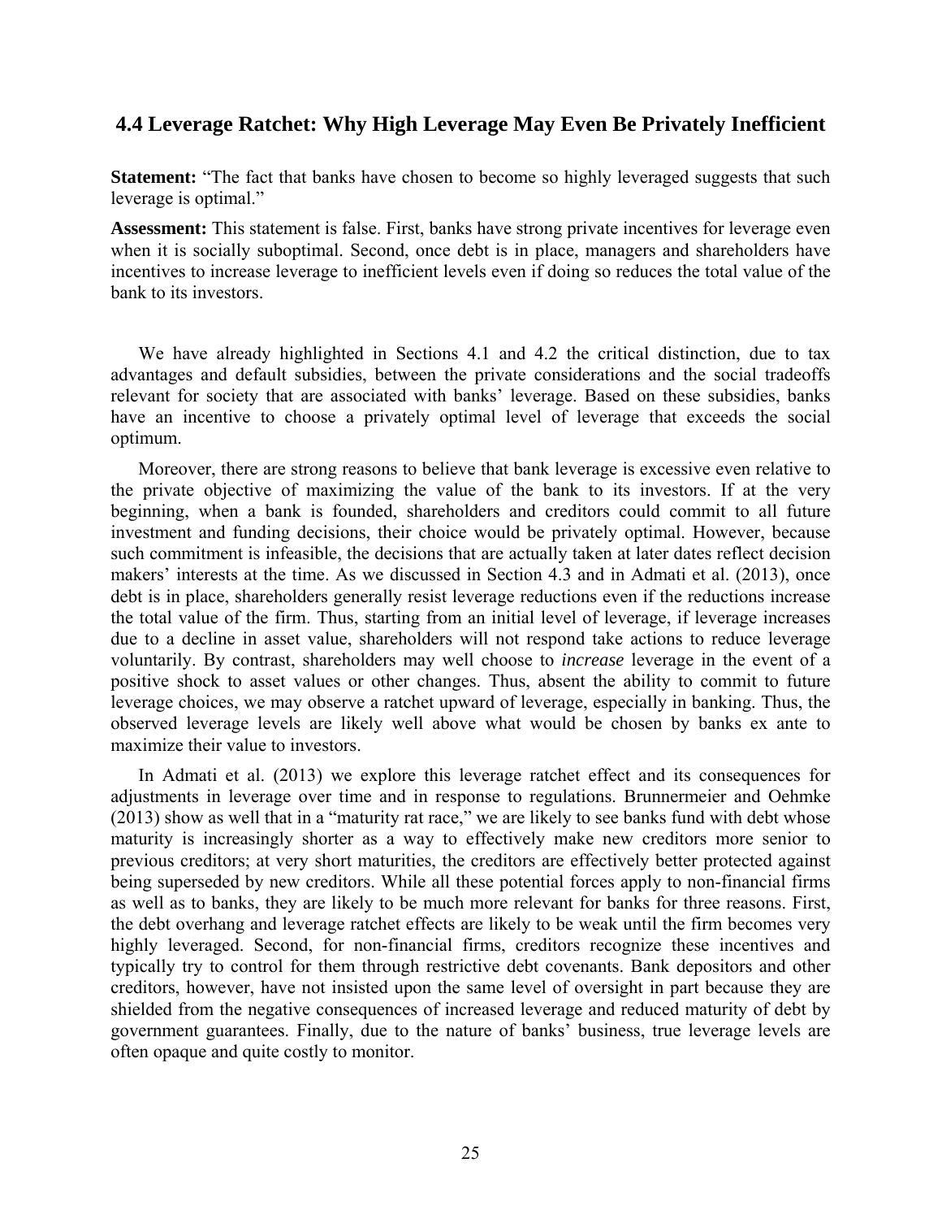## 4.4 Leverage Ratchet: Why High Leverage May Even Be Privately Inefficient

**Statement:** "The fact that banks have chosen to become so highly leveraged suggests that such leverage is optimal."

**Assessment:** This statement is false. First, banks have strong private incentives for leverage even when it is socially suboptimal. Second, once debt is in place, managers and shareholders have incentives to increase leverage to inefficient levels even if doing so reduces the total value of the bank to its investors.

We have already highlighted in Sections 4.1 and 4.2 the critical distinction, due to tax advantages and default subsidies, between the private considerations and the social tradeoffs relevant for society that are associated with banks' leverage. Based on these subsidies, banks have an incentive to choose a privately optimal level of leverage that exceeds the social optimum.

Moreover, there are strong reasons to believe that bank leverage is excessive even relative to the private objective of maximizing the value of the bank to its investors. If at the very beginning, when a bank is founded, shareholders and creditors could commit to all future investment and funding decisions, their choice would be privately optimal. However, because such commitment is infeasible, the decisions that are actually taken at later dates reflect decision makers' interests at the time. As we discussed in Section 4.3 and in Admati et al. (2013), once debt is in place, shareholders generally resist leverage reductions even if the reductions increase the total value of the firm. Thus, starting from an initial level of leverage, if leverage increases due to a decline in asset value, shareholders will not respond take actions to reduce leverage voluntarily. By contrast, shareholders may well choose to *increase* leverage in the event of a positive shock to asset values or other changes. Thus, absent the ability to commit to future leverage choices, we may observe a ratchet upward of leverage, especially in banking. Thus, the observed leverage levels are likely well above what would be chosen by banks ex ante to maximize their value to investors.

In Admati et al. (2013) we explore this leverage ratchet effect and its consequences for adjustments in leverage over time and in response to regulations. Brunnermeier and Oehmke (2013) show as well that in a "maturity rat race," we are likely to see banks fund with debt whose maturity is increasingly shorter as a way to effectively make new creditors more senior to previous creditors; at very short maturities, the creditors are effectively better protected against being superseded by new creditors. While all these potential forces apply to non-financial firms as well as to banks, they are likely to be much more relevant for banks for three reasons. First, the debt overhang and leverage ratchet effects are likely to be weak until the firm becomes very highly leveraged. Second, for non-financial firms, creditors recognize these incentives and typically try to control for them through restrictive debt covenants. Bank depositors and other creditors, however, have not insisted upon the same level of oversight in part because they are shielded from the negative consequences of increased leverage and reduced maturity of debt by government guarantees. Finally, due to the nature of banks' business, true leverage levels are often opaque and quite costly to monitor.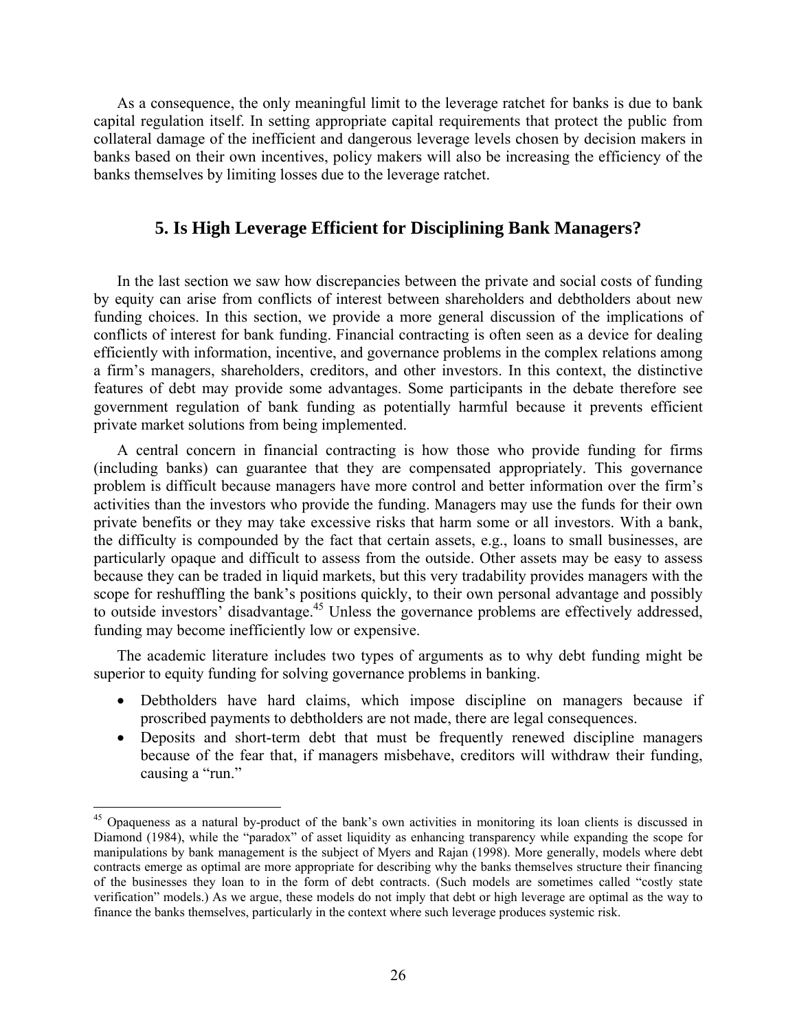As a consequence, the only meaningful limit to the leverage ratchet for banks is due to bank capital regulation itself. In setting appropriate capital requirements that protect the public from collateral damage of the inefficient and dangerous leverage levels chosen by decision makers in banks based on their own incentives, policy makers will also be increasing the efficiency of the banks themselves by limiting losses due to the leverage ratchet.

## 5. Is High Leverage Efficient for Disciplining Bank Managers?

In the last section we saw how discrepancies between the private and social costs of funding by equity can arise from conflicts of interest between shareholders and debtholders about new funding choices. In this section, we provide a more general discussion of the implications of conflicts of interest for bank funding. Financial contracting is often seen as a device for dealing efficiently with information, incentive, and governance problems in the complex relations among a firm's managers, shareholders, creditors, and other investors. In this context, the distinctive features of debt may provide some advantages. Some participants in the debate therefore see government regulation of bank funding as potentially harmful because it prevents efficient private market solutions from being implemented.

A central concern in financial contracting is how those who provide funding for firms (including banks) can guarantee that they are compensated appropriately. This governance problem is difficult because managers have more control and better information over the firm's activities than the investors who provide the funding. Managers may use the funds for their own private benefits or they may take excessive risks that harm some or all investors. With a bank, the difficulty is compounded by the fact that certain assets, e.g., loans to small businesses, are particularly opaque and difficult to assess from the outside. Other assets may be easy to assess because they can be traded in liquid markets, but this very tradability provides managers with the scope for reshuffling the bank's positions quickly, to their own personal advantage and possibly to outside investors' disadvantage.[45] Unless the governance problems are effectively addressed, funding may become inefficiently low or expensive.

The academic literature includes two types of arguments as to why debt funding might be superior to equity funding for solving governance problems in banking.

- Debtholders have hard claims, which impose discipline on managers because if proscribed payments to debtholders are not made, there are legal consequences.
- Deposits and short-term debt that must be frequently renewed discipline managers because of the fear that, if managers misbehave, creditors will withdraw their funding, causing a "run."

[45] Opaqueness as a natural by-product of the bank's own activities in monitoring its loan clients is discussed in Diamond (1984), while the "paradox" of asset liquidity as enhancing transparency while expanding the scope for manipulations by bank management is the subject of Myers and Rajan (1998). More generally, models where debt contracts emerge as optimal are more appropriate for describing why the banks themselves structure their financing of the businesses they loan to in the form of debt contracts. (Such models are sometimes called "costly state verification" models.) As we argue, these models do not imply that debt or high leverage are optimal as the way to finance the banks themselves, particularly in the context where such leverage produces systemic risk.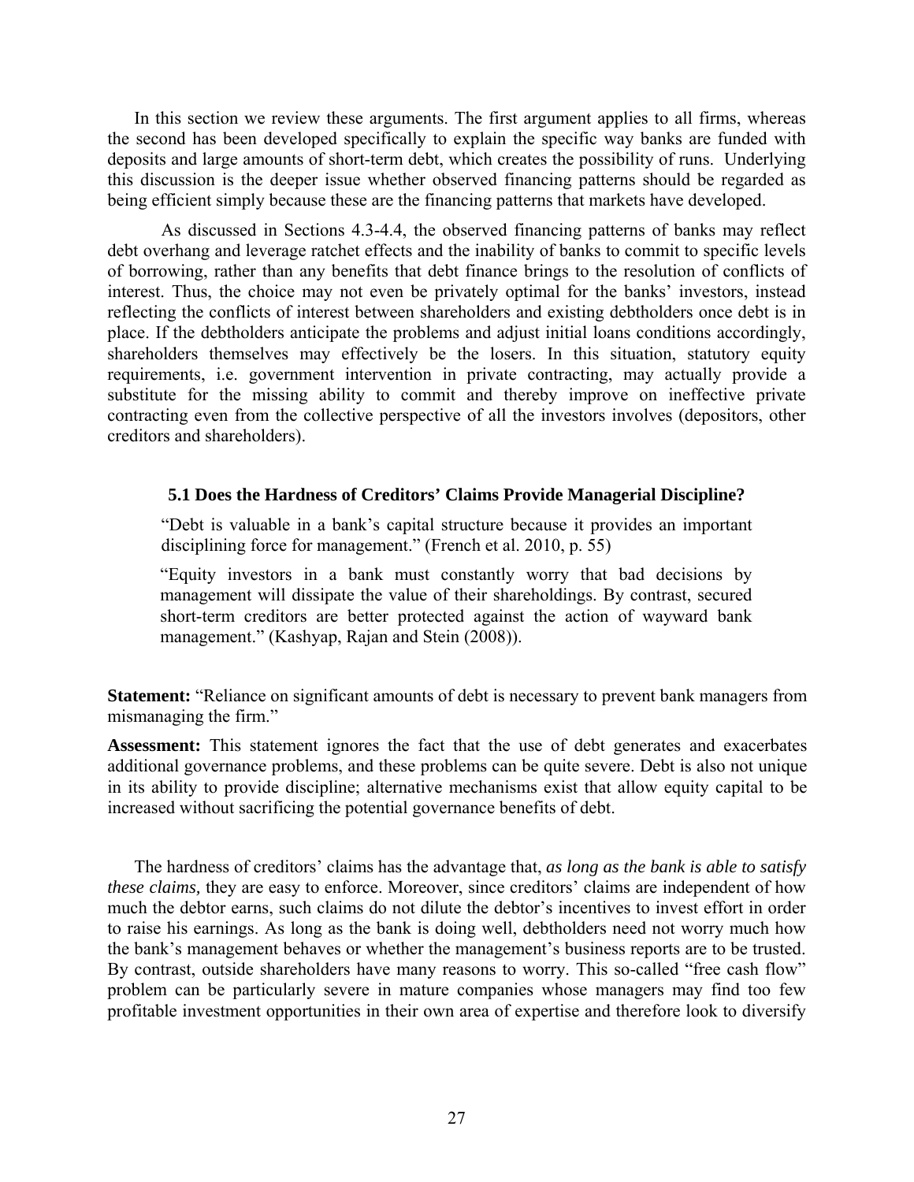In this section we review these arguments. The first argument applies to all firms, whereas the second has been developed specifically to explain the specific way banks are funded with deposits and large amounts of short-term debt, which creates the possibility of runs. Underlying this discussion is the deeper issue whether observed financing patterns should be regarded as being efficient simply because these are the financing patterns that markets have developed.

As discussed in Sections 4.3-4.4, the observed financing patterns of banks may reflect debt overhang and leverage ratchet effects and the inability of banks to commit to specific levels of borrowing, rather than any benefits that debt finance brings to the resolution of conflicts of interest. Thus, the choice may not even be privately optimal for the banks' investors, instead reflecting the conflicts of interest between shareholders and existing debtholders once debt is in place. If the debtholders anticipate the problems and adjust initial loans conditions accordingly, shareholders themselves may effectively be the losers. In this situation, statutory equity requirements, i.e. government intervention in private contracting, may actually provide a substitute for the missing ability to commit and thereby improve on ineffective private contracting even from the collective perspective of all the investors involves (depositors, other creditors and shareholders).

### 5.1 Does the Hardness of Creditors' Claims Provide Managerial Discipline?

> "Debt is valuable in a bank's capital structure because it provides an important disciplining force for management." (French et al. 2010, p. 55)

> "Equity investors in a bank must constantly worry that bad decisions by management will dissipate the value of their shareholdings. By contrast, secured short-term creditors are better protected against the action of wayward bank management." (Kashyap, Rajan and Stein (2008)).

**Statement:** "Reliance on significant amounts of debt is necessary to prevent bank managers from mismanaging the firm."

**Assessment:** This statement ignores the fact that the use of debt generates and exacerbates additional governance problems, and these problems can be quite severe. Debt is also not unique in its ability to provide discipline; alternative mechanisms exist that allow equity capital to be increased without sacrificing the potential governance benefits of debt.

The hardness of creditors' claims has the advantage that, *as long as the bank is able to satisfy these claims,* they are easy to enforce. Moreover, since creditors' claims are independent of how much the debtor earns, such claims do not dilute the debtor's incentives to invest effort in order to raise his earnings. As long as the bank is doing well, debtholders need not worry much how the bank's management behaves or whether the management's business reports are to be trusted. By contrast, outside shareholders have many reasons to worry. This so-called "free cash flow" problem can be particularly severe in mature companies whose managers may find too few profitable investment opportunities in their own area of expertise and therefore look to diversify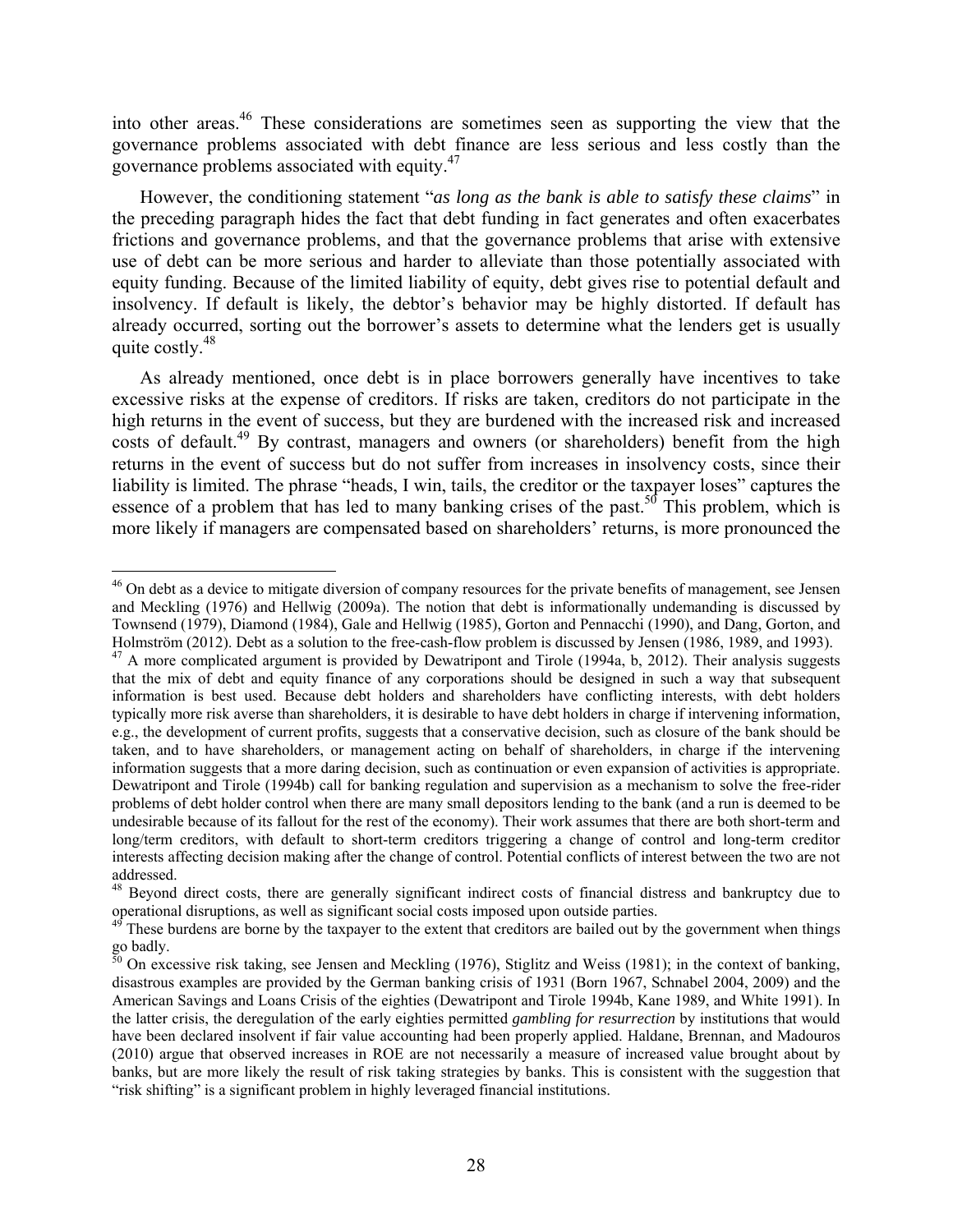into other areas.[46] These considerations are sometimes seen as supporting the view that the governance problems associated with debt finance are less serious and less costly than the governance problems associated with equity.[47]

However, the conditioning statement "*as long as the bank is able to satisfy these claims*" in the preceding paragraph hides the fact that debt funding in fact generates and often exacerbates frictions and governance problems, and that the governance problems that arise with extensive use of debt can be more serious and harder to alleviate than those potentially associated with equity funding. Because of the limited liability of equity, debt gives rise to potential default and insolvency. If default is likely, the debtor's behavior may be highly distorted. If default has already occurred, sorting out the borrower's assets to determine what the lenders get is usually quite costly.[48]

As already mentioned, once debt is in place borrowers generally have incentives to take excessive risks at the expense of creditors. If risks are taken, creditors do not participate in the high returns in the event of success, but they are burdened with the increased risk and increased costs of default.[49] By contrast, managers and owners (or shareholders) benefit from the high returns in the event of success but do not suffer from increases in insolvency costs, since their liability is limited. The phrase "heads, I win, tails, the creditor or the taxpayer loses" captures the essence of a problem that has led to many banking crises of the past.[50] This problem, which is more likely if managers are compensated based on shareholders' returns, is more pronounced the

---

[46] On debt as a device to mitigate diversion of company resources for the private benefits of management, see Jensen and Meckling (1976) and Hellwig (2009a). The notion that debt is informationally undemanding is discussed by Townsend (1979), Diamond (1984), Gale and Hellwig (1985), Gorton and Pennacchi (1990), and Dang, Gorton, and Holmström (2012). Debt as a solution to the free-cash-flow problem is discussed by Jensen (1986, 1989, and 1993).

[47] A more complicated argument is provided by Dewatripont and Tirole (1994a, b, 2012). Their analysis suggests that the mix of debt and equity finance of any corporations should be designed in such a way that subsequent information is best used. Because debt holders and shareholders have conflicting interests, with debt holders typically more risk averse than shareholders, it is desirable to have debt holders in charge if intervening information, e.g., the development of current profits, suggests that a conservative decision, such as closure of the bank should be taken, and to have shareholders, or management acting on behalf of shareholders, in charge if the intervening information suggests that a more daring decision, such as continuation or even expansion of activities is appropriate. Dewatripont and Tirole (1994b) call for banking regulation and supervision as a mechanism to solve the free-rider problems of debt holder control when there are many small depositors lending to the bank (and a run is deemed to be undesirable because of its fallout for the rest of the economy). Their work assumes that there are both short-term and long/term creditors, with default to short-term creditors triggering a change of control and long-term creditor interests affecting decision making after the change of control. Potential conflicts of interest between the two are not addressed.

[48] Beyond direct costs, there are generally significant indirect costs of financial distress and bankruptcy due to operational disruptions, as well as significant social costs imposed upon outside parties.

[49] These burdens are borne by the taxpayer to the extent that creditors are bailed out by the government when things go badly.

[50] On excessive risk taking, see Jensen and Meckling (1976), Stiglitz and Weiss (1981); in the context of banking, disastrous examples are provided by the German banking crisis of 1931 (Born 1967, Schnabel 2004, 2009) and the American Savings and Loans Crisis of the eighties (Dewatripont and Tirole 1994b, Kane 1989, and White 1991). In the latter crisis, the deregulation of the early eighties permitted *gambling for resurrection* by institutions that would have been declared insolvent if fair value accounting had been properly applied. Haldane, Brennan, and Madouros (2010) argue that observed increases in ROE are not necessarily a measure of increased value brought about by banks, but are more likely the result of risk taking strategies by banks. This is consistent with the suggestion that "risk shifting" is a significant problem in highly leveraged financial institutions.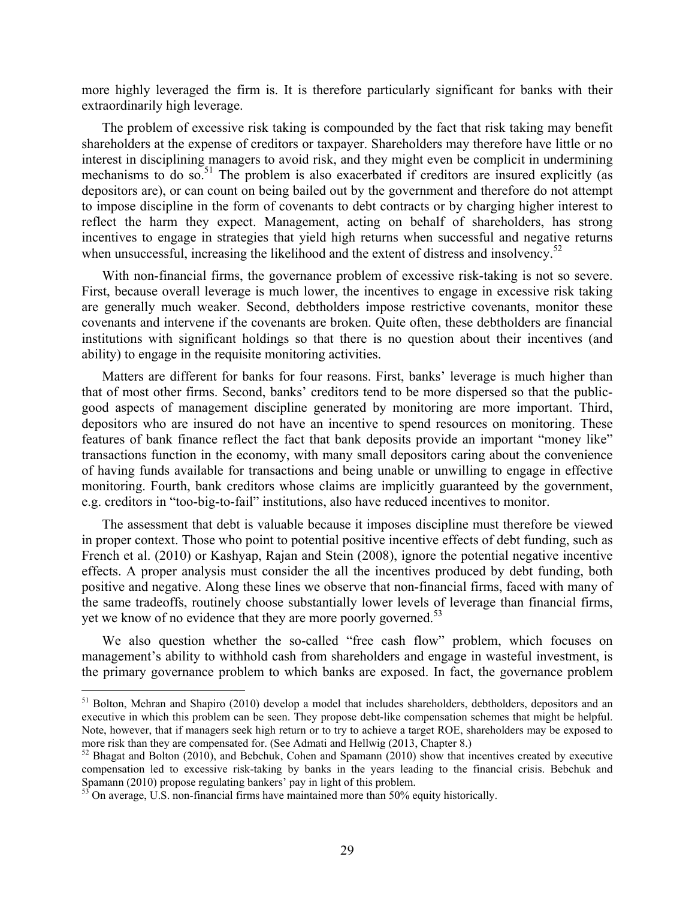more highly leveraged the firm is. It is therefore particularly significant for banks with their extraordinarily high leverage.

The problem of excessive risk taking is compounded by the fact that risk taking may benefit shareholders at the expense of creditors or taxpayer. Shareholders may therefore have little or no interest in disciplining managers to avoid risk, and they might even be complicit in undermining mechanisms to do so.[51] The problem is also exacerbated if creditors are insured explicitly (as depositors are), or can count on being bailed out by the government and therefore do not attempt to impose discipline in the form of covenants to debt contracts or by charging higher interest to reflect the harm they expect. Management, acting on behalf of shareholders, has strong incentives to engage in strategies that yield high returns when successful and negative returns when unsuccessful, increasing the likelihood and the extent of distress and insolvency.[52]

With non-financial firms, the governance problem of excessive risk-taking is not so severe. First, because overall leverage is much lower, the incentives to engage in excessive risk taking are generally much weaker. Second, debtholders impose restrictive covenants, monitor these covenants and intervene if the covenants are broken. Quite often, these debtholders are financial institutions with significant holdings so that there is no question about their incentives (and ability) to engage in the requisite monitoring activities.

Matters are different for banks for four reasons. First, banks' leverage is much higher than that of most other firms. Second, banks' creditors tend to be more dispersed so that the public-good aspects of management discipline generated by monitoring are more important. Third, depositors who are insured do not have an incentive to spend resources on monitoring. These features of bank finance reflect the fact that bank deposits provide an important "money like" transactions function in the economy, with many small depositors caring about the convenience of having funds available for transactions and being unable or unwilling to engage in effective monitoring. Fourth, bank creditors whose claims are implicitly guaranteed by the government, e.g. creditors in "too-big-to-fail" institutions, also have reduced incentives to monitor.

The assessment that debt is valuable because it imposes discipline must therefore be viewed in proper context. Those who point to potential positive incentive effects of debt funding, such as French et al. (2010) or Kashyap, Rajan and Stein (2008), ignore the potential negative incentive effects. A proper analysis must consider the all the incentives produced by debt funding, both positive and negative. Along these lines we observe that non-financial firms, faced with many of the same tradeoffs, routinely choose substantially lower levels of leverage than financial firms, yet we know of no evidence that they are more poorly governed.[53]

We also question whether the so-called "free cash flow" problem, which focuses on management's ability to withhold cash from shareholders and engage in wasteful investment, is the primary governance problem to which banks are exposed. In fact, the governance problem

---

[51] Bolton, Mehran and Shapiro (2010) develop a model that includes shareholders, debtholders, depositors and an executive in which this problem can be seen. They propose debt-like compensation schemes that might be helpful. Note, however, that if managers seek high return or to try to achieve a target ROE, shareholders may be exposed to more risk than they are compensated for. (See Admati and Hellwig (2013, Chapter 8.)

[52] Bhagat and Bolton (2010), and Bebchuk, Cohen and Spamann (2010) show that incentives created by executive compensation led to excessive risk-taking by banks in the years leading to the financial crisis. Bebchuk and Spamann (2010) propose regulating bankers' pay in light of this problem.

[53] On average, U.S. non-financial firms have maintained more than 50% equity historically.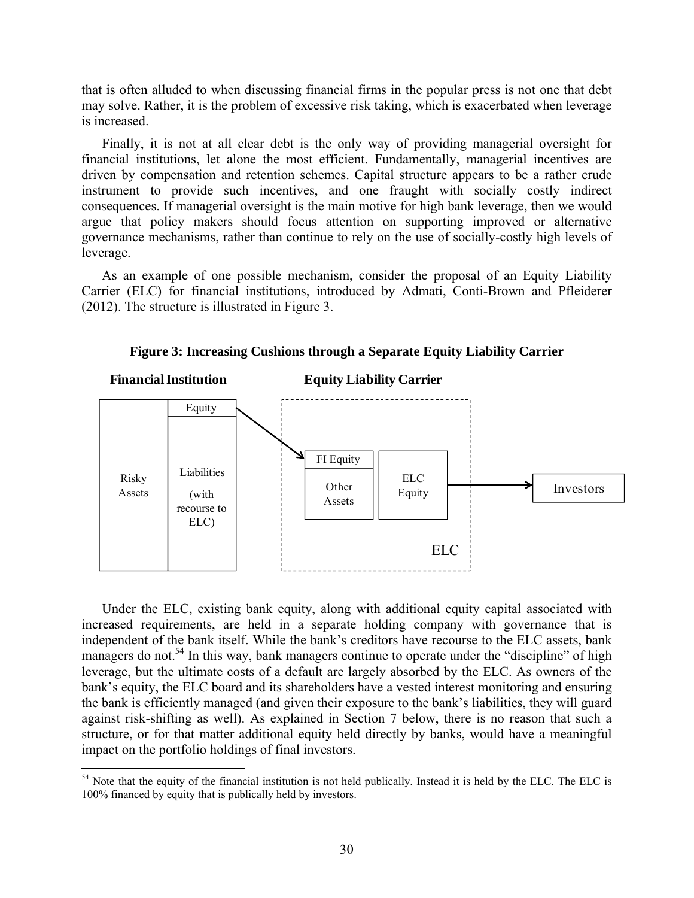that is often alluded to when discussing financial firms in the popular press is not one that debt may solve. Rather, it is the problem of excessive risk taking, which is exacerbated when leverage is increased.

Finally, it is not at all clear debt is the only way of providing managerial oversight for financial institutions, let alone the most efficient. Fundamentally, managerial incentives are driven by compensation and retention schemes. Capital structure appears to be a rather crude instrument to provide such incentives, and one fraught with socially costly indirect consequences. If managerial oversight is the main motive for high bank leverage, then we would argue that policy makers should focus attention on supporting improved or alternative governance mechanisms, rather than continue to rely on the use of socially-costly high levels of leverage.

As an example of one possible mechanism, consider the proposal of an Equity Liability Carrier (ELC) for financial institutions, introduced by Admati, Conti-Brown and Pfleiderer (2012). The structure is illustrated in Figure 3.

**Figure 3: Increasing Cushions through a Separate Equity Liability Carrier**

**Financial Institution** | **Equity Liability Carrier**

Risky Assets | Equity | Liabilities (with recourse to ELC)

FI Equity | Other Assets | ELC Equity | ELC

Investors

Under the ELC, existing bank equity, along with additional equity capital associated with increased requirements, are held in a separate holding company with governance that is independent of the bank itself. While the bank's creditors have recourse to the ELC assets, bank managers do not.[54] In this way, bank managers continue to operate under the "discipline" of high leverage, but the ultimate costs of a default are largely absorbed by the ELC. As owners of the bank's equity, the ELC board and its shareholders have a vested interest monitoring and ensuring the bank is efficiently managed (and given their exposure to the bank's liabilities, they will guard against risk-shifting as well). As explained in Section 7 below, there is no reason that such a structure, or for that matter additional equity held directly by banks, would have a meaningful impact on the portfolio holdings of final investors.

---

[54] Note that the equity of the financial institution is not held publically. Instead it is held by the ELC. The ELC is 100% financed by equity that is publically held by investors.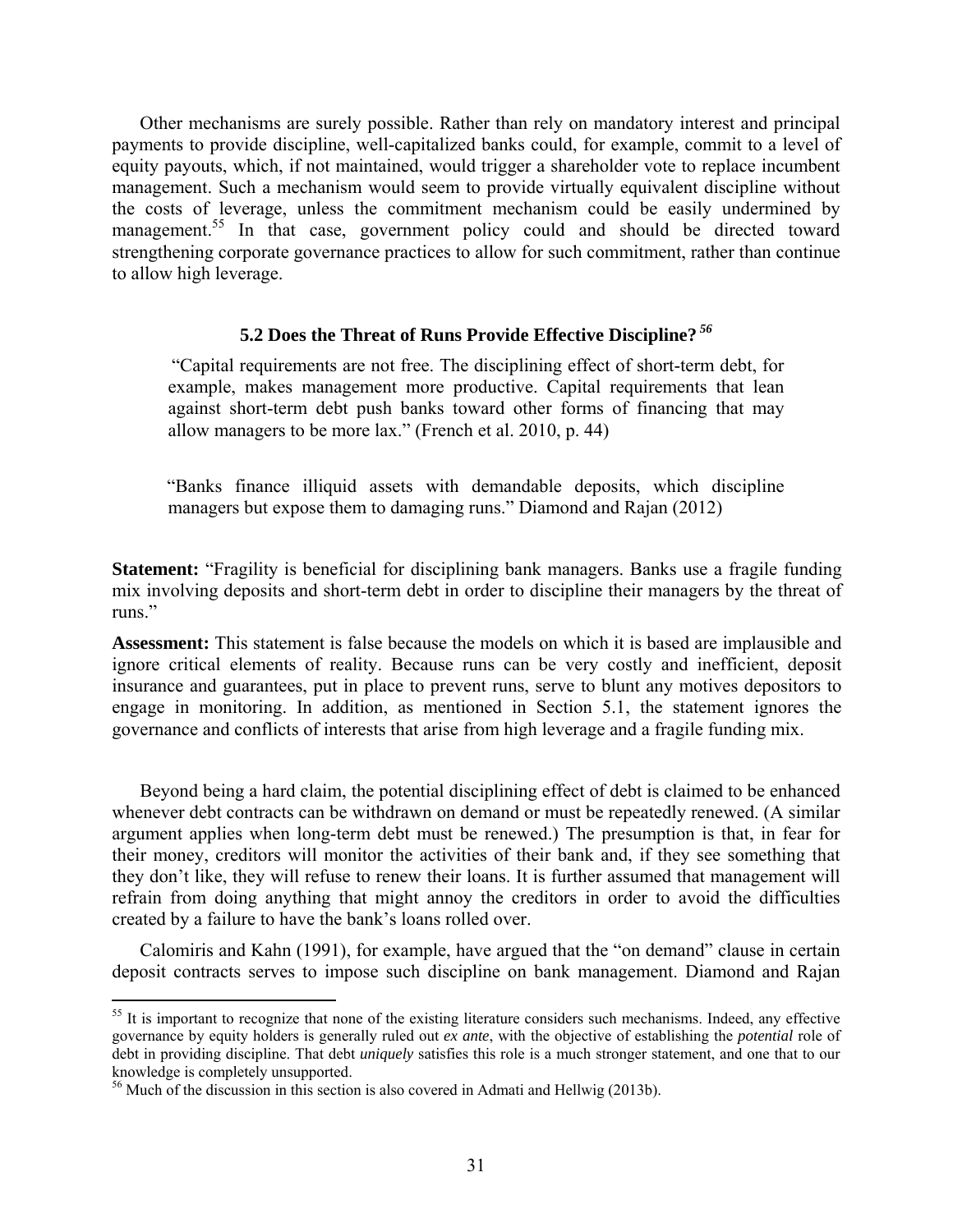Other mechanisms are surely possible. Rather than rely on mandatory interest and principal payments to provide discipline, well-capitalized banks could, for example, commit to a level of equity payouts, which, if not maintained, would trigger a shareholder vote to replace incumbent management. Such a mechanism would seem to provide virtually equivalent discipline without the costs of leverage, unless the commitment mechanism could be easily undermined by management.[55] In that case, government policy could and should be directed toward strengthening corporate governance practices to allow for such commitment, rather than continue to allow high leverage.

### 5.2 Does the Threat of Runs Provide Effective Discipline?[56]

> "Capital requirements are not free. The disciplining effect of short-term debt, for example, makes management more productive. Capital requirements that lean against short-term debt push banks toward other forms of financing that may allow managers to be more lax." (French et al. 2010, p. 44)

> "Banks finance illiquid assets with demandable deposits, which discipline managers but expose them to damaging runs." Diamond and Rajan (2012)

**Statement:** "Fragility is beneficial for disciplining bank managers. Banks use a fragile funding mix involving deposits and short-term debt in order to discipline their managers by the threat of runs."

**Assessment:** This statement is false because the models on which it is based are implausible and ignore critical elements of reality. Because runs can be very costly and inefficient, deposit insurance and guarantees, put in place to prevent runs, serve to blunt any motives depositors to engage in monitoring. In addition, as mentioned in Section 5.1, the statement ignores the governance and conflicts of interests that arise from high leverage and a fragile funding mix.

Beyond being a hard claim, the potential disciplining effect of debt is claimed to be enhanced whenever debt contracts can be withdrawn on demand or must be repeatedly renewed. (A similar argument applies when long-term debt must be renewed.) The presumption is that, in fear for their money, creditors will monitor the activities of their bank and, if they see something that they don't like, they will refuse to renew their loans. It is further assumed that management will refrain from doing anything that might annoy the creditors in order to avoid the difficulties created by a failure to have the bank's loans rolled over.

Calomiris and Kahn (1991), for example, have argued that the "on demand" clause in certain deposit contracts serves to impose such discipline on bank management. Diamond and Rajan

---

[55] It is important to recognize that none of the existing literature considers such mechanisms. Indeed, any effective governance by equity holders is generally ruled out *ex ante*, with the objective of establishing the *potential* role of debt in providing discipline. That debt *uniquely* satisfies this role is a much stronger statement, and one that to our knowledge is completely unsupported.

[56] Much of the discussion in this section is also covered in Admati and Hellwig (2013b).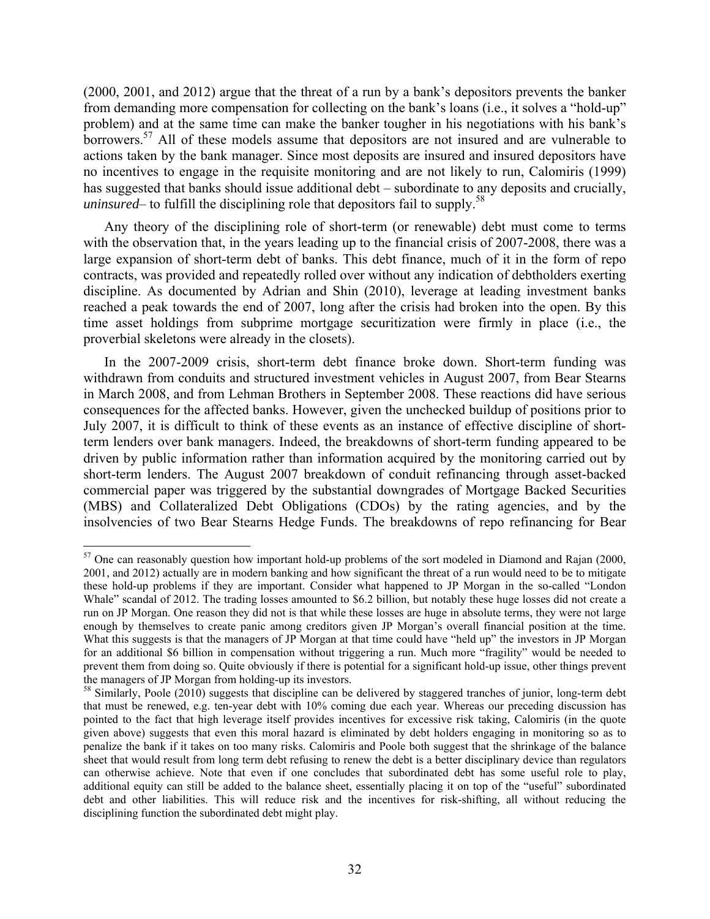(2000, 2001, and 2012) argue that the threat of a run by a bank's depositors prevents the banker from demanding more compensation for collecting on the bank's loans (i.e., it solves a "hold-up" problem) and at the same time can make the banker tougher in his negotiations with his bank's borrowers.[57] All of these models assume that depositors are not insured and are vulnerable to actions taken by the bank manager. Since most deposits are insured and insured depositors have no incentives to engage in the requisite monitoring and are not likely to run, Calomiris (1999) has suggested that banks should issue additional debt – subordinate to any deposits and crucially, *uninsured*– to fulfill the disciplining role that depositors fail to supply.[58]

Any theory of the disciplining role of short-term (or renewable) debt must come to terms with the observation that, in the years leading up to the financial crisis of 2007-2008, there was a large expansion of short-term debt of banks. This debt finance, much of it in the form of repo contracts, was provided and repeatedly rolled over without any indication of debtholders exerting discipline. As documented by Adrian and Shin (2010), leverage at leading investment banks reached a peak towards the end of 2007, long after the crisis had broken into the open. By this time asset holdings from subprime mortgage securitization were firmly in place (i.e., the proverbial skeletons were already in the closets).

In the 2007-2009 crisis, short-term debt finance broke down. Short-term funding was withdrawn from conduits and structured investment vehicles in August 2007, from Bear Stearns in March 2008, and from Lehman Brothers in September 2008. These reactions did have serious consequences for the affected banks. However, given the unchecked buildup of positions prior to July 2007, it is difficult to think of these events as an instance of effective discipline of short-term lenders over bank managers. Indeed, the breakdowns of short-term funding appeared to be driven by public information rather than information acquired by the monitoring carried out by short-term lenders. The August 2007 breakdown of conduit refinancing through asset-backed commercial paper was triggered by the substantial downgrades of Mortgage Backed Securities (MBS) and Collateralized Debt Obligations (CDOs) by the rating agencies, and by the insolvencies of two Bear Stearns Hedge Funds. The breakdowns of repo refinancing for Bear

---

[57] One can reasonably question how important hold-up problems of the sort modeled in Diamond and Rajan (2000, 2001, and 2012) actually are in modern banking and how significant the threat of a run would need to be to mitigate these hold-up problems if they are important. Consider what happened to JP Morgan in the so-called "London Whale" scandal of 2012. The trading losses amounted to $6.2 billion, but notably these huge losses did not create a run on JP Morgan. One reason they did not is that while these losses are huge in absolute terms, they were not large enough by themselves to create panic among creditors given JP Morgan's overall financial position at the time. What this suggests is that the managers of JP Morgan at that time could have "held up" the investors in JP Morgan for an additional $6 billion in compensation without triggering a run. Much more "fragility" would be needed to prevent them from doing so. Quite obviously if there is potential for a significant hold-up issue, other things prevent the managers of JP Morgan from holding-up its investors.

[58] Similarly, Poole (2010) suggests that discipline can be delivered by staggered tranches of junior, long-term debt that must be renewed, e.g. ten-year debt with 10% coming due each year. Whereas our preceding discussion has pointed to the fact that high leverage itself provides incentives for excessive risk taking, Calomiris (in the quote given above) suggests that even this moral hazard is eliminated by debt holders engaging in monitoring so as to penalize the bank if it takes on too many risks. Calomiris and Poole both suggest that the shrinkage of the balance sheet that would result from long term debt refusing to renew the debt is a better disciplinary device than regulators can otherwise achieve. Note that even if one concludes that subordinated debt has some useful role to play, additional equity can still be added to the balance sheet, essentially placing it on top of the "useful" subordinated debt and other liabilities. This will reduce risk and the incentives for risk-shifting, all without reducing the disciplining function the subordinated debt might play.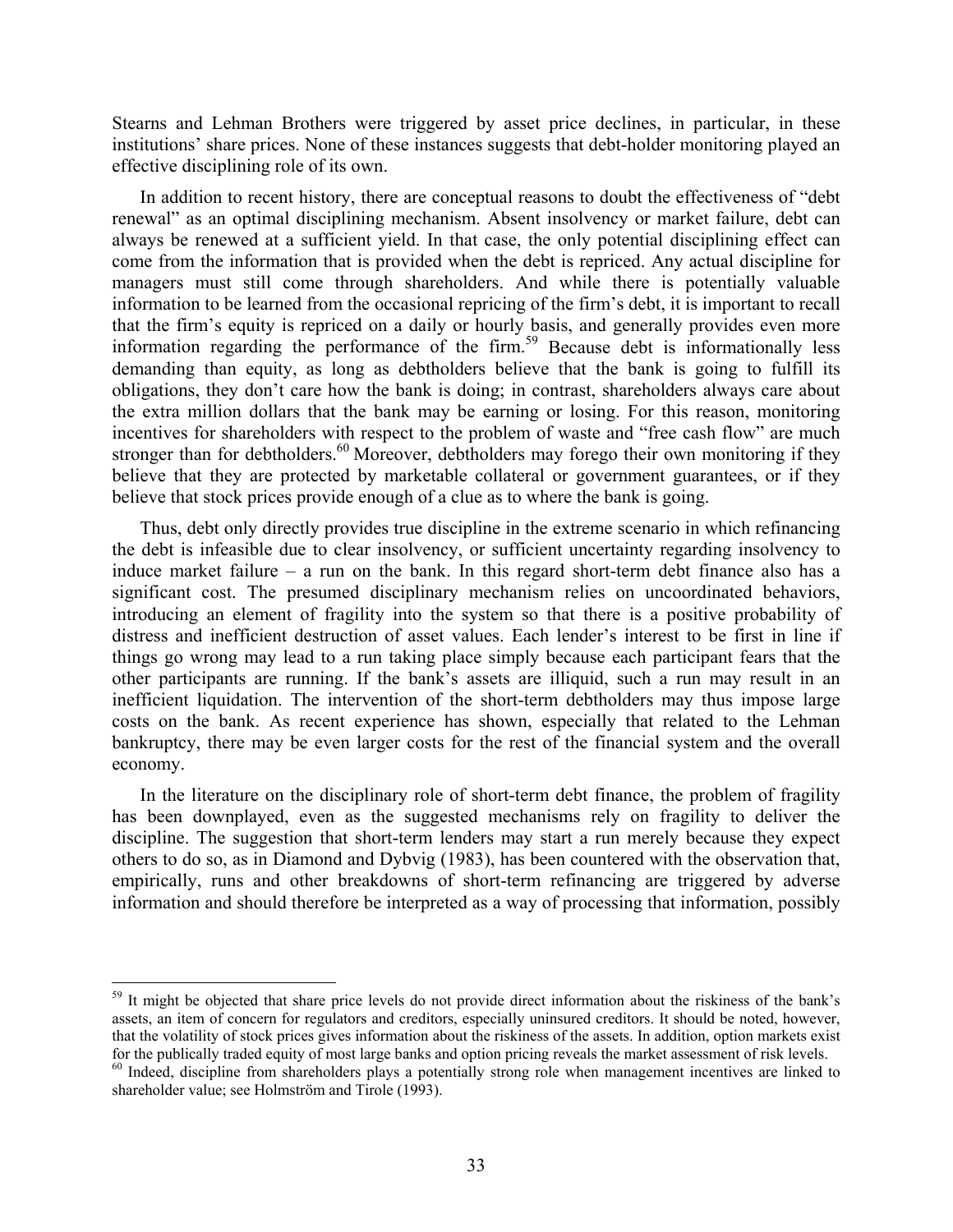Stearns and Lehman Brothers were triggered by asset price declines, in particular, in these institutions' share prices. None of these instances suggests that debt-holder monitoring played an effective disciplining role of its own.

In addition to recent history, there are conceptual reasons to doubt the effectiveness of "debt renewal" as an optimal disciplining mechanism. Absent insolvency or market failure, debt can always be renewed at a sufficient yield. In that case, the only potential disciplining effect can come from the information that is provided when the debt is repriced. Any actual discipline for managers must still come through shareholders. And while there is potentially valuable information to be learned from the occasional repricing of the firm's debt, it is important to recall that the firm's equity is repriced on a daily or hourly basis, and generally provides even more information regarding the performance of the firm.[59] Because debt is informationally less demanding than equity, as long as debtholders believe that the bank is going to fulfill its obligations, they don't care how the bank is doing; in contrast, shareholders always care about the extra million dollars that the bank may be earning or losing. For this reason, monitoring incentives for shareholders with respect to the problem of waste and "free cash flow" are much stronger than for debtholders.[60] Moreover, debtholders may forego their own monitoring if they believe that they are protected by marketable collateral or government guarantees, or if they believe that stock prices provide enough of a clue as to where the bank is going.

Thus, debt only directly provides true discipline in the extreme scenario in which refinancing the debt is infeasible due to clear insolvency, or sufficient uncertainty regarding insolvency to induce market failure – a run on the bank. In this regard short-term debt finance also has a significant cost. The presumed disciplinary mechanism relies on uncoordinated behaviors, introducing an element of fragility into the system so that there is a positive probability of distress and inefficient destruction of asset values. Each lender's interest to be first in line if things go wrong may lead to a run taking place simply because each participant fears that the other participants are running. If the bank's assets are illiquid, such a run may result in an inefficient liquidation. The intervention of the short-term debtholders may thus impose large costs on the bank. As recent experience has shown, especially that related to the Lehman bankruptcy, there may be even larger costs for the rest of the financial system and the overall economy.

In the literature on the disciplinary role of short-term debt finance, the problem of fragility has been downplayed, even as the suggested mechanisms rely on fragility to deliver the discipline. The suggestion that short-term lenders may start a run merely because they expect others to do so, as in Diamond and Dybvig (1983), has been countered with the observation that, empirically, runs and other breakdowns of short-term refinancing are triggered by adverse information and should therefore be interpreted as a way of processing that information, possibly

---

[59] It might be objected that share price levels do not provide direct information about the riskiness of the bank's assets, an item of concern for regulators and creditors, especially uninsured creditors. It should be noted, however, that the volatility of stock prices gives information about the riskiness of the assets. In addition, option markets exist for the publically traded equity of most large banks and option pricing reveals the market assessment of risk levels.

[60] Indeed, discipline from shareholders plays a potentially strong role when management incentives are linked to shareholder value; see Holmström and Tirole (1993).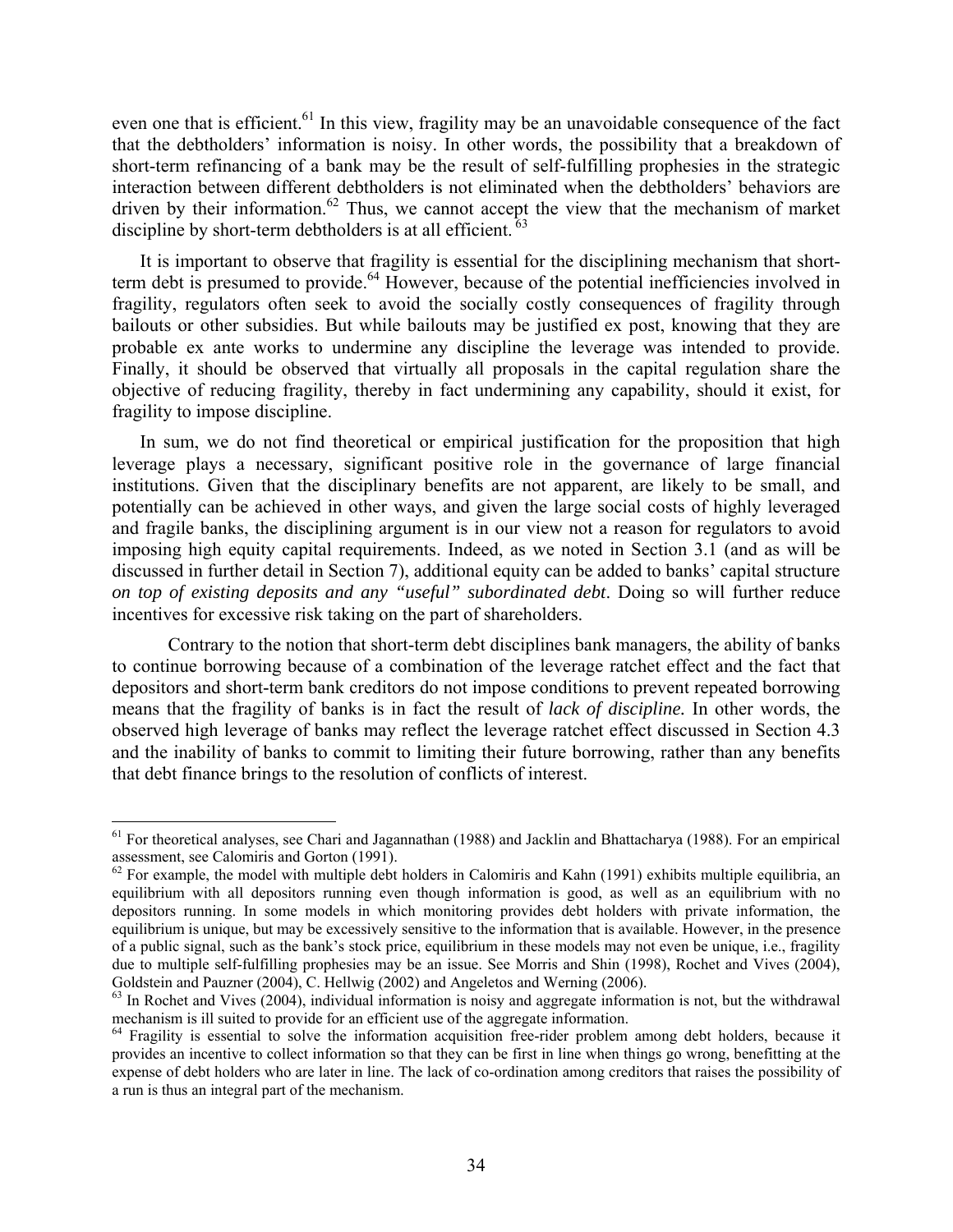even one that is efficient.[61] In this view, fragility may be an unavoidable consequence of the fact that the debtholders' information is noisy. In other words, the possibility that a breakdown of short-term refinancing of a bank may be the result of self-fulfilling prophesies in the strategic interaction between different debtholders is not eliminated when the debtholders' behaviors are driven by their information.[62] Thus, we cannot accept the view that the mechanism of market discipline by short-term debtholders is at all efficient.[63]

It is important to observe that fragility is essential for the disciplining mechanism that short-term debt is presumed to provide.[64] However, because of the potential inefficiencies involved in fragility, regulators often seek to avoid the socially costly consequences of fragility through bailouts or other subsidies. But while bailouts may be justified ex post, knowing that they are probable ex ante works to undermine any discipline the leverage was intended to provide. Finally, it should be observed that virtually all proposals in the capital regulation share the objective of reducing fragility, thereby in fact undermining any capability, should it exist, for fragility to impose discipline.

In sum, we do not find theoretical or empirical justification for the proposition that high leverage plays a necessary, significant positive role in the governance of large financial institutions. Given that the disciplinary benefits are not apparent, are likely to be small, and potentially can be achieved in other ways, and given the large social costs of highly leveraged and fragile banks, the disciplining argument is in our view not a reason for regulators to avoid imposing high equity capital requirements. Indeed, as we noted in Section 3.1 (and as will be discussed in further detail in Section 7), additional equity can be added to banks' capital structure *on top of existing deposits and any "useful" subordinated debt*. Doing so will further reduce incentives for excessive risk taking on the part of shareholders.

Contrary to the notion that short-term debt disciplines bank managers, the ability of banks to continue borrowing because of a combination of the leverage ratchet effect and the fact that depositors and short-term bank creditors do not impose conditions to prevent repeated borrowing means that the fragility of banks is in fact the result of *lack of discipline.* In other words, the observed high leverage of banks may reflect the leverage ratchet effect discussed in Section 4.3 and the inability of banks to commit to limiting their future borrowing, rather than any benefits that debt finance brings to the resolution of conflicts of interest.

---

[61] For theoretical analyses, see Chari and Jagannathan (1988) and Jacklin and Bhattacharya (1988). For an empirical assessment, see Calomiris and Gorton (1991).

[62] For example, the model with multiple debt holders in Calomiris and Kahn (1991) exhibits multiple equilibria, an equilibrium with all depositors running even though information is good, as well as an equilibrium with no depositors running. In some models in which monitoring provides debt holders with private information, the equilibrium is unique, but may be excessively sensitive to the information that is available. However, in the presence of a public signal, such as the bank's stock price, equilibrium in these models may not even be unique, i.e., fragility due to multiple self-fulfilling prophesies may be an issue. See Morris and Shin (1998), Rochet and Vives (2004), Goldstein and Pauzner (2004), C. Hellwig (2002) and Angeletos and Werning (2006).

[63] In Rochet and Vives (2004), individual information is noisy and aggregate information is not, but the withdrawal mechanism is ill suited to provide for an efficient use of the aggregate information.

[64] Fragility is essential to solve the information acquisition free-rider problem among debt holders, because it provides an incentive to collect information so that they can be first in line when things go wrong, benefitting at the expense of debt holders who are later in line. The lack of co-ordination among creditors that raises the possibility of a run is thus an integral part of the mechanism.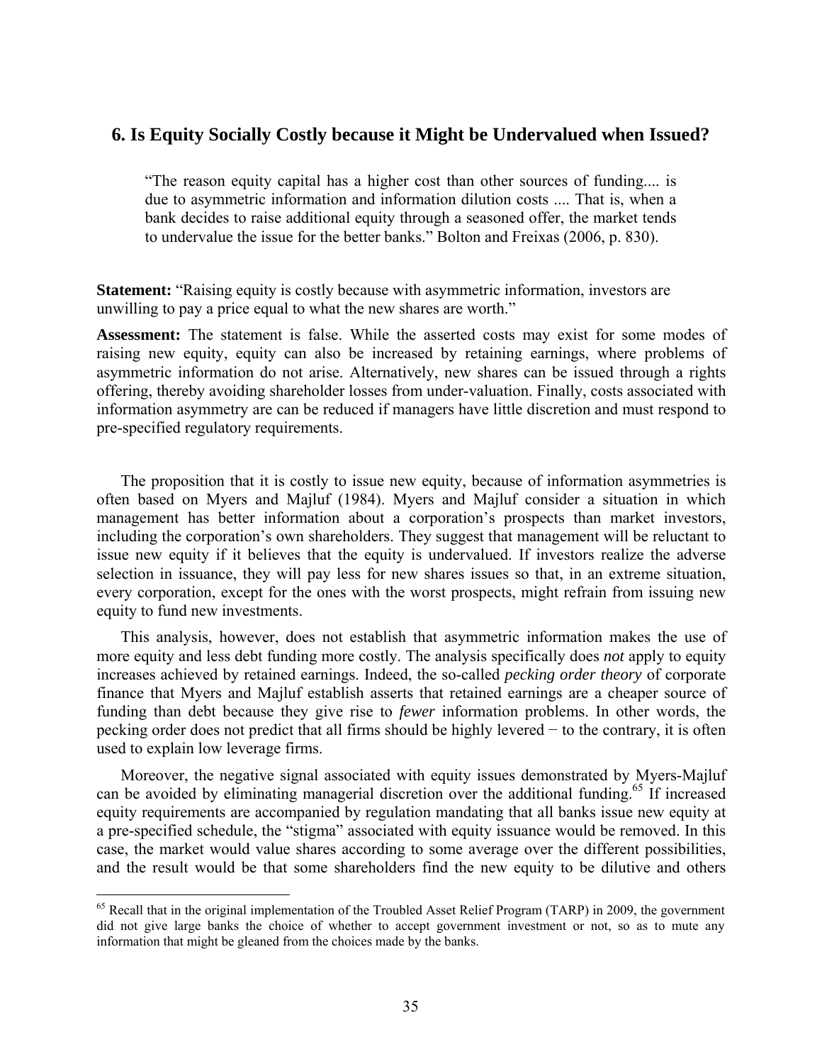## 6. Is Equity Socially Costly because it Might be Undervalued when Issued?

> "The reason equity capital has a higher cost than other sources of funding.... is due to asymmetric information and information dilution costs .... That is, when a bank decides to raise additional equity through a seasoned offer, the market tends to undervalue the issue for the better banks." Bolton and Freixas (2006, p. 830).

**Statement:** "Raising equity is costly because with asymmetric information, investors are unwilling to pay a price equal to what the new shares are worth."

**Assessment:** The statement is false. While the asserted costs may exist for some modes of raising new equity, equity can also be increased by retaining earnings, where problems of asymmetric information do not arise. Alternatively, new shares can be issued through a rights offering, thereby avoiding shareholder losses from under-valuation. Finally, costs associated with information asymmetry are can be reduced if managers have little discretion and must respond to pre-specified regulatory requirements.

The proposition that it is costly to issue new equity, because of information asymmetries is often based on Myers and Majluf (1984). Myers and Majluf consider a situation in which management has better information about a corporation's prospects than market investors, including the corporation's own shareholders. They suggest that management will be reluctant to issue new equity if it believes that the equity is undervalued. If investors realize the adverse selection in issuance, they will pay less for new shares issues so that, in an extreme situation, every corporation, except for the ones with the worst prospects, might refrain from issuing new equity to fund new investments.

This analysis, however, does not establish that asymmetric information makes the use of more equity and less debt funding more costly. The analysis specifically does *not* apply to equity increases achieved by retained earnings. Indeed, the so-called *pecking order theory* of corporate finance that Myers and Majluf establish asserts that retained earnings are a cheaper source of funding than debt because they give rise to *fewer* information problems. In other words, the pecking order does not predict that all firms should be highly levered − to the contrary, it is often used to explain low leverage firms.

Moreover, the negative signal associated with equity issues demonstrated by Myers-Majluf can be avoided by eliminating managerial discretion over the additional funding.[65] If increased equity requirements are accompanied by regulation mandating that all banks issue new equity at a pre-specified schedule, the "stigma" associated with equity issuance would be removed. In this case, the market would value shares according to some average over the different possibilities, and the result would be that some shareholders find the new equity to be dilutive and others

[65] Recall that in the original implementation of the Troubled Asset Relief Program (TARP) in 2009, the government did not give large banks the choice of whether to accept government investment or not, so as to mute any information that might be gleaned from the choices made by the banks.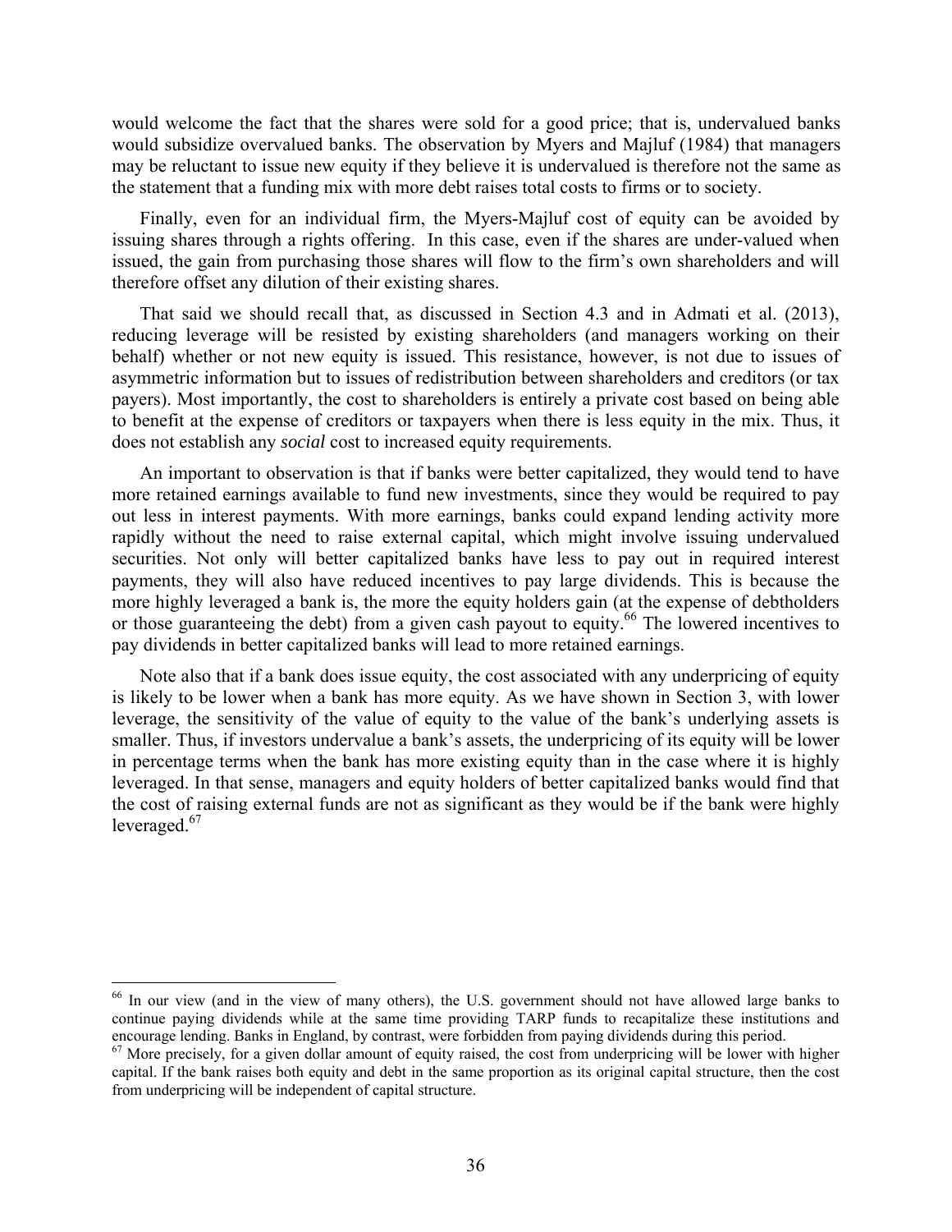would welcome the fact that the shares were sold for a good price; that is, undervalued banks would subsidize overvalued banks. The observation by Myers and Majluf (1984) that managers may be reluctant to issue new equity if they believe it is undervalued is therefore not the same as the statement that a funding mix with more debt raises total costs to firms or to society.

Finally, even for an individual firm, the Myers-Majluf cost of equity can be avoided by issuing shares through a rights offering. In this case, even if the shares are under-valued when issued, the gain from purchasing those shares will flow to the firm's own shareholders and will therefore offset any dilution of their existing shares.

That said we should recall that, as discussed in Section 4.3 and in Admati et al. (2013), reducing leverage will be resisted by existing shareholders (and managers working on their behalf) whether or not new equity is issued. This resistance, however, is not due to issues of asymmetric information but to issues of redistribution between shareholders and creditors (or tax payers). Most importantly, the cost to shareholders is entirely a private cost based on being able to benefit at the expense of creditors or taxpayers when there is less equity in the mix. Thus, it does not establish any *social* cost to increased equity requirements.

An important to observation is that if banks were better capitalized, they would tend to have more retained earnings available to fund new investments, since they would be required to pay out less in interest payments. With more earnings, banks could expand lending activity more rapidly without the need to raise external capital, which might involve issuing undervalued securities. Not only will better capitalized banks have less to pay out in required interest payments, they will also have reduced incentives to pay large dividends. This is because the more highly leveraged a bank is, the more the equity holders gain (at the expense of debtholders or those guaranteeing the debt) from a given cash payout to equity.[66] The lowered incentives to pay dividends in better capitalized banks will lead to more retained earnings.

Note also that if a bank does issue equity, the cost associated with any underpricing of equity is likely to be lower when a bank has more equity. As we have shown in Section 3, with lower leverage, the sensitivity of the value of equity to the value of the bank's underlying assets is smaller. Thus, if investors undervalue a bank's assets, the underpricing of its equity will be lower in percentage terms when the bank has more existing equity than in the case where it is highly leveraged. In that sense, managers and equity holders of better capitalized banks would find that the cost of raising external funds are not as significant as they would be if the bank were highly leveraged.[67]

---

[66] In our view (and in the view of many others), the U.S. government should not have allowed large banks to continue paying dividends while at the same time providing TARP funds to recapitalize these institutions and encourage lending. Banks in England, by contrast, were forbidden from paying dividends during this period.

[67] More precisely, for a given dollar amount of equity raised, the cost from underpricing will be lower with higher capital. If the bank raises both equity and debt in the same proportion as its original capital structure, then the cost from underpricing will be independent of capital structure.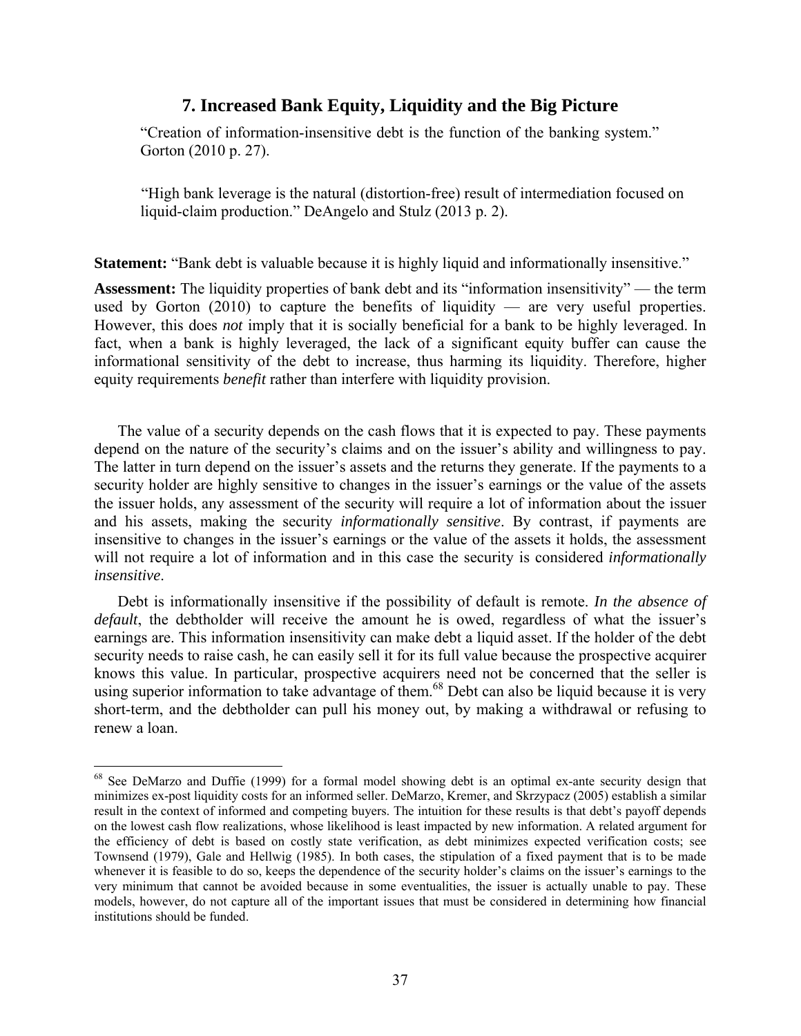## 7. Increased Bank Equity, Liquidity and the Big Picture

> "Creation of information-insensitive debt is the function of the banking system." Gorton (2010 p. 27).
>
> "High bank leverage is the natural (distortion-free) result of intermediation focused on liquid-claim production." DeAngelo and Stulz (2013 p. 2).

**Statement:** "Bank debt is valuable because it is highly liquid and informationally insensitive."

**Assessment:** The liquidity properties of bank debt and its "information insensitivity" — the term used by Gorton (2010) to capture the benefits of liquidity — are very useful properties. However, this does *not* imply that it is socially beneficial for a bank to be highly leveraged. In fact, when a bank is highly leveraged, the lack of a significant equity buffer can cause the informational sensitivity of the debt to increase, thus harming its liquidity. Therefore, higher equity requirements *benefit* rather than interfere with liquidity provision.

The value of a security depends on the cash flows that it is expected to pay. These payments depend on the nature of the security's claims and on the issuer's ability and willingness to pay. The latter in turn depend on the issuer's assets and the returns they generate. If the payments to a security holder are highly sensitive to changes in the issuer's earnings or the value of the assets the issuer holds, any assessment of the security will require a lot of information about the issuer and his assets, making the security *informationally sensitive*. By contrast, if payments are insensitive to changes in the issuer's earnings or the value of the assets it holds, the assessment will not require a lot of information and in this case the security is considered *informationally insensitive*.

Debt is informationally insensitive if the possibility of default is remote. *In the absence of default*, the debtholder will receive the amount he is owed, regardless of what the issuer's earnings are. This information insensitivity can make debt a liquid asset. If the holder of the debt security needs to raise cash, he can easily sell it for its full value because the prospective acquirer knows this value. In particular, prospective acquirers need not be concerned that the seller is using superior information to take advantage of them.[68] Debt can also be liquid because it is very short-term, and the debtholder can pull his money out, by making a withdrawal or refusing to renew a loan.

[68] See DeMarzo and Duffie (1999) for a formal model showing debt is an optimal ex-ante security design that minimizes ex-post liquidity costs for an informed seller. DeMarzo, Kremer, and Skrzypacz (2005) establish a similar result in the context of informed and competing buyers. The intuition for these results is that debt's payoff depends on the lowest cash flow realizations, whose likelihood is least impacted by new information. A related argument for the efficiency of debt is based on costly state verification, as debt minimizes expected verification costs; see Townsend (1979), Gale and Hellwig (1985). In both cases, the stipulation of a fixed payment that is to be made whenever it is feasible to do so, keeps the dependence of the security holder's claims on the issuer's earnings to the very minimum that cannot be avoided because in some eventualities, the issuer is actually unable to pay. These models, however, do not capture all of the important issues that must be considered in determining how financial institutions should be funded.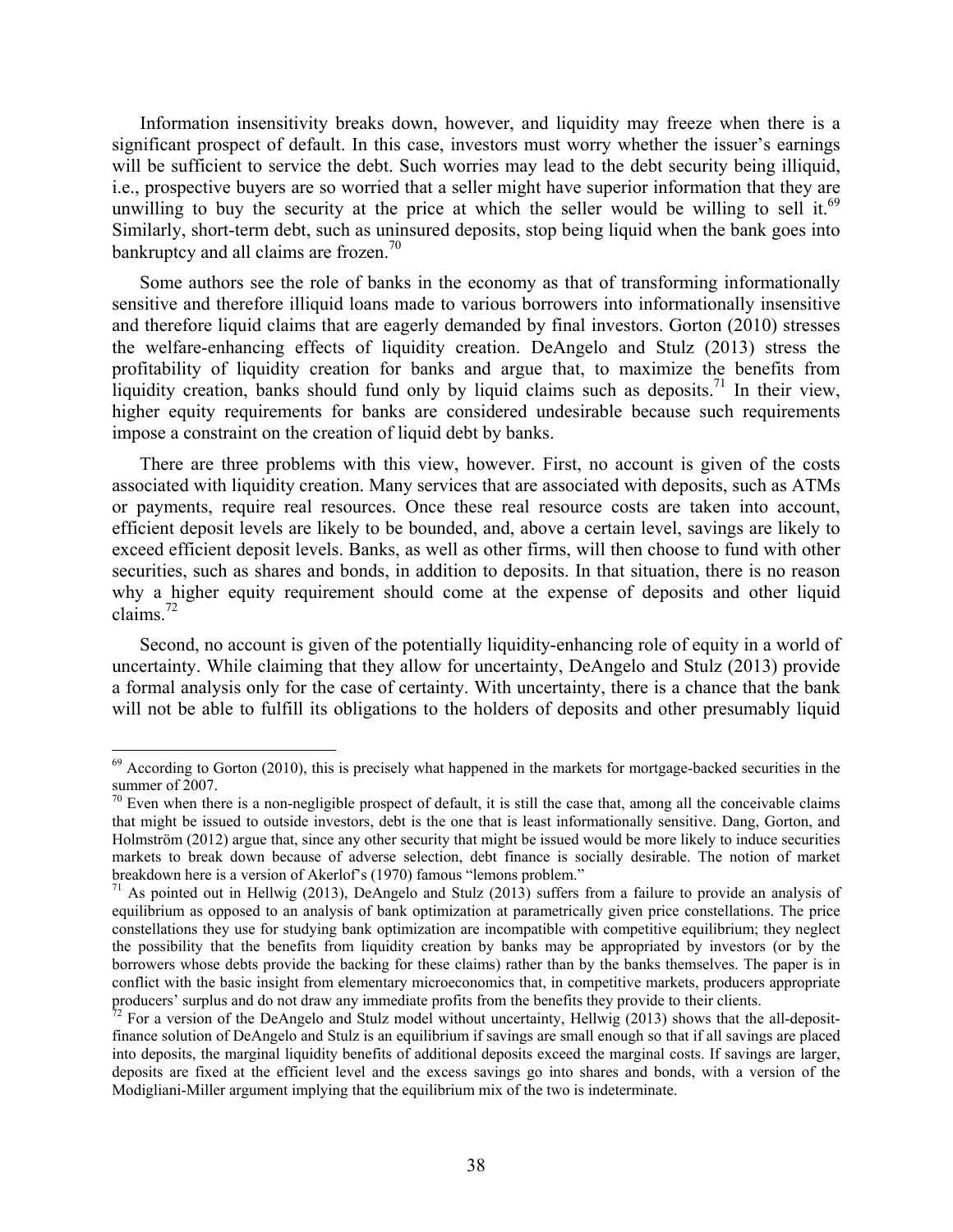Information insensitivity breaks down, however, and liquidity may freeze when there is a significant prospect of default. In this case, investors must worry whether the issuer's earnings will be sufficient to service the debt. Such worries may lead to the debt security being illiquid, i.e., prospective buyers are so worried that a seller might have superior information that they are unwilling to buy the security at the price at which the seller would be willing to sell it.[69] Similarly, short-term debt, such as uninsured deposits, stop being liquid when the bank goes into bankruptcy and all claims are frozen.[70]

Some authors see the role of banks in the economy as that of transforming informationally sensitive and therefore illiquid loans made to various borrowers into informationally insensitive and therefore liquid claims that are eagerly demanded by final investors. Gorton (2010) stresses the welfare-enhancing effects of liquidity creation. DeAngelo and Stulz (2013) stress the profitability of liquidity creation for banks and argue that, to maximize the benefits from liquidity creation, banks should fund only by liquid claims such as deposits.[71] In their view, higher equity requirements for banks are considered undesirable because such requirements impose a constraint on the creation of liquid debt by banks.

There are three problems with this view, however. First, no account is given of the costs associated with liquidity creation. Many services that are associated with deposits, such as ATMs or payments, require real resources. Once these real resource costs are taken into account, efficient deposit levels are likely to be bounded, and, above a certain level, savings are likely to exceed efficient deposit levels. Banks, as well as other firms, will then choose to fund with other securities, such as shares and bonds, in addition to deposits. In that situation, there is no reason why a higher equity requirement should come at the expense of deposits and other liquid claims.[72]

Second, no account is given of the potentially liquidity-enhancing role of equity in a world of uncertainty. While claiming that they allow for uncertainty, DeAngelo and Stulz (2013) provide a formal analysis only for the case of certainty. With uncertainty, there is a chance that the bank will not be able to fulfill its obligations to the holders of deposits and other presumably liquid

---

[69] According to Gorton (2010), this is precisely what happened in the markets for mortgage-backed securities in the summer of 2007.

[70] Even when there is a non-negligible prospect of default, it is still the case that, among all the conceivable claims that might be issued to outside investors, debt is the one that is least informationally sensitive. Dang, Gorton, and Holmström (2012) argue that, since any other security that might be issued would be more likely to induce securities markets to break down because of adverse selection, debt finance is socially desirable. The notion of market breakdown here is a version of Akerlof's (1970) famous "lemons problem."

[71] As pointed out in Hellwig (2013), DeAngelo and Stulz (2013) suffers from a failure to provide an analysis of equilibrium as opposed to an analysis of bank optimization at parametrically given price constellations. The price constellations they use for studying bank optimization are incompatible with competitive equilibrium; they neglect the possibility that the benefits from liquidity creation by banks may be appropriated by investors (or by the borrowers whose debts provide the backing for these claims) rather than by the banks themselves. The paper is in conflict with the basic insight from elementary microeconomics that, in competitive markets, producers appropriate producers' surplus and do not draw any immediate profits from the benefits they provide to their clients.

[72] For a version of the DeAngelo and Stulz model without uncertainty, Hellwig (2013) shows that the all-deposit-finance solution of DeAngelo and Stulz is an equilibrium if savings are small enough so that if all savings are placed into deposits, the marginal liquidity benefits of additional deposits exceed the marginal costs. If savings are larger, deposits are fixed at the efficient level and the excess savings go into shares and bonds, with a version of the Modigliani-Miller argument implying that the equilibrium mix of the two is indeterminate.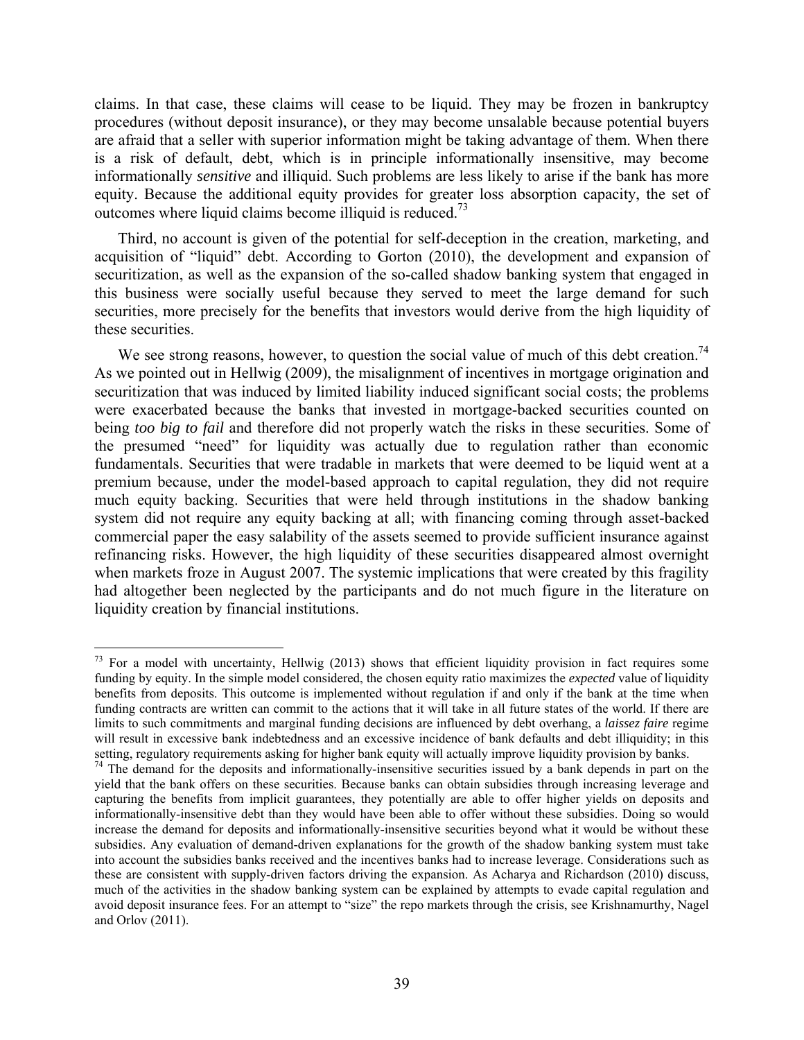claims. In that case, these claims will cease to be liquid. They may be frozen in bankruptcy procedures (without deposit insurance), or they may become unsalable because potential buyers are afraid that a seller with superior information might be taking advantage of them. When there is a risk of default, debt, which is in principle informationally insensitive, may become informationally *sensitive* and illiquid. Such problems are less likely to arise if the bank has more equity. Because the additional equity provides for greater loss absorption capacity, the set of outcomes where liquid claims become illiquid is reduced.[73]

Third, no account is given of the potential for self-deception in the creation, marketing, and acquisition of "liquid" debt. According to Gorton (2010), the development and expansion of securitization, as well as the expansion of the so-called shadow banking system that engaged in this business were socially useful because they served to meet the large demand for such securities, more precisely for the benefits that investors would derive from the high liquidity of these securities.

We see strong reasons, however, to question the social value of much of this debt creation.[74] As we pointed out in Hellwig (2009), the misalignment of incentives in mortgage origination and securitization that was induced by limited liability induced significant social costs; the problems were exacerbated because the banks that invested in mortgage-backed securities counted on being *too big to fail* and therefore did not properly watch the risks in these securities. Some of the presumed "need" for liquidity was actually due to regulation rather than economic fundamentals. Securities that were tradable in markets that were deemed to be liquid went at a premium because, under the model-based approach to capital regulation, they did not require much equity backing. Securities that were held through institutions in the shadow banking system did not require any equity backing at all; with financing coming through asset-backed commercial paper the easy salability of the assets seemed to provide sufficient insurance against refinancing risks. However, the high liquidity of these securities disappeared almost overnight when markets froze in August 2007. The systemic implications that were created by this fragility had altogether been neglected by the participants and do not much figure in the literature on liquidity creation by financial institutions.

---

[73] For a model with uncertainty, Hellwig (2013) shows that efficient liquidity provision in fact requires some funding by equity. In the simple model considered, the chosen equity ratio maximizes the *expected* value of liquidity benefits from deposits. This outcome is implemented without regulation if and only if the bank at the time when funding contracts are written can commit to the actions that it will take in all future states of the world. If there are limits to such commitments and marginal funding decisions are influenced by debt overhang, a *laissez faire* regime will result in excessive bank indebtedness and an excessive incidence of bank defaults and debt illiquidity; in this setting, regulatory requirements asking for higher bank equity will actually improve liquidity provision by banks.

[74] The demand for the deposits and informationally-insensitive securities issued by a bank depends in part on the yield that the bank offers on these securities. Because banks can obtain subsidies through increasing leverage and capturing the benefits from implicit guarantees, they potentially are able to offer higher yields on deposits and informationally-insensitive debt than they would have been able to offer without these subsidies. Doing so would increase the demand for deposits and informationally-insensitive securities beyond what it would be without these subsidies. Any evaluation of demand-driven explanations for the growth of the shadow banking system must take into account the subsidies banks received and the incentives banks had to increase leverage. Considerations such as these are consistent with supply-driven factors driving the expansion. As Acharya and Richardson (2010) discuss, much of the activities in the shadow banking system can be explained by attempts to evade capital regulation and avoid deposit insurance fees. For an attempt to "size" the repo markets through the crisis, see Krishnamurthy, Nagel and Orlov (2011).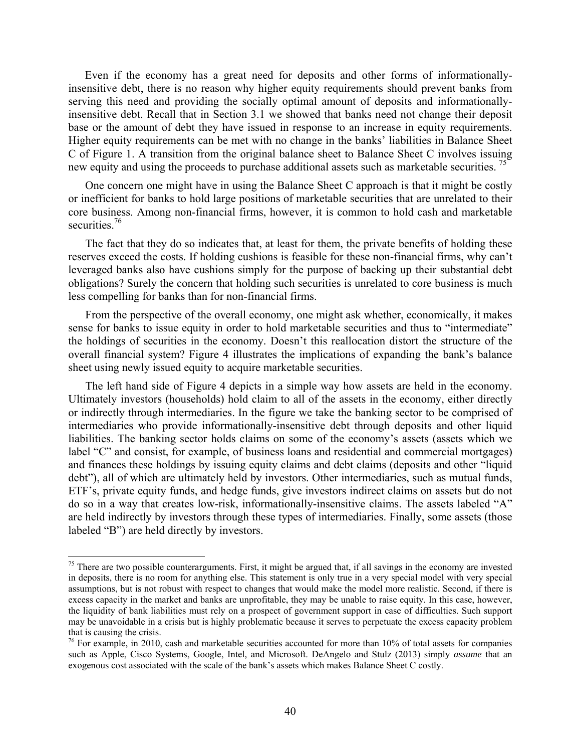Even if the economy has a great need for deposits and other forms of informationally-insensitive debt, there is no reason why higher equity requirements should prevent banks from serving this need and providing the socially optimal amount of deposits and informationally-insensitive debt. Recall that in Section 3.1 we showed that banks need not change their deposit base or the amount of debt they have issued in response to an increase in equity requirements. Higher equity requirements can be met with no change in the banks' liabilities in Balance Sheet C of Figure 1. A transition from the original balance sheet to Balance Sheet C involves issuing new equity and using the proceeds to purchase additional assets such as marketable securities. [75]

One concern one might have in using the Balance Sheet C approach is that it might be costly or inefficient for banks to hold large positions of marketable securities that are unrelated to their core business. Among non-financial firms, however, it is common to hold cash and marketable securities.[76]

The fact that they do so indicates that, at least for them, the private benefits of holding these reserves exceed the costs. If holding cushions is feasible for these non-financial firms, why can't leveraged banks also have cushions simply for the purpose of backing up their substantial debt obligations? Surely the concern that holding such securities is unrelated to core business is much less compelling for banks than for non-financial firms.

From the perspective of the overall economy, one might ask whether, economically, it makes sense for banks to issue equity in order to hold marketable securities and thus to "intermediate" the holdings of securities in the economy. Doesn't this reallocation distort the structure of the overall financial system? Figure 4 illustrates the implications of expanding the bank's balance sheet using newly issued equity to acquire marketable securities.

The left hand side of Figure 4 depicts in a simple way how assets are held in the economy. Ultimately investors (households) hold claim to all of the assets in the economy, either directly or indirectly through intermediaries. In the figure we take the banking sector to be comprised of intermediaries who provide informationally-insensitive debt through deposits and other liquid liabilities. The banking sector holds claims on some of the economy's assets (assets which we label "C" and consist, for example, of business loans and residential and commercial mortgages) and finances these holdings by issuing equity claims and debt claims (deposits and other "liquid debt"), all of which are ultimately held by investors. Other intermediaries, such as mutual funds, ETF's, private equity funds, and hedge funds, give investors indirect claims on assets but do not do so in a way that creates low-risk, informationally-insensitive claims. The assets labeled "A" are held indirectly by investors through these types of intermediaries. Finally, some assets (those labeled "B") are held directly by investors.

[75] There are two possible counterarguments. First, it might be argued that, if all savings in the economy are invested in deposits, there is no room for anything else. This statement is only true in a very special model with very special assumptions, but is not robust with respect to changes that would make the model more realistic. Second, if there is excess capacity in the market and banks are unprofitable, they may be unable to raise equity. In this case, however, the liquidity of bank liabilities must rely on a prospect of government support in case of difficulties. Such support may be unavoidable in a crisis but is highly problematic because it serves to perpetuate the excess capacity problem that is causing the crisis.

[76] For example, in 2010, cash and marketable securities accounted for more than 10% of total assets for companies such as Apple, Cisco Systems, Google, Intel, and Microsoft. DeAngelo and Stulz (2013) simply *assume* that an exogenous cost associated with the scale of the bank's assets which makes Balance Sheet C costly.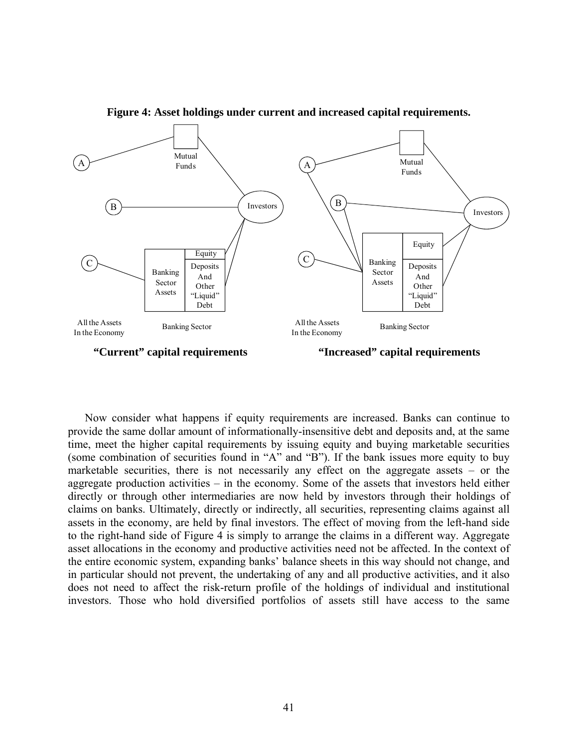**Figure 4: Asset holdings under current and increased capital requirements.**

A

Mutual Funds

B

Investors

C

Banking Sector Assets

Equity

Deposits And Other "Liquid" Debt

All the Assets In the Economy

Banking Sector

**"Current" capital requirements**

A

Mutual Funds

B

Investors

C

Banking Sector Assets

Equity

Deposits And Other "Liquid" Debt

All the Assets In the Economy

Banking Sector

**"Increased" capital requirements**

Now consider what happens if equity requirements are increased. Banks can continue to provide the same dollar amount of informationally-insensitive debt and deposits and, at the same time, meet the higher capital requirements by issuing equity and buying marketable securities (some combination of securities found in "A" and "B"). If the bank issues more equity to buy marketable securities, there is not necessarily any effect on the aggregate assets – or the aggregate production activities – in the economy. Some of the assets that investors held either directly or through other intermediaries are now held by investors through their holdings of claims on banks. Ultimately, directly or indirectly, all securities, representing claims against all assets in the economy, are held by final investors. The effect of moving from the left-hand side to the right-hand side of Figure 4 is simply to arrange the claims in a different way. Aggregate asset allocations in the economy and productive activities need not be affected. In the context of the entire economic system, expanding banks' balance sheets in this way should not change, and in particular should not prevent, the undertaking of any and all productive activities, and it also does not need to affect the risk-return profile of the holdings of individual and institutional investors. Those who hold diversified portfolios of assets still have access to the same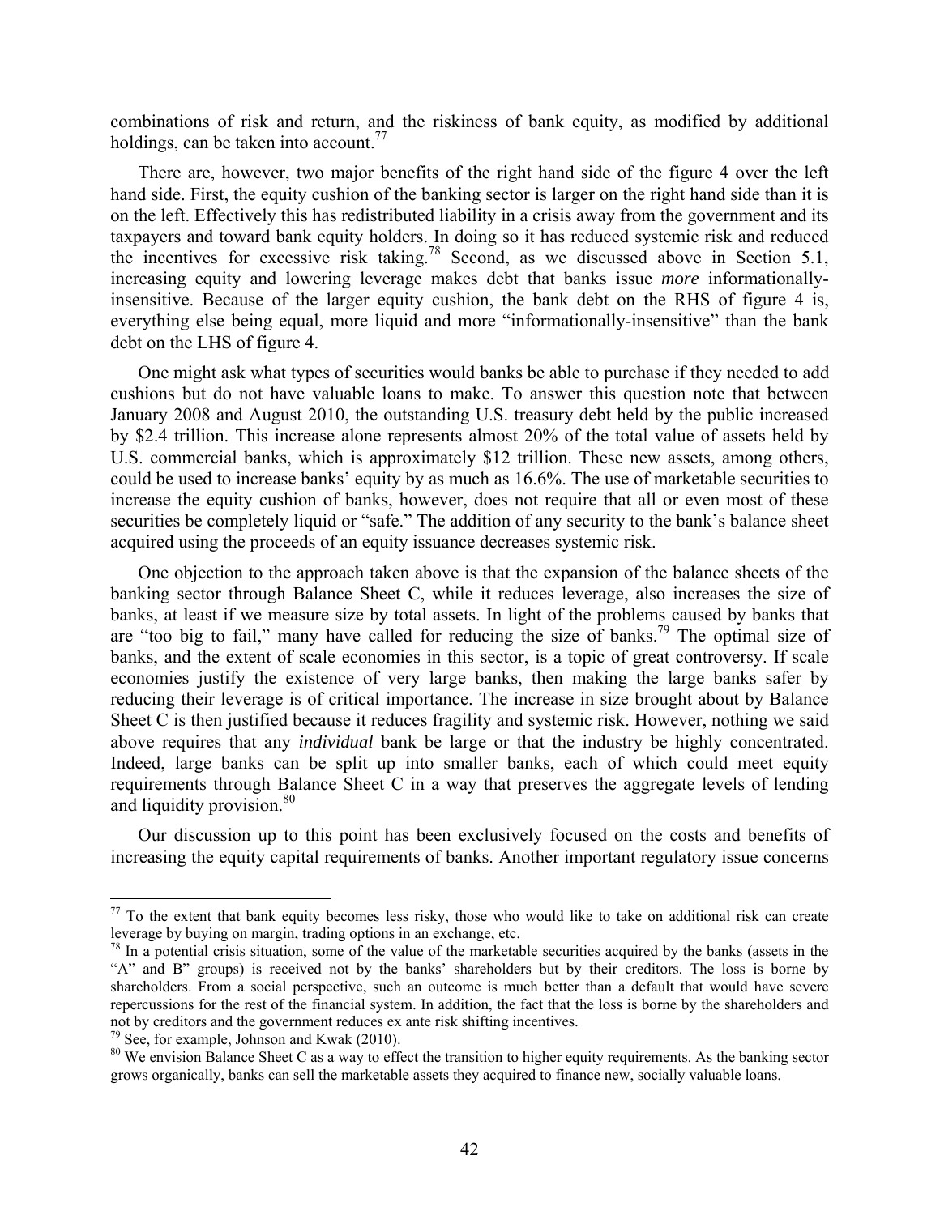combinations of risk and return, and the riskiness of bank equity, as modified by additional holdings, can be taken into account.[77]

There are, however, two major benefits of the right hand side of the figure 4 over the left hand side. First, the equity cushion of the banking sector is larger on the right hand side than it is on the left. Effectively this has redistributed liability in a crisis away from the government and its taxpayers and toward bank equity holders. In doing so it has reduced systemic risk and reduced the incentives for excessive risk taking.[78] Second, as we discussed above in Section 5.1, increasing equity and lowering leverage makes debt that banks issue *more* informationally-insensitive. Because of the larger equity cushion, the bank debt on the RHS of figure 4 is, everything else being equal, more liquid and more "informationally-insensitive" than the bank debt on the LHS of figure 4.

One might ask what types of securities would banks be able to purchase if they needed to add cushions but do not have valuable loans to make. To answer this question note that between January 2008 and August 2010, the outstanding U.S. treasury debt held by the public increased by \$2.4 trillion. This increase alone represents almost 20% of the total value of assets held by U.S. commercial banks, which is approximately \$12 trillion. These new assets, among others, could be used to increase banks' equity by as much as 16.6%. The use of marketable securities to increase the equity cushion of banks, however, does not require that all or even most of these securities be completely liquid or "safe." The addition of any security to the bank's balance sheet acquired using the proceeds of an equity issuance decreases systemic risk.

One objection to the approach taken above is that the expansion of the balance sheets of the banking sector through Balance Sheet C, while it reduces leverage, also increases the size of banks, at least if we measure size by total assets. In light of the problems caused by banks that are "too big to fail," many have called for reducing the size of banks.[79] The optimal size of banks, and the extent of scale economies in this sector, is a topic of great controversy. If scale economies justify the existence of very large banks, then making the large banks safer by reducing their leverage is of critical importance. The increase in size brought about by Balance Sheet C is then justified because it reduces fragility and systemic risk. However, nothing we said above requires that any *individual* bank be large or that the industry be highly concentrated. Indeed, large banks can be split up into smaller banks, each of which could meet equity requirements through Balance Sheet C in a way that preserves the aggregate levels of lending and liquidity provision.[80]

Our discussion up to this point has been exclusively focused on the costs and benefits of increasing the equity capital requirements of banks. Another important regulatory issue concerns

---

[77] To the extent that bank equity becomes less risky, those who would like to take on additional risk can create leverage by buying on margin, trading options in an exchange, etc.

[78] In a potential crisis situation, some of the value of the marketable securities acquired by the banks (assets in the "A" and B" groups) is received not by the banks' shareholders but by their creditors. The loss is borne by shareholders. From a social perspective, such an outcome is much better than a default that would have severe repercussions for the rest of the financial system. In addition, the fact that the loss is borne by the shareholders and not by creditors and the government reduces ex ante risk shifting incentives.

[79] See, for example, Johnson and Kwak (2010).

[80] We envision Balance Sheet C as a way to effect the transition to higher equity requirements. As the banking sector grows organically, banks can sell the marketable assets they acquired to finance new, socially valuable loans.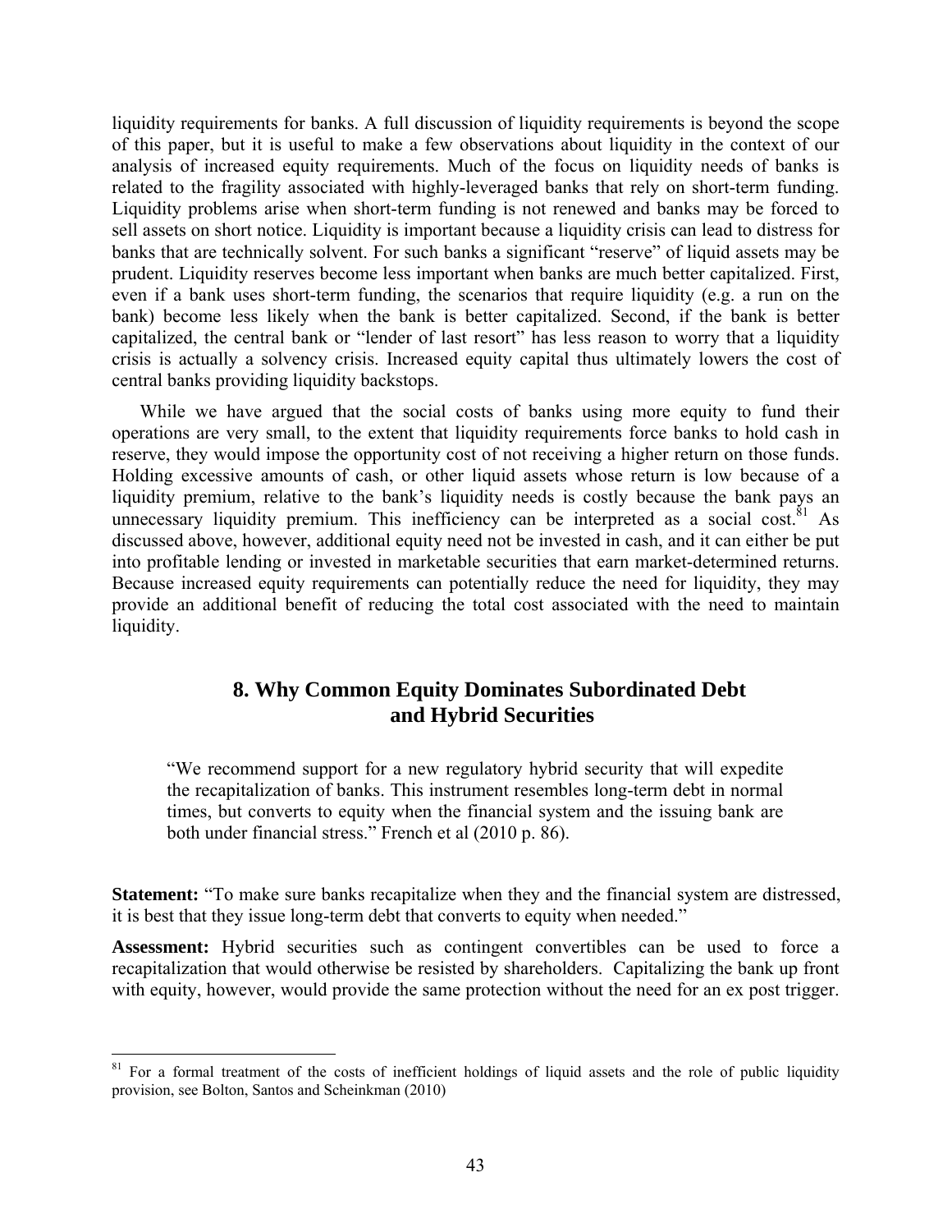liquidity requirements for banks. A full discussion of liquidity requirements is beyond the scope of this paper, but it is useful to make a few observations about liquidity in the context of our analysis of increased equity requirements. Much of the focus on liquidity needs of banks is related to the fragility associated with highly-leveraged banks that rely on short-term funding. Liquidity problems arise when short-term funding is not renewed and banks may be forced to sell assets on short notice. Liquidity is important because a liquidity crisis can lead to distress for banks that are technically solvent. For such banks a significant "reserve" of liquid assets may be prudent. Liquidity reserves become less important when banks are much better capitalized. First, even if a bank uses short-term funding, the scenarios that require liquidity (e.g. a run on the bank) become less likely when the bank is better capitalized. Second, if the bank is better capitalized, the central bank or "lender of last resort" has less reason to worry that a liquidity crisis is actually a solvency crisis. Increased equity capital thus ultimately lowers the cost of central banks providing liquidity backstops.

While we have argued that the social costs of banks using more equity to fund their operations are very small, to the extent that liquidity requirements force banks to hold cash in reserve, they would impose the opportunity cost of not receiving a higher return on those funds. Holding excessive amounts of cash, or other liquid assets whose return is low because of a liquidity premium, relative to the bank's liquidity needs is costly because the bank pays an unnecessary liquidity premium. This inefficiency can be interpreted as a social cost.[81] As discussed above, however, additional equity need not be invested in cash, and it can either be put into profitable lending or invested in marketable securities that earn market-determined returns. Because increased equity requirements can potentially reduce the need for liquidity, they may provide an additional benefit of reducing the total cost associated with the need to maintain liquidity.

## 8. Why Common Equity Dominates Subordinated Debt and Hybrid Securities

> "We recommend support for a new regulatory hybrid security that will expedite the recapitalization of banks. This instrument resembles long-term debt in normal times, but converts to equity when the financial system and the issuing bank are both under financial stress." French et al (2010 p. 86).

**Statement:** "To make sure banks recapitalize when they and the financial system are distressed, it is best that they issue long-term debt that converts to equity when needed."

**Assessment:** Hybrid securities such as contingent convertibles can be used to force a recapitalization that would otherwise be resisted by shareholders. Capitalizing the bank up front with equity, however, would provide the same protection without the need for an ex post trigger.

---

[81] For a formal treatment of the costs of inefficient holdings of liquid assets and the role of public liquidity provision, see Bolton, Santos and Scheinkman (2010)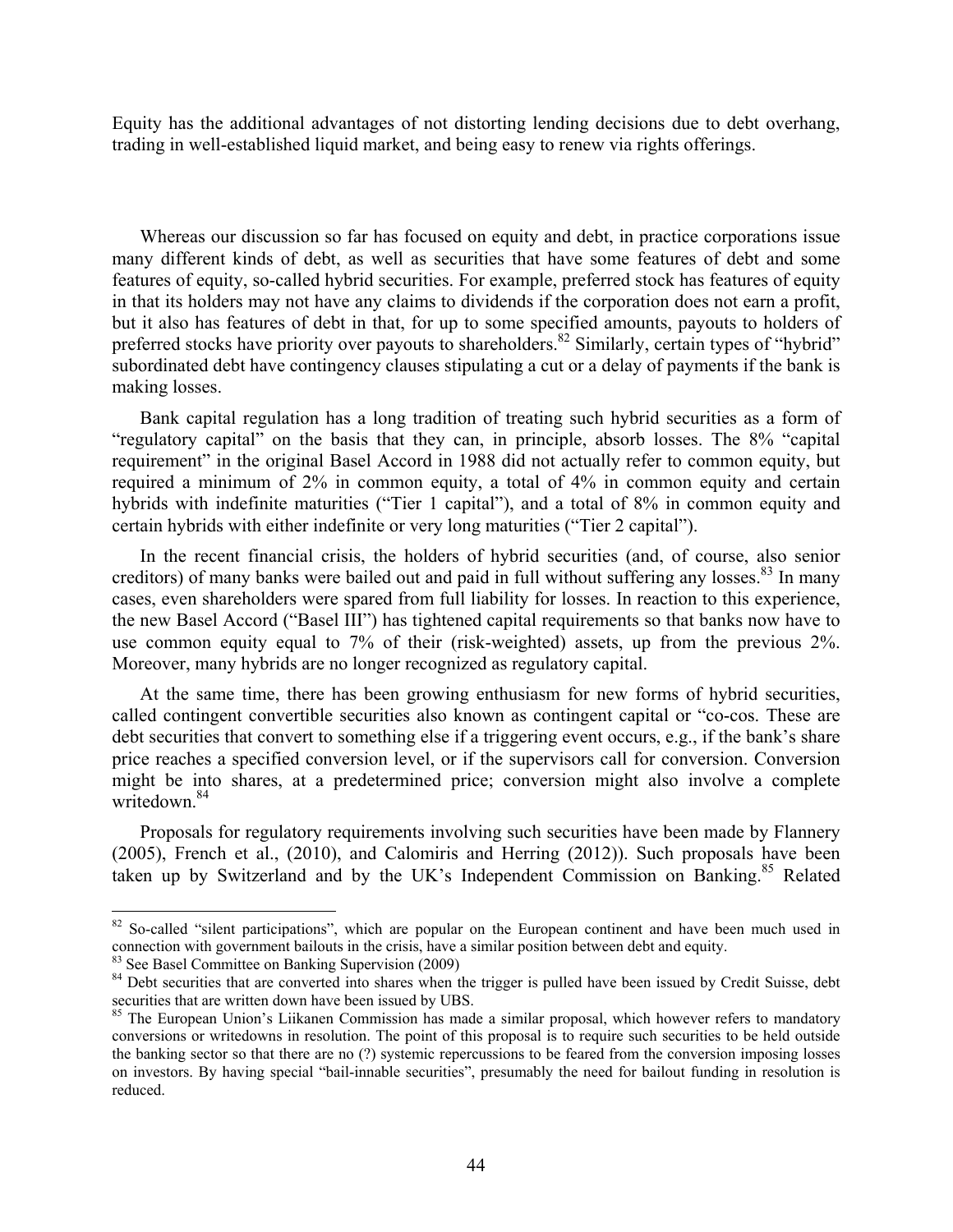Equity has the additional advantages of not distorting lending decisions due to debt overhang, trading in well-established liquid market, and being easy to renew via rights offerings.

Whereas our discussion so far has focused on equity and debt, in practice corporations issue many different kinds of debt, as well as securities that have some features of debt and some features of equity, so-called hybrid securities. For example, preferred stock has features of equity in that its holders may not have any claims to dividends if the corporation does not earn a profit, but it also has features of debt in that, for up to some specified amounts, payouts to holders of preferred stocks have priority over payouts to shareholders.[82] Similarly, certain types of "hybrid" subordinated debt have contingency clauses stipulating a cut or a delay of payments if the bank is making losses.

Bank capital regulation has a long tradition of treating such hybrid securities as a form of "regulatory capital" on the basis that they can, in principle, absorb losses. The 8% "capital requirement" in the original Basel Accord in 1988 did not actually refer to common equity, but required a minimum of 2% in common equity, a total of 4% in common equity and certain hybrids with indefinite maturities ("Tier 1 capital"), and a total of 8% in common equity and certain hybrids with either indefinite or very long maturities ("Tier 2 capital").

In the recent financial crisis, the holders of hybrid securities (and, of course, also senior creditors) of many banks were bailed out and paid in full without suffering any losses.[83] In many cases, even shareholders were spared from full liability for losses. In reaction to this experience, the new Basel Accord ("Basel III") has tightened capital requirements so that banks now have to use common equity equal to 7% of their (risk-weighted) assets, up from the previous 2%. Moreover, many hybrids are no longer recognized as regulatory capital.

At the same time, there has been growing enthusiasm for new forms of hybrid securities, called contingent convertible securities also known as contingent capital or "co-cos. These are debt securities that convert to something else if a triggering event occurs, e.g., if the bank's share price reaches a specified conversion level, or if the supervisors call for conversion. Conversion might be into shares, at a predetermined price; conversion might also involve a complete writedown.[84]

Proposals for regulatory requirements involving such securities have been made by Flannery (2005), French et al., (2010), and Calomiris and Herring (2012)). Such proposals have been taken up by Switzerland and by the UK's Independent Commission on Banking.[85] Related

---

[82] So-called "silent participations", which are popular on the European continent and have been much used in connection with government bailouts in the crisis, have a similar position between debt and equity.

[83] See Basel Committee on Banking Supervision (2009)

[84] Debt securities that are converted into shares when the trigger is pulled have been issued by Credit Suisse, debt securities that are written down have been issued by UBS.

[85] The European Union's Liikanen Commission has made a similar proposal, which however refers to mandatory conversions or writedowns in resolution. The point of this proposal is to require such securities to be held outside the banking sector so that there are no (?) systemic repercussions to be feared from the conversion imposing losses on investors. By having special "bail-innable securities", presumably the need for bailout funding in resolution is reduced.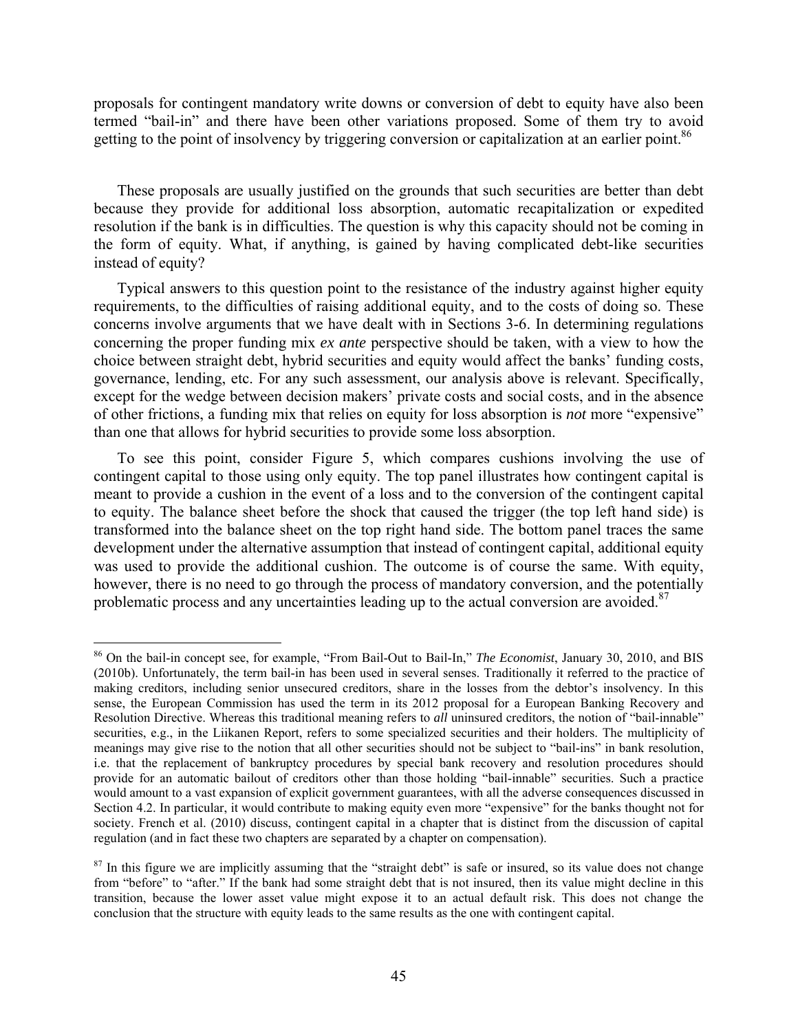proposals for contingent mandatory write downs or conversion of debt to equity have also been termed "bail-in" and there have been other variations proposed. Some of them try to avoid getting to the point of insolvency by triggering conversion or capitalization at an earlier point.[86]

These proposals are usually justified on the grounds that such securities are better than debt because they provide for additional loss absorption, automatic recapitalization or expedited resolution if the bank is in difficulties. The question is why this capacity should not be coming in the form of equity. What, if anything, is gained by having complicated debt-like securities instead of equity?

Typical answers to this question point to the resistance of the industry against higher equity requirements, to the difficulties of raising additional equity, and to the costs of doing so. These concerns involve arguments that we have dealt with in Sections 3-6. In determining regulations concerning the proper funding mix *ex ante* perspective should be taken, with a view to how the choice between straight debt, hybrid securities and equity would affect the banks' funding costs, governance, lending, etc. For any such assessment, our analysis above is relevant. Specifically, except for the wedge between decision makers' private costs and social costs, and in the absence of other frictions, a funding mix that relies on equity for loss absorption is *not* more "expensive" than one that allows for hybrid securities to provide some loss absorption.

To see this point, consider Figure 5, which compares cushions involving the use of contingent capital to those using only equity. The top panel illustrates how contingent capital is meant to provide a cushion in the event of a loss and to the conversion of the contingent capital to equity. The balance sheet before the shock that caused the trigger (the top left hand side) is transformed into the balance sheet on the top right hand side. The bottom panel traces the same development under the alternative assumption that instead of contingent capital, additional equity was used to provide the additional cushion. The outcome is of course the same. With equity, however, there is no need to go through the process of mandatory conversion, and the potentially problematic process and any uncertainties leading up to the actual conversion are avoided.[87]

---

[86] On the bail-in concept see, for example, "From Bail-Out to Bail-In," *The Economist*, January 30, 2010, and BIS (2010b). Unfortunately, the term bail-in has been used in several senses. Traditionally it referred to the practice of making creditors, including senior unsecured creditors, share in the losses from the debtor's insolvency. In this sense, the European Commission has used the term in its 2012 proposal for a European Banking Recovery and Resolution Directive. Whereas this traditional meaning refers to *all* uninsured creditors, the notion of "bail-innable" securities, e.g., in the Liikanen Report, refers to some specialized securities and their holders. The multiplicity of meanings may give rise to the notion that all other securities should not be subject to "bail-ins" in bank resolution, i.e. that the replacement of bankruptcy procedures by special bank recovery and resolution procedures should provide for an automatic bailout of creditors other than those holding "bail-innable" securities. Such a practice would amount to a vast expansion of explicit government guarantees, with all the adverse consequences discussed in Section 4.2. In particular, it would contribute to making equity even more "expensive" for the banks thought not for society. French et al. (2010) discuss, contingent capital in a chapter that is distinct from the discussion of capital regulation (and in fact these two chapters are separated by a chapter on compensation).

[87] In this figure we are implicitly assuming that the "straight debt" is safe or insured, so its value does not change from "before" to "after." If the bank had some straight debt that is not insured, then its value might decline in this transition, because the lower asset value might expose it to an actual default risk. This does not change the conclusion that the structure with equity leads to the same results as the one with contingent capital.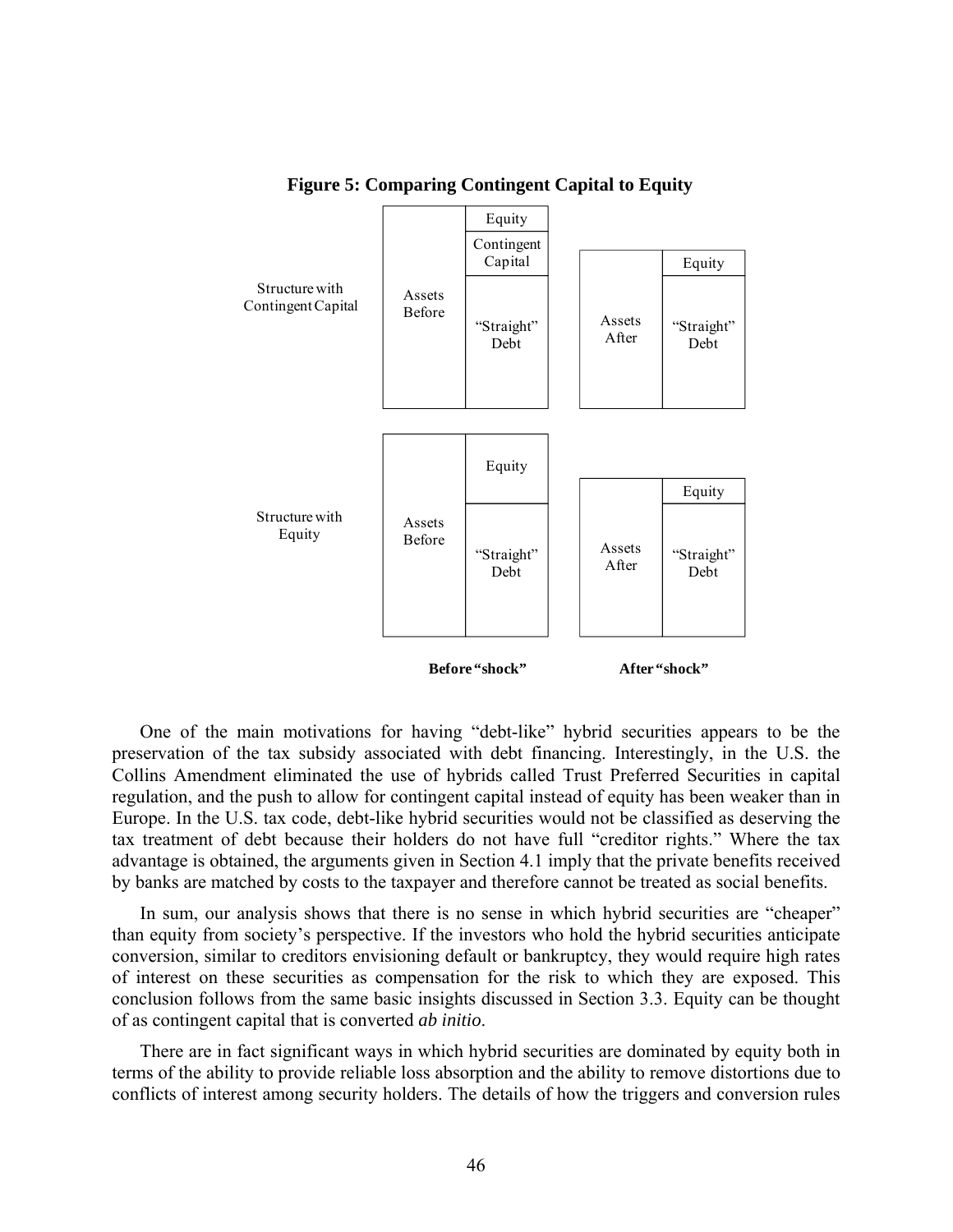**Figure 5: Comparing Contingent Capital to Equity**

| | Before "shock" | | After "shock" | |
|---|---|---|---|---|
| Structure with Contingent Capital | Assets Before | Equity / Contingent Capital / "Straight" Debt | Assets After | Equity / "Straight" Debt |
| Structure with Equity | Assets Before | Equity / "Straight" Debt | Assets After | Equity / "Straight" Debt |

One of the main motivations for having "debt-like" hybrid securities appears to be the preservation of the tax subsidy associated with debt financing. Interestingly, in the U.S. the Collins Amendment eliminated the use of hybrids called Trust Preferred Securities in capital regulation, and the push to allow for contingent capital instead of equity has been weaker than in Europe. In the U.S. tax code, debt-like hybrid securities would not be classified as deserving the tax treatment of debt because their holders do not have full "creditor rights." Where the tax advantage is obtained, the arguments given in Section 4.1 imply that the private benefits received by banks are matched by costs to the taxpayer and therefore cannot be treated as social benefits.

In sum, our analysis shows that there is no sense in which hybrid securities are "cheaper" than equity from society's perspective. If the investors who hold the hybrid securities anticipate conversion, similar to creditors envisioning default or bankruptcy, they would require high rates of interest on these securities as compensation for the risk to which they are exposed. This conclusion follows from the same basic insights discussed in Section 3.3. Equity can be thought of as contingent capital that is converted *ab initio*.

There are in fact significant ways in which hybrid securities are dominated by equity both in terms of the ability to provide reliable loss absorption and the ability to remove distortions due to conflicts of interest among security holders. The details of how the triggers and conversion rules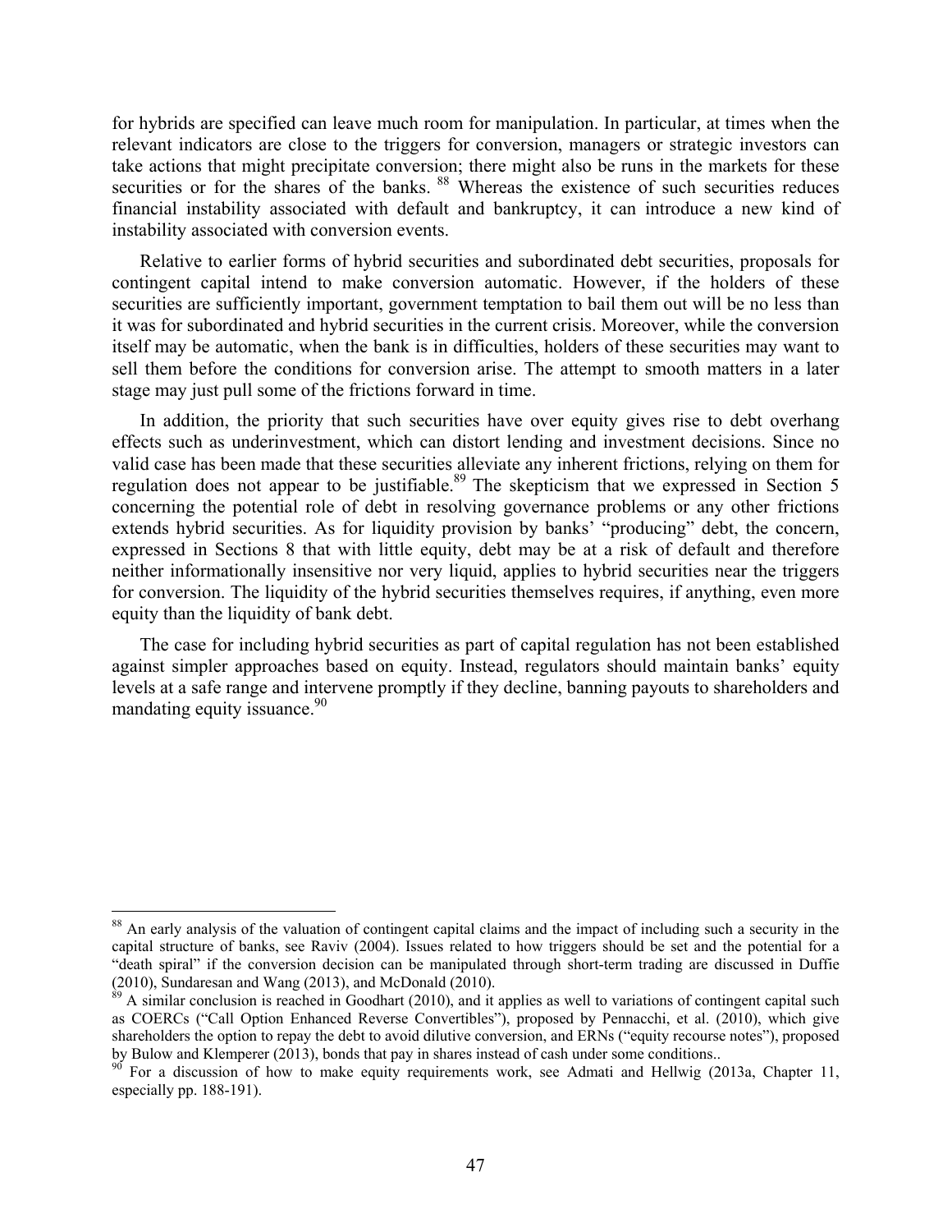for hybrids are specified can leave much room for manipulation. In particular, at times when the relevant indicators are close to the triggers for conversion, managers or strategic investors can take actions that might precipitate conversion; there might also be runs in the markets for these securities or for the shares of the banks. [88] Whereas the existence of such securities reduces financial instability associated with default and bankruptcy, it can introduce a new kind of instability associated with conversion events.

Relative to earlier forms of hybrid securities and subordinated debt securities, proposals for contingent capital intend to make conversion automatic. However, if the holders of these securities are sufficiently important, government temptation to bail them out will be no less than it was for subordinated and hybrid securities in the current crisis. Moreover, while the conversion itself may be automatic, when the bank is in difficulties, holders of these securities may want to sell them before the conditions for conversion arise. The attempt to smooth matters in a later stage may just pull some of the frictions forward in time.

In addition, the priority that such securities have over equity gives rise to debt overhang effects such as underinvestment, which can distort lending and investment decisions. Since no valid case has been made that these securities alleviate any inherent frictions, relying on them for regulation does not appear to be justifiable.[89] The skepticism that we expressed in Section 5 concerning the potential role of debt in resolving governance problems or any other frictions extends hybrid securities. As for liquidity provision by banks' "producing" debt, the concern, expressed in Sections 8 that with little equity, debt may be at a risk of default and therefore neither informationally insensitive nor very liquid, applies to hybrid securities near the triggers for conversion. The liquidity of the hybrid securities themselves requires, if anything, even more equity than the liquidity of bank debt.

The case for including hybrid securities as part of capital regulation has not been established against simpler approaches based on equity. Instead, regulators should maintain banks' equity levels at a safe range and intervene promptly if they decline, banning payouts to shareholders and mandating equity issuance.[90]

---

[88] An early analysis of the valuation of contingent capital claims and the impact of including such a security in the capital structure of banks, see Raviv (2004). Issues related to how triggers should be set and the potential for a "death spiral" if the conversion decision can be manipulated through short-term trading are discussed in Duffie (2010), Sundaresan and Wang (2013), and McDonald (2010).

[89] A similar conclusion is reached in Goodhart (2010), and it applies as well to variations of contingent capital such as COERCs ("Call Option Enhanced Reverse Convertibles"), proposed by Pennacchi, et al. (2010), which give shareholders the option to repay the debt to avoid dilutive conversion, and ERNs ("equity recourse notes"), proposed by Bulow and Klemperer (2013), bonds that pay in shares instead of cash under some conditions..

[90] For a discussion of how to make equity requirements work, see Admati and Hellwig (2013a, Chapter 11, especially pp. 188-191).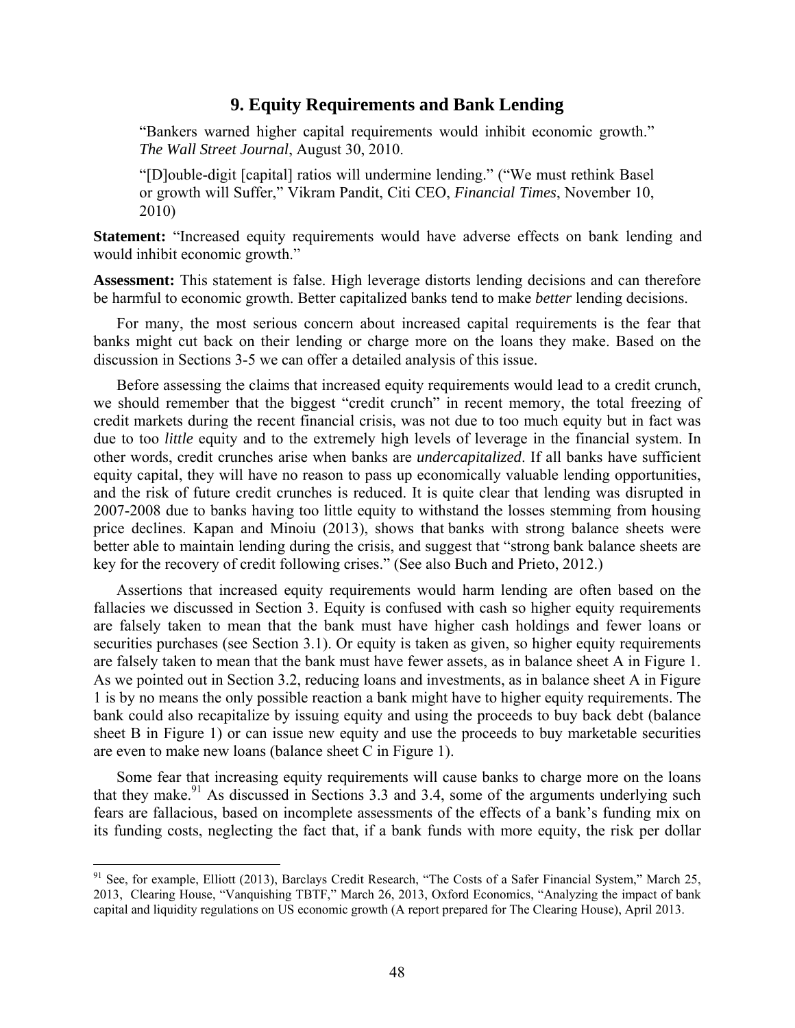## 9. Equity Requirements and Bank Lending

> "Bankers warned higher capital requirements would inhibit economic growth." *The Wall Street Journal*, August 30, 2010.
>
> "[D]ouble-digit [capital] ratios will undermine lending." ("We must rethink Basel or growth will Suffer," Vikram Pandit, Citi CEO, *Financial Times*, November 10, 2010)

**Statement:** "Increased equity requirements would have adverse effects on bank lending and would inhibit economic growth."

**Assessment:** This statement is false. High leverage distorts lending decisions and can therefore be harmful to economic growth. Better capitalized banks tend to make *better* lending decisions.

For many, the most serious concern about increased capital requirements is the fear that banks might cut back on their lending or charge more on the loans they make. Based on the discussion in Sections 3-5 we can offer a detailed analysis of this issue.

Before assessing the claims that increased equity requirements would lead to a credit crunch, we should remember that the biggest "credit crunch" in recent memory, the total freezing of credit markets during the recent financial crisis, was not due to too much equity but in fact was due to too *little* equity and to the extremely high levels of leverage in the financial system. In other words, credit crunches arise when banks are *undercapitalized*. If all banks have sufficient equity capital, they will have no reason to pass up economically valuable lending opportunities, and the risk of future credit crunches is reduced. It is quite clear that lending was disrupted in 2007-2008 due to banks having too little equity to withstand the losses stemming from housing price declines. Kapan and Minoiu (2013), shows that banks with strong balance sheets were better able to maintain lending during the crisis, and suggest that "strong bank balance sheets are key for the recovery of credit following crises." (See also Buch and Prieto, 2012.)

Assertions that increased equity requirements would harm lending are often based on the fallacies we discussed in Section 3. Equity is confused with cash so higher equity requirements are falsely taken to mean that the bank must have higher cash holdings and fewer loans or securities purchases (see Section 3.1). Or equity is taken as given, so higher equity requirements are falsely taken to mean that the bank must have fewer assets, as in balance sheet A in Figure 1. As we pointed out in Section 3.2, reducing loans and investments, as in balance sheet A in Figure 1 is by no means the only possible reaction a bank might have to higher equity requirements. The bank could also recapitalize by issuing equity and using the proceeds to buy back debt (balance sheet B in Figure 1) or can issue new equity and use the proceeds to buy marketable securities are even to make new loans (balance sheet C in Figure 1).

Some fear that increasing equity requirements will cause banks to charge more on the loans that they make.[91] As discussed in Sections 3.3 and 3.4, some of the arguments underlying such fears are fallacious, based on incomplete assessments of the effects of a bank's funding mix on its funding costs, neglecting the fact that, if a bank funds with more equity, the risk per dollar

[91] See, for example, Elliott (2013), Barclays Credit Research, "The Costs of a Safer Financial System," March 25, 2013, Clearing House, "Vanquishing TBTF," March 26, 2013, Oxford Economics, "Analyzing the impact of bank capital and liquidity regulations on US economic growth (A report prepared for The Clearing House), April 2013.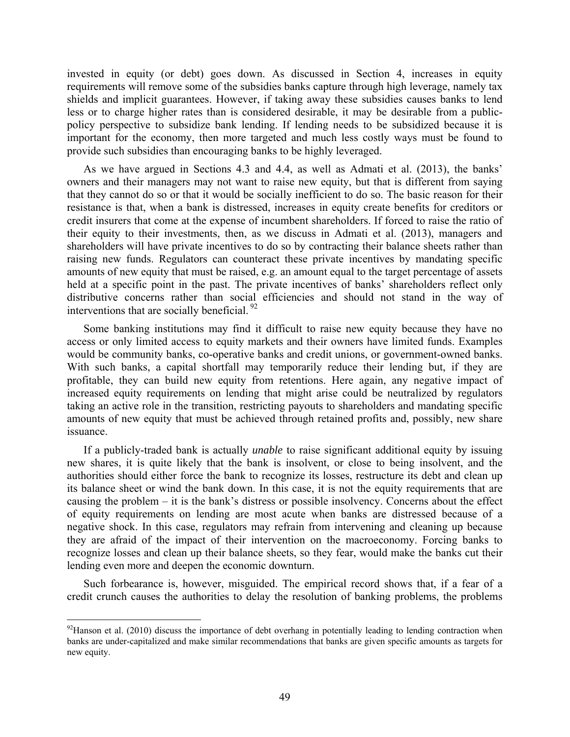invested in equity (or debt) goes down. As discussed in Section 4, increases in equity requirements will remove some of the subsidies banks capture through high leverage, namely tax shields and implicit guarantees. However, if taking away these subsidies causes banks to lend less or to charge higher rates than is considered desirable, it may be desirable from a public-policy perspective to subsidize bank lending. If lending needs to be subsidized because it is important for the economy, then more targeted and much less costly ways must be found to provide such subsidies than encouraging banks to be highly leveraged.

As we have argued in Sections 4.3 and 4.4, as well as Admati et al. (2013), the banks' owners and their managers may not want to raise new equity, but that is different from saying that they cannot do so or that it would be socially inefficient to do so. The basic reason for their resistance is that, when a bank is distressed, increases in equity create benefits for creditors or credit insurers that come at the expense of incumbent shareholders. If forced to raise the ratio of their equity to their investments, then, as we discuss in Admati et al. (2013), managers and shareholders will have private incentives to do so by contracting their balance sheets rather than raising new funds. Regulators can counteract these private incentives by mandating specific amounts of new equity that must be raised, e.g. an amount equal to the target percentage of assets held at a specific point in the past. The private incentives of banks' shareholders reflect only distributive concerns rather than social efficiencies and should not stand in the way of interventions that are socially beneficial. [92]

Some banking institutions may find it difficult to raise new equity because they have no access or only limited access to equity markets and their owners have limited funds. Examples would be community banks, co-operative banks and credit unions, or government-owned banks. With such banks, a capital shortfall may temporarily reduce their lending but, if they are profitable, they can build new equity from retentions. Here again, any negative impact of increased equity requirements on lending that might arise could be neutralized by regulators taking an active role in the transition, restricting payouts to shareholders and mandating specific amounts of new equity that must be achieved through retained profits and, possibly, new share issuance.

If a publicly-traded bank is actually *unable* to raise significant additional equity by issuing new shares, it is quite likely that the bank is insolvent, or close to being insolvent, and the authorities should either force the bank to recognize its losses, restructure its debt and clean up its balance sheet or wind the bank down. In this case, it is not the equity requirements that are causing the problem – it is the bank's distress or possible insolvency. Concerns about the effect of equity requirements on lending are most acute when banks are distressed because of a negative shock. In this case, regulators may refrain from intervening and cleaning up because they are afraid of the impact of their intervention on the macroeconomy. Forcing banks to recognize losses and clean up their balance sheets, so they fear, would make the banks cut their lending even more and deepen the economic downturn.

Such forbearance is, however, misguided. The empirical record shows that, if a fear of a credit crunch causes the authorities to delay the resolution of banking problems, the problems

---

[92] Hanson et al. (2010) discuss the importance of debt overhang in potentially leading to lending contraction when banks are under-capitalized and make similar recommendations that banks are given specific amounts as targets for new equity.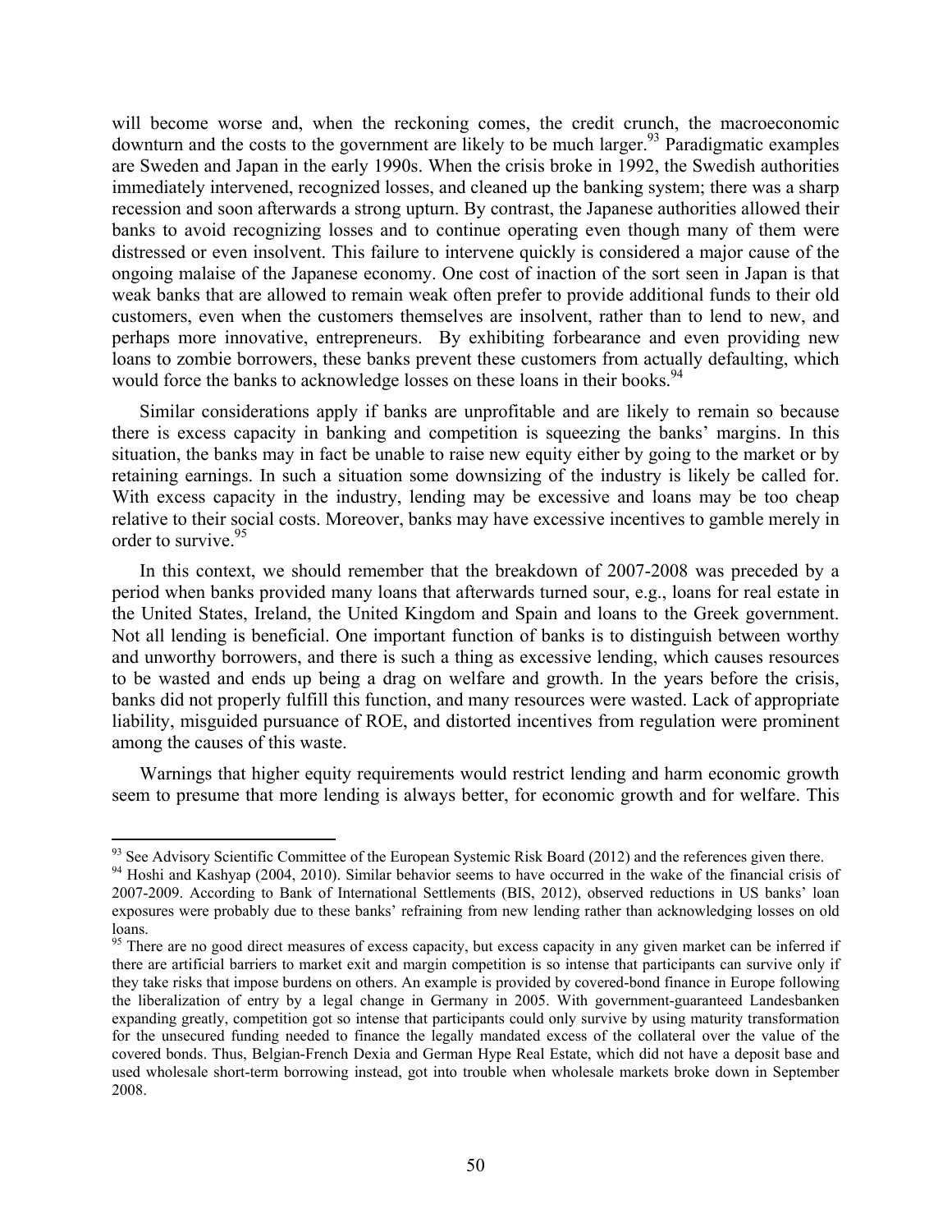will become worse and, when the reckoning comes, the credit crunch, the macroeconomic downturn and the costs to the government are likely to be much larger.[93] Paradigmatic examples are Sweden and Japan in the early 1990s. When the crisis broke in 1992, the Swedish authorities immediately intervened, recognized losses, and cleaned up the banking system; there was a sharp recession and soon afterwards a strong upturn. By contrast, the Japanese authorities allowed their banks to avoid recognizing losses and to continue operating even though many of them were distressed or even insolvent. This failure to intervene quickly is considered a major cause of the ongoing malaise of the Japanese economy. One cost of inaction of the sort seen in Japan is that weak banks that are allowed to remain weak often prefer to provide additional funds to their old customers, even when the customers themselves are insolvent, rather than to lend to new, and perhaps more innovative, entrepreneurs. By exhibiting forbearance and even providing new loans to zombie borrowers, these banks prevent these customers from actually defaulting, which would force the banks to acknowledge losses on these loans in their books.[94]

Similar considerations apply if banks are unprofitable and are likely to remain so because there is excess capacity in banking and competition is squeezing the banks' margins. In this situation, the banks may in fact be unable to raise new equity either by going to the market or by retaining earnings. In such a situation some downsizing of the industry is likely be called for. With excess capacity in the industry, lending may be excessive and loans may be too cheap relative to their social costs. Moreover, banks may have excessive incentives to gamble merely in order to survive.[95]

In this context, we should remember that the breakdown of 2007-2008 was preceded by a period when banks provided many loans that afterwards turned sour, e.g., loans for real estate in the United States, Ireland, the United Kingdom and Spain and loans to the Greek government. Not all lending is beneficial. One important function of banks is to distinguish between worthy and unworthy borrowers, and there is such a thing as excessive lending, which causes resources to be wasted and ends up being a drag on welfare and growth. In the years before the crisis, banks did not properly fulfill this function, and many resources were wasted. Lack of appropriate liability, misguided pursuance of ROE, and distorted incentives from regulation were prominent among the causes of this waste.

Warnings that higher equity requirements would restrict lending and harm economic growth seem to presume that more lending is always better, for economic growth and for welfare. This

---

[93] See Advisory Scientific Committee of the European Systemic Risk Board (2012) and the references given there.

[94] Hoshi and Kashyap (2004, 2010). Similar behavior seems to have occurred in the wake of the financial crisis of 2007-2009. According to Bank of International Settlements (BIS, 2012), observed reductions in US banks' loan exposures were probably due to these banks' refraining from new lending rather than acknowledging losses on old loans.

[95] There are no good direct measures of excess capacity, but excess capacity in any given market can be inferred if there are artificial barriers to market exit and margin competition is so intense that participants can survive only if they take risks that impose burdens on others. An example is provided by covered-bond finance in Europe following the liberalization of entry by a legal change in Germany in 2005. With government-guaranteed Landesbanken expanding greatly, competition got so intense that participants could only survive by using maturity transformation for the unsecured funding needed to finance the legally mandated excess of the collateral over the value of the covered bonds. Thus, Belgian-French Dexia and German Hype Real Estate, which did not have a deposit base and used wholesale short-term borrowing instead, got into trouble when wholesale markets broke down in September 2008.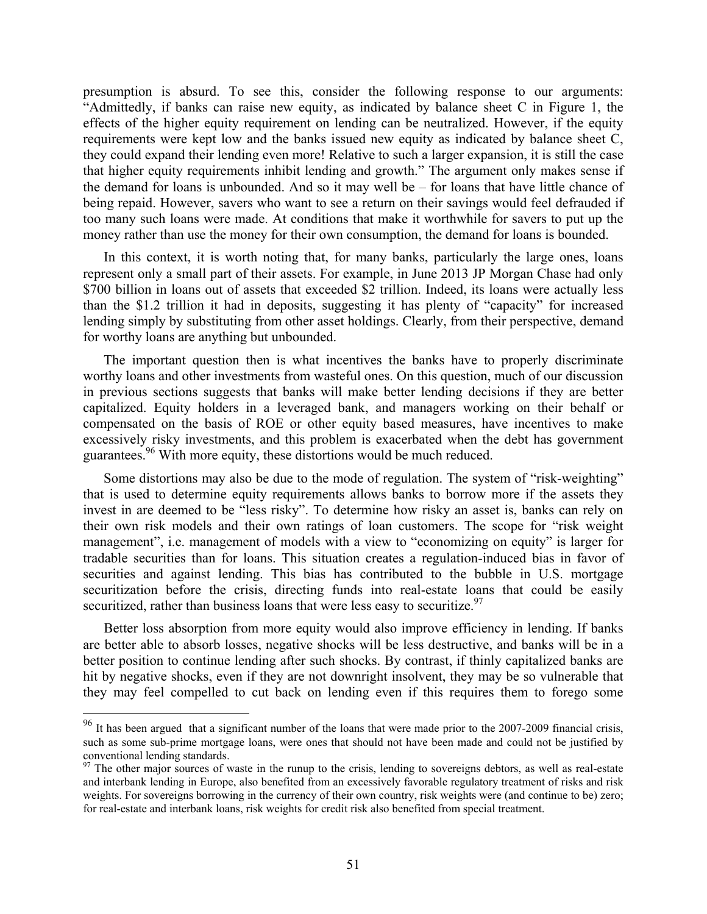presumption is absurd. To see this, consider the following response to our arguments: "Admittedly, if banks can raise new equity, as indicated by balance sheet C in Figure 1, the effects of the higher equity requirement on lending can be neutralized. However, if the equity requirements were kept low and the banks issued new equity as indicated by balance sheet C, they could expand their lending even more! Relative to such a larger expansion, it is still the case that higher equity requirements inhibit lending and growth." The argument only makes sense if the demand for loans is unbounded. And so it may well be – for loans that have little chance of being repaid. However, savers who want to see a return on their savings would feel defrauded if too many such loans were made. At conditions that make it worthwhile for savers to put up the money rather than use the money for their own consumption, the demand for loans is bounded.

In this context, it is worth noting that, for many banks, particularly the large ones, loans represent only a small part of their assets. For example, in June 2013 JP Morgan Chase had only $700 billion in loans out of assets that exceeded $2 trillion. Indeed, its loans were actually less than the $1.2 trillion it had in deposits, suggesting it has plenty of "capacity" for increased lending simply by substituting from other asset holdings. Clearly, from their perspective, demand for worthy loans are anything but unbounded.

The important question then is what incentives the banks have to properly discriminate worthy loans and other investments from wasteful ones. On this question, much of our discussion in previous sections suggests that banks will make better lending decisions if they are better capitalized. Equity holders in a leveraged bank, and managers working on their behalf or compensated on the basis of ROE or other equity based measures, have incentives to make excessively risky investments, and this problem is exacerbated when the debt has government guarantees.[96] With more equity, these distortions would be much reduced.

Some distortions may also be due to the mode of regulation. The system of "risk-weighting" that is used to determine equity requirements allows banks to borrow more if the assets they invest in are deemed to be "less risky". To determine how risky an asset is, banks can rely on their own risk models and their own ratings of loan customers. The scope for "risk weight management", i.e. management of models with a view to "economizing on equity" is larger for tradable securities than for loans. This situation creates a regulation-induced bias in favor of securities and against lending. This bias has contributed to the bubble in U.S. mortgage securitization before the crisis, directing funds into real-estate loans that could be easily securitized, rather than business loans that were less easy to securitize.[97]

Better loss absorption from more equity would also improve efficiency in lending. If banks are better able to absorb losses, negative shocks will be less destructive, and banks will be in a better position to continue lending after such shocks. By contrast, if thinly capitalized banks are hit by negative shocks, even if they are not downright insolvent, they may be so vulnerable that they may feel compelled to cut back on lending even if this requires them to forego some

[96] It has been argued that a significant number of the loans that were made prior to the 2007-2009 financial crisis, such as some sub-prime mortgage loans, were ones that should not have been made and could not be justified by conventional lending standards.

[97] The other major sources of waste in the runup to the crisis, lending to sovereigns debtors, as well as real-estate and interbank lending in Europe, also benefited from an excessively favorable regulatory treatment of risks and risk weights. For sovereigns borrowing in the currency of their own country, risk weights were (and continue to be) zero; for real-estate and interbank loans, risk weights for credit risk also benefited from special treatment.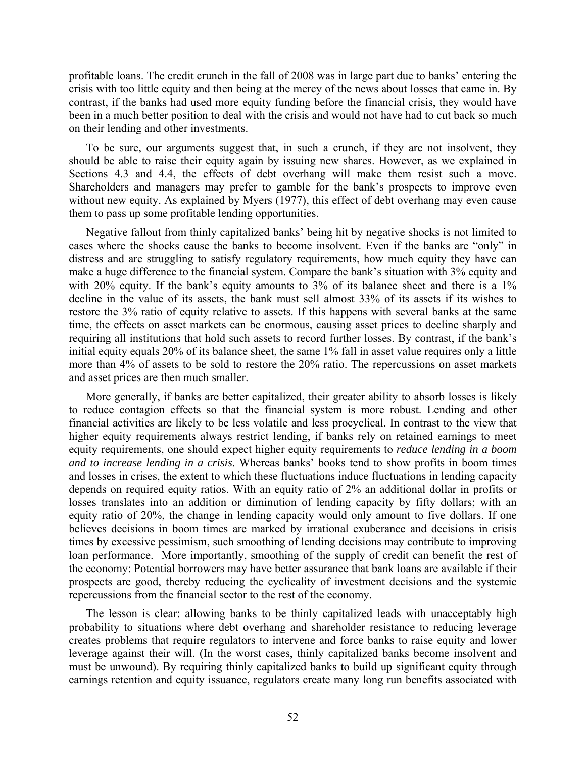profitable loans. The credit crunch in the fall of 2008 was in large part due to banks' entering the crisis with too little equity and then being at the mercy of the news about losses that came in. By contrast, if the banks had used more equity funding before the financial crisis, they would have been in a much better position to deal with the crisis and would not have had to cut back so much on their lending and other investments.

To be sure, our arguments suggest that, in such a crunch, if they are not insolvent, they should be able to raise their equity again by issuing new shares. However, as we explained in Sections 4.3 and 4.4, the effects of debt overhang will make them resist such a move. Shareholders and managers may prefer to gamble for the bank's prospects to improve even without new equity. As explained by Myers (1977), this effect of debt overhang may even cause them to pass up some profitable lending opportunities.

Negative fallout from thinly capitalized banks' being hit by negative shocks is not limited to cases where the shocks cause the banks to become insolvent. Even if the banks are "only" in distress and are struggling to satisfy regulatory requirements, how much equity they have can make a huge difference to the financial system. Compare the bank's situation with 3% equity and with 20% equity. If the bank's equity amounts to 3% of its balance sheet and there is a 1% decline in the value of its assets, the bank must sell almost 33% of its assets if its wishes to restore the 3% ratio of equity relative to assets. If this happens with several banks at the same time, the effects on asset markets can be enormous, causing asset prices to decline sharply and requiring all institutions that hold such assets to record further losses. By contrast, if the bank's initial equity equals 20% of its balance sheet, the same 1% fall in asset value requires only a little more than 4% of assets to be sold to restore the 20% ratio. The repercussions on asset markets and asset prices are then much smaller.

More generally, if banks are better capitalized, their greater ability to absorb losses is likely to reduce contagion effects so that the financial system is more robust. Lending and other financial activities are likely to be less volatile and less procyclical. In contrast to the view that higher equity requirements always restrict lending, if banks rely on retained earnings to meet equity requirements, one should expect higher equity requirements to *reduce lending in a boom and to increase lending in a crisis*. Whereas banks' books tend to show profits in boom times and losses in crises, the extent to which these fluctuations induce fluctuations in lending capacity depends on required equity ratios. With an equity ratio of 2% an additional dollar in profits or losses translates into an addition or diminution of lending capacity by fifty dollars; with an equity ratio of 20%, the change in lending capacity would only amount to five dollars. If one believes decisions in boom times are marked by irrational exuberance and decisions in crisis times by excessive pessimism, such smoothing of lending decisions may contribute to improving loan performance. More importantly, smoothing of the supply of credit can benefit the rest of the economy: Potential borrowers may have better assurance that bank loans are available if their prospects are good, thereby reducing the cyclicality of investment decisions and the systemic repercussions from the financial sector to the rest of the economy.

The lesson is clear: allowing banks to be thinly capitalized leads with unacceptably high probability to situations where debt overhang and shareholder resistance to reducing leverage creates problems that require regulators to intervene and force banks to raise equity and lower leverage against their will. (In the worst cases, thinly capitalized banks become insolvent and must be unwound). By requiring thinly capitalized banks to build up significant equity through earnings retention and equity issuance, regulators create many long run benefits associated with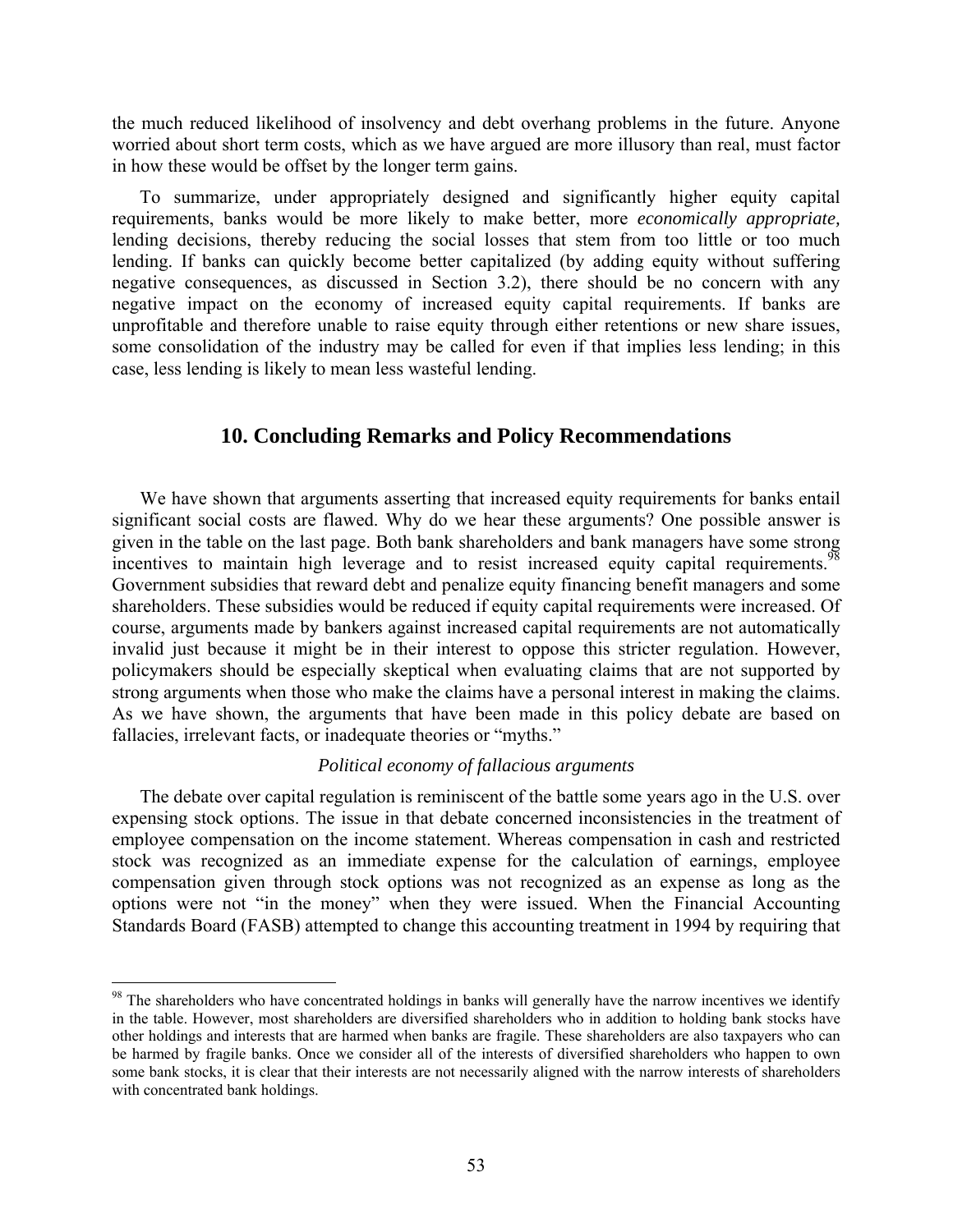the much reduced likelihood of insolvency and debt overhang problems in the future. Anyone worried about short term costs, which as we have argued are more illusory than real, must factor in how these would be offset by the longer term gains.

To summarize, under appropriately designed and significantly higher equity capital requirements, banks would be more likely to make better, more *economically appropriate,* lending decisions, thereby reducing the social losses that stem from too little or too much lending. If banks can quickly become better capitalized (by adding equity without suffering negative consequences, as discussed in Section 3.2), there should be no concern with any negative impact on the economy of increased equity capital requirements. If banks are unprofitable and therefore unable to raise equity through either retentions or new share issues, some consolidation of the industry may be called for even if that implies less lending; in this case, less lending is likely to mean less wasteful lending.

## 10. Concluding Remarks and Policy Recommendations

We have shown that arguments asserting that increased equity requirements for banks entail significant social costs are flawed. Why do we hear these arguments? One possible answer is given in the table on the last page. Both bank shareholders and bank managers have some strong incentives to maintain high leverage and to resist increased equity capital requirements.[98] Government subsidies that reward debt and penalize equity financing benefit managers and some shareholders. These subsidies would be reduced if equity capital requirements were increased. Of course, arguments made by bankers against increased capital requirements are not automatically invalid just because it might be in their interest to oppose this stricter regulation. However, policymakers should be especially skeptical when evaluating claims that are not supported by strong arguments when those who make the claims have a personal interest in making the claims. As we have shown, the arguments that have been made in this policy debate are based on fallacies, irrelevant facts, or inadequate theories or "myths."

*Political economy of fallacious arguments*

The debate over capital regulation is reminiscent of the battle some years ago in the U.S. over expensing stock options. The issue in that debate concerned inconsistencies in the treatment of employee compensation on the income statement. Whereas compensation in cash and restricted stock was recognized as an immediate expense for the calculation of earnings, employee compensation given through stock options was not recognized as an expense as long as the options were not "in the money" when they were issued. When the Financial Accounting Standards Board (FASB) attempted to change this accounting treatment in 1994 by requiring that

[98] The shareholders who have concentrated holdings in banks will generally have the narrow incentives we identify in the table. However, most shareholders are diversified shareholders who in addition to holding bank stocks have other holdings and interests that are harmed when banks are fragile. These shareholders are also taxpayers who can be harmed by fragile banks. Once we consider all of the interests of diversified shareholders who happen to own some bank stocks, it is clear that their interests are not necessarily aligned with the narrow interests of shareholders with concentrated bank holdings.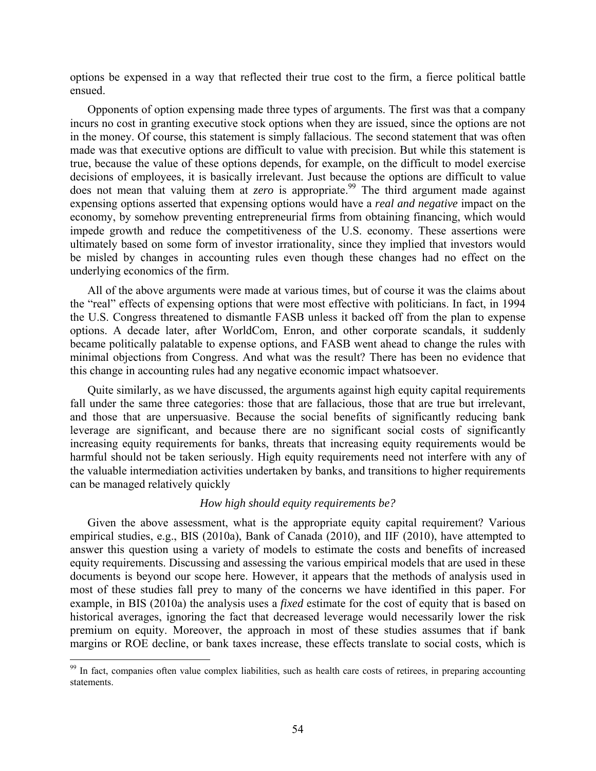options be expensed in a way that reflected their true cost to the firm, a fierce political battle ensued.

Opponents of option expensing made three types of arguments. The first was that a company incurs no cost in granting executive stock options when they are issued, since the options are not in the money. Of course, this statement is simply fallacious. The second statement that was often made was that executive options are difficult to value with precision. But while this statement is true, because the value of these options depends, for example, on the difficult to model exercise decisions of employees, it is basically irrelevant. Just because the options are difficult to value does not mean that valuing them at *zero* is appropriate.[99] The third argument made against expensing options asserted that expensing options would have a *real and negative* impact on the economy, by somehow preventing entrepreneurial firms from obtaining financing, which would impede growth and reduce the competitiveness of the U.S. economy. These assertions were ultimately based on some form of investor irrationality, since they implied that investors would be misled by changes in accounting rules even though these changes had no effect on the underlying economics of the firm.

All of the above arguments were made at various times, but of course it was the claims about the "real" effects of expensing options that were most effective with politicians. In fact, in 1994 the U.S. Congress threatened to dismantle FASB unless it backed off from the plan to expense options. A decade later, after WorldCom, Enron, and other corporate scandals, it suddenly became politically palatable to expense options, and FASB went ahead to change the rules with minimal objections from Congress. And what was the result? There has been no evidence that this change in accounting rules had any negative economic impact whatsoever.

Quite similarly, as we have discussed, the arguments against high equity capital requirements fall under the same three categories: those that are fallacious, those that are true but irrelevant, and those that are unpersuasive. Because the social benefits of significantly reducing bank leverage are significant, and because there are no significant social costs of significantly increasing equity requirements for banks, threats that increasing equity requirements would be harmful should not be taken seriously. High equity requirements need not interfere with any of the valuable intermediation activities undertaken by banks, and transitions to higher requirements can be managed relatively quickly

*How high should equity requirements be?*

Given the above assessment, what is the appropriate equity capital requirement? Various empirical studies, e.g., BIS (2010a), Bank of Canada (2010), and IIF (2010), have attempted to answer this question using a variety of models to estimate the costs and benefits of increased equity requirements. Discussing and assessing the various empirical models that are used in these documents is beyond our scope here. However, it appears that the methods of analysis used in most of these studies fall prey to many of the concerns we have identified in this paper. For example, in BIS (2010a) the analysis uses a *fixed* estimate for the cost of equity that is based on historical averages, ignoring the fact that decreased leverage would necessarily lower the risk premium on equity. Moreover, the approach in most of these studies assumes that if bank margins or ROE decline, or bank taxes increase, these effects translate to social costs, which is

[99] In fact, companies often value complex liabilities, such as health care costs of retirees, in preparing accounting statements.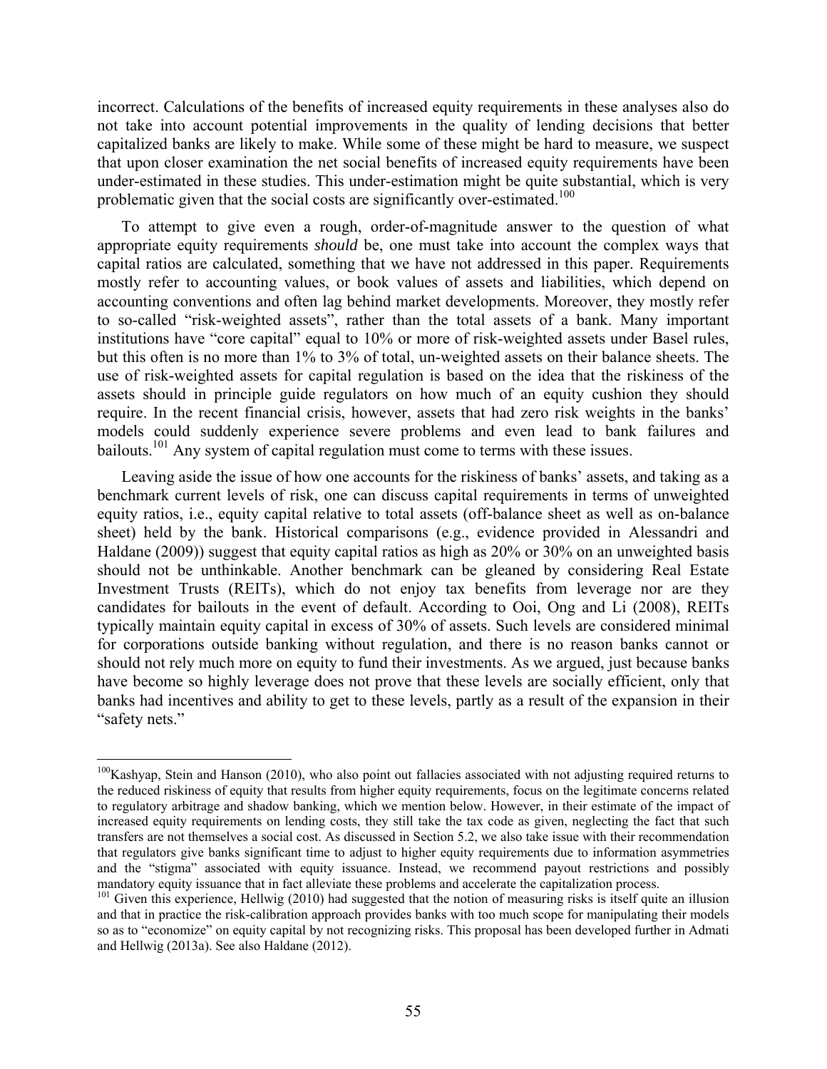incorrect. Calculations of the benefits of increased equity requirements in these analyses also do not take into account potential improvements in the quality of lending decisions that better capitalized banks are likely to make. While some of these might be hard to measure, we suspect that upon closer examination the net social benefits of increased equity requirements have been under-estimated in these studies. This under-estimation might be quite substantial, which is very problematic given that the social costs are significantly over-estimated.[100]

To attempt to give even a rough, order-of-magnitude answer to the question of what appropriate equity requirements *should* be, one must take into account the complex ways that capital ratios are calculated, something that we have not addressed in this paper. Requirements mostly refer to accounting values, or book values of assets and liabilities, which depend on accounting conventions and often lag behind market developments. Moreover, they mostly refer to so-called "risk-weighted assets", rather than the total assets of a bank. Many important institutions have "core capital" equal to 10% or more of risk-weighted assets under Basel rules, but this often is no more than 1% to 3% of total, un-weighted assets on their balance sheets. The use of risk-weighted assets for capital regulation is based on the idea that the riskiness of the assets should in principle guide regulators on how much of an equity cushion they should require. In the recent financial crisis, however, assets that had zero risk weights in the banks' models could suddenly experience severe problems and even lead to bank failures and bailouts.[101] Any system of capital regulation must come to terms with these issues.

Leaving aside the issue of how one accounts for the riskiness of banks' assets, and taking as a benchmark current levels of risk, one can discuss capital requirements in terms of unweighted equity ratios, i.e., equity capital relative to total assets (off-balance sheet as well as on-balance sheet) held by the bank. Historical comparisons (e.g., evidence provided in Alessandri and Haldane (2009)) suggest that equity capital ratios as high as 20% or 30% on an unweighted basis should not be unthinkable. Another benchmark can be gleaned by considering Real Estate Investment Trusts (REITs), which do not enjoy tax benefits from leverage nor are they candidates for bailouts in the event of default. According to Ooi, Ong and Li (2008), REITs typically maintain equity capital in excess of 30% of assets. Such levels are considered minimal for corporations outside banking without regulation, and there is no reason banks cannot or should not rely much more on equity to fund their investments. As we argued, just because banks have become so highly leverage does not prove that these levels are socially efficient, only that banks had incentives and ability to get to these levels, partly as a result of the expansion in their "safety nets."

---

[100] Kashyap, Stein and Hanson (2010), who also point out fallacies associated with not adjusting required returns to the reduced riskiness of equity that results from higher equity requirements, focus on the legitimate concerns related to regulatory arbitrage and shadow banking, which we mention below. However, in their estimate of the impact of increased equity requirements on lending costs, they still take the tax code as given, neglecting the fact that such transfers are not themselves a social cost. As discussed in Section 5.2, we also take issue with their recommendation that regulators give banks significant time to adjust to higher equity requirements due to information asymmetries and the "stigma" associated with equity issuance. Instead, we recommend payout restrictions and possibly mandatory equity issuance that in fact alleviate these problems and accelerate the capitalization process.

[101] Given this experience, Hellwig (2010) had suggested that the notion of measuring risks is itself quite an illusion and that in practice the risk-calibration approach provides banks with too much scope for manipulating their models so as to "economize" on equity capital by not recognizing risks. This proposal has been developed further in Admati and Hellwig (2013a). See also Haldane (2012).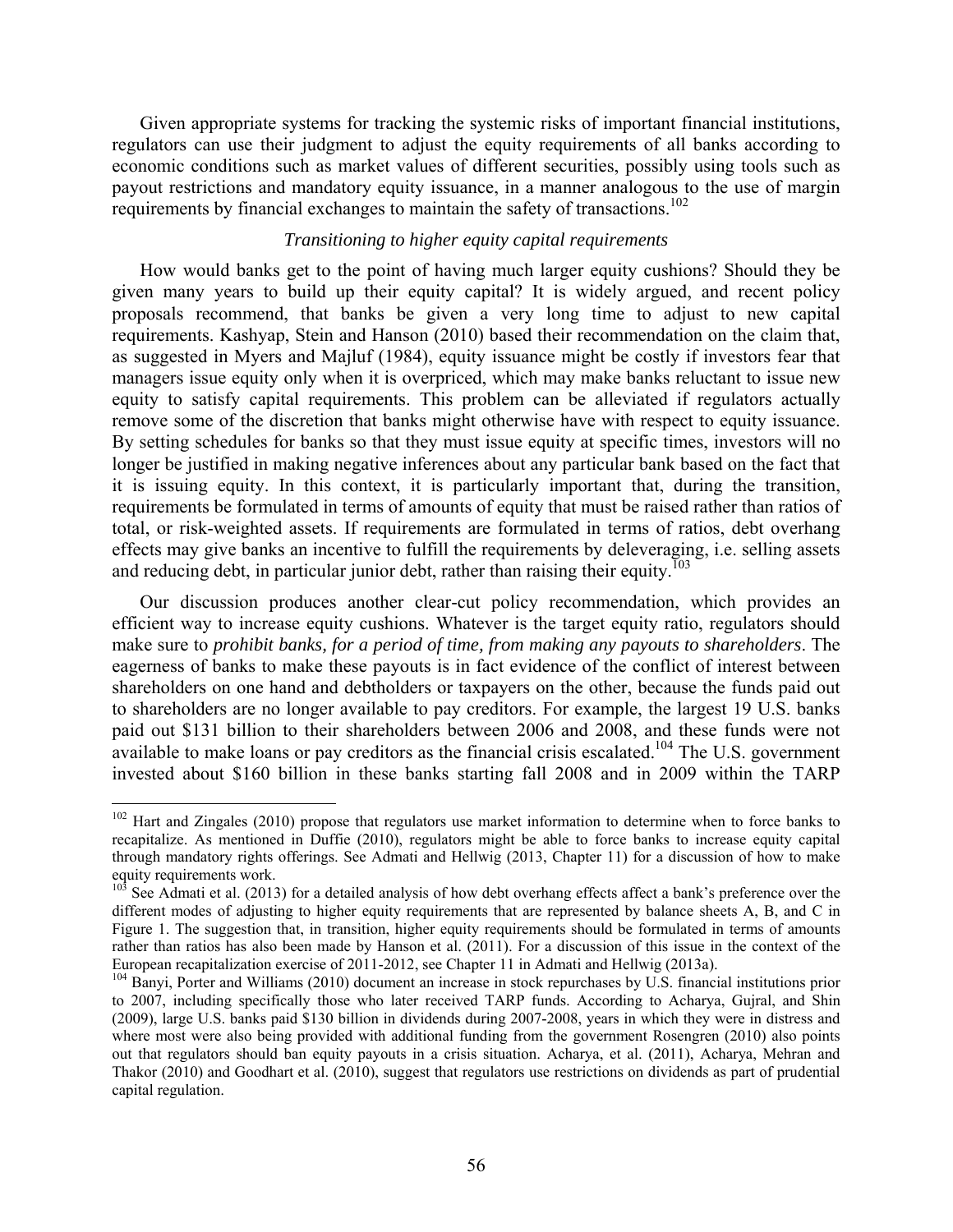Given appropriate systems for tracking the systemic risks of important financial institutions, regulators can use their judgment to adjust the equity requirements of all banks according to economic conditions such as market values of different securities, possibly using tools such as payout restrictions and mandatory equity issuance, in a manner analogous to the use of margin requirements by financial exchanges to maintain the safety of transactions.[102]

### *Transitioning to higher equity capital requirements*

How would banks get to the point of having much larger equity cushions? Should they be given many years to build up their equity capital? It is widely argued, and recent policy proposals recommend, that banks be given a very long time to adjust to new capital requirements. Kashyap, Stein and Hanson (2010) based their recommendation on the claim that, as suggested in Myers and Majluf (1984), equity issuance might be costly if investors fear that managers issue equity only when it is overpriced, which may make banks reluctant to issue new equity to satisfy capital requirements. This problem can be alleviated if regulators actually remove some of the discretion that banks might otherwise have with respect to equity issuance. By setting schedules for banks so that they must issue equity at specific times, investors will no longer be justified in making negative inferences about any particular bank based on the fact that it is issuing equity. In this context, it is particularly important that, during the transition, requirements be formulated in terms of amounts of equity that must be raised rather than ratios of total, or risk-weighted assets. If requirements are formulated in terms of ratios, debt overhang effects may give banks an incentive to fulfill the requirements by deleveraging, i.e. selling assets and reducing debt, in particular junior debt, rather than raising their equity.[103]

Our discussion produces another clear-cut policy recommendation, which provides an efficient way to increase equity cushions. Whatever is the target equity ratio, regulators should make sure to *prohibit banks, for a period of time, from making any payouts to shareholders*. The eagerness of banks to make these payouts is in fact evidence of the conflict of interest between shareholders on one hand and debtholders or taxpayers on the other, because the funds paid out to shareholders are no longer available to pay creditors. For example, the largest 19 U.S. banks paid out $131 billion to their shareholders between 2006 and 2008, and these funds were not available to make loans or pay creditors as the financial crisis escalated.[104] The U.S. government invested about $160 billion in these banks starting fall 2008 and in 2009 within the TARP

---

[102] Hart and Zingales (2010) propose that regulators use market information to determine when to force banks to recapitalize. As mentioned in Duffie (2010), regulators might be able to force banks to increase equity capital through mandatory rights offerings. See Admati and Hellwig (2013, Chapter 11) for a discussion of how to make equity requirements work.

[103] See Admati et al. (2013) for a detailed analysis of how debt overhang effects affect a bank's preference over the different modes of adjusting to higher equity requirements that are represented by balance sheets A, B, and C in Figure 1. The suggestion that, in transition, higher equity requirements should be formulated in terms of amounts rather than ratios has also been made by Hanson et al. (2011). For a discussion of this issue in the context of the European recapitalization exercise of 2011-2012, see Chapter 11 in Admati and Hellwig (2013a).

[104] Banyi, Porter and Williams (2010) document an increase in stock repurchases by U.S. financial institutions prior to 2007, including specifically those who later received TARP funds. According to Acharya, Gujral, and Shin (2009), large U.S. banks paid $130 billion in dividends during 2007-2008, years in which they were in distress and where most were also being provided with additional funding from the government Rosengren (2010) also points out that regulators should ban equity payouts in a crisis situation. Acharya, et al. (2011), Acharya, Mehran and Thakor (2010) and Goodhart et al. (2010), suggest that regulators use restrictions on dividends as part of prudential capital regulation.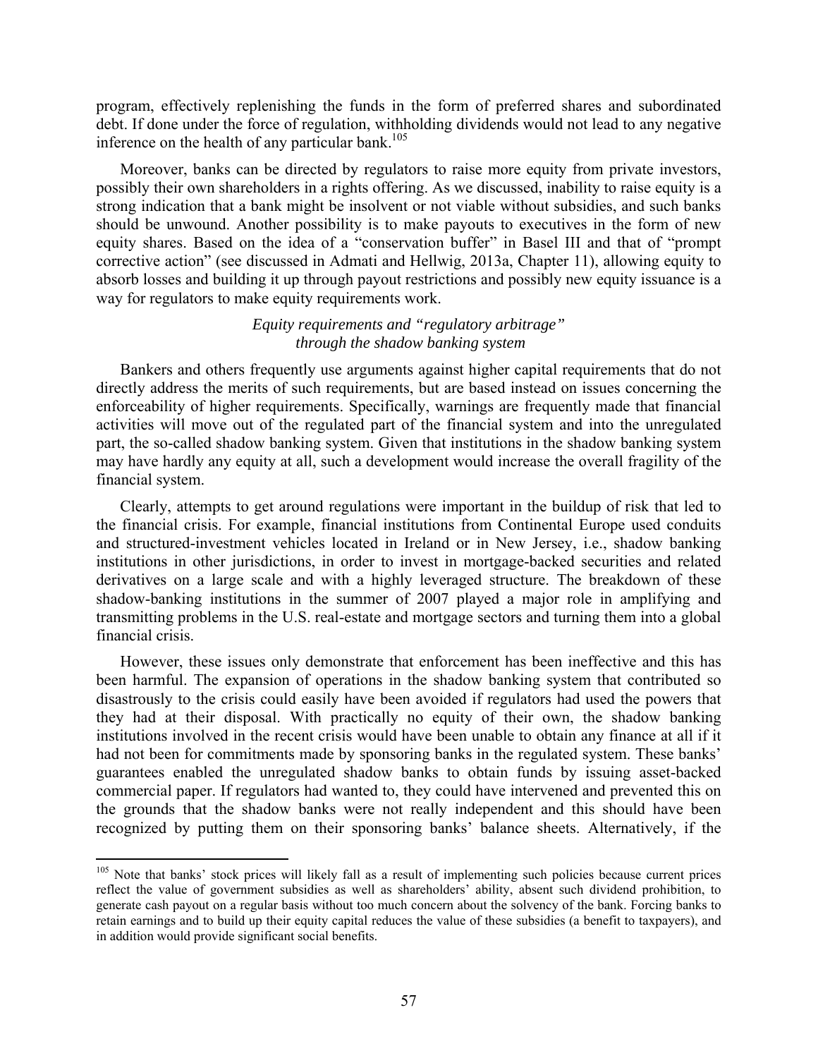program, effectively replenishing the funds in the form of preferred shares and subordinated debt. If done under the force of regulation, withholding dividends would not lead to any negative inference on the health of any particular bank.[105]

Moreover, banks can be directed by regulators to raise more equity from private investors, possibly their own shareholders in a rights offering. As we discussed, inability to raise equity is a strong indication that a bank might be insolvent or not viable without subsidies, and such banks should be unwound. Another possibility is to make payouts to executives in the form of new equity shares. Based on the idea of a "conservation buffer" in Basel III and that of "prompt corrective action" (see discussed in Admati and Hellwig, 2013a, Chapter 11), allowing equity to absorb losses and building it up through payout restrictions and possibly new equity issuance is a way for regulators to make equity requirements work.

### *Equity requirements and "regulatory arbitrage" through the shadow banking system*

Bankers and others frequently use arguments against higher capital requirements that do not directly address the merits of such requirements, but are based instead on issues concerning the enforceability of higher requirements. Specifically, warnings are frequently made that financial activities will move out of the regulated part of the financial system and into the unregulated part, the so-called shadow banking system. Given that institutions in the shadow banking system may have hardly any equity at all, such a development would increase the overall fragility of the financial system.

Clearly, attempts to get around regulations were important in the buildup of risk that led to the financial crisis. For example, financial institutions from Continental Europe used conduits and structured-investment vehicles located in Ireland or in New Jersey, i.e., shadow banking institutions in other jurisdictions, in order to invest in mortgage-backed securities and related derivatives on a large scale and with a highly leveraged structure. The breakdown of these shadow-banking institutions in the summer of 2007 played a major role in amplifying and transmitting problems in the U.S. real-estate and mortgage sectors and turning them into a global financial crisis.

However, these issues only demonstrate that enforcement has been ineffective and this has been harmful. The expansion of operations in the shadow banking system that contributed so disastrously to the crisis could easily have been avoided if regulators had used the powers that they had at their disposal. With practically no equity of their own, the shadow banking institutions involved in the recent crisis would have been unable to obtain any finance at all if it had not been for commitments made by sponsoring banks in the regulated system. These banks' guarantees enabled the unregulated shadow banks to obtain funds by issuing asset-backed commercial paper. If regulators had wanted to, they could have intervened and prevented this on the grounds that the shadow banks were not really independent and this should have been recognized by putting them on their sponsoring banks' balance sheets. Alternatively, if the

[105] Note that banks' stock prices will likely fall as a result of implementing such policies because current prices reflect the value of government subsidies as well as shareholders' ability, absent such dividend prohibition, to generate cash payout on a regular basis without too much concern about the solvency of the bank. Forcing banks to retain earnings and to build up their equity capital reduces the value of these subsidies (a benefit to taxpayers), and in addition would provide significant social benefits.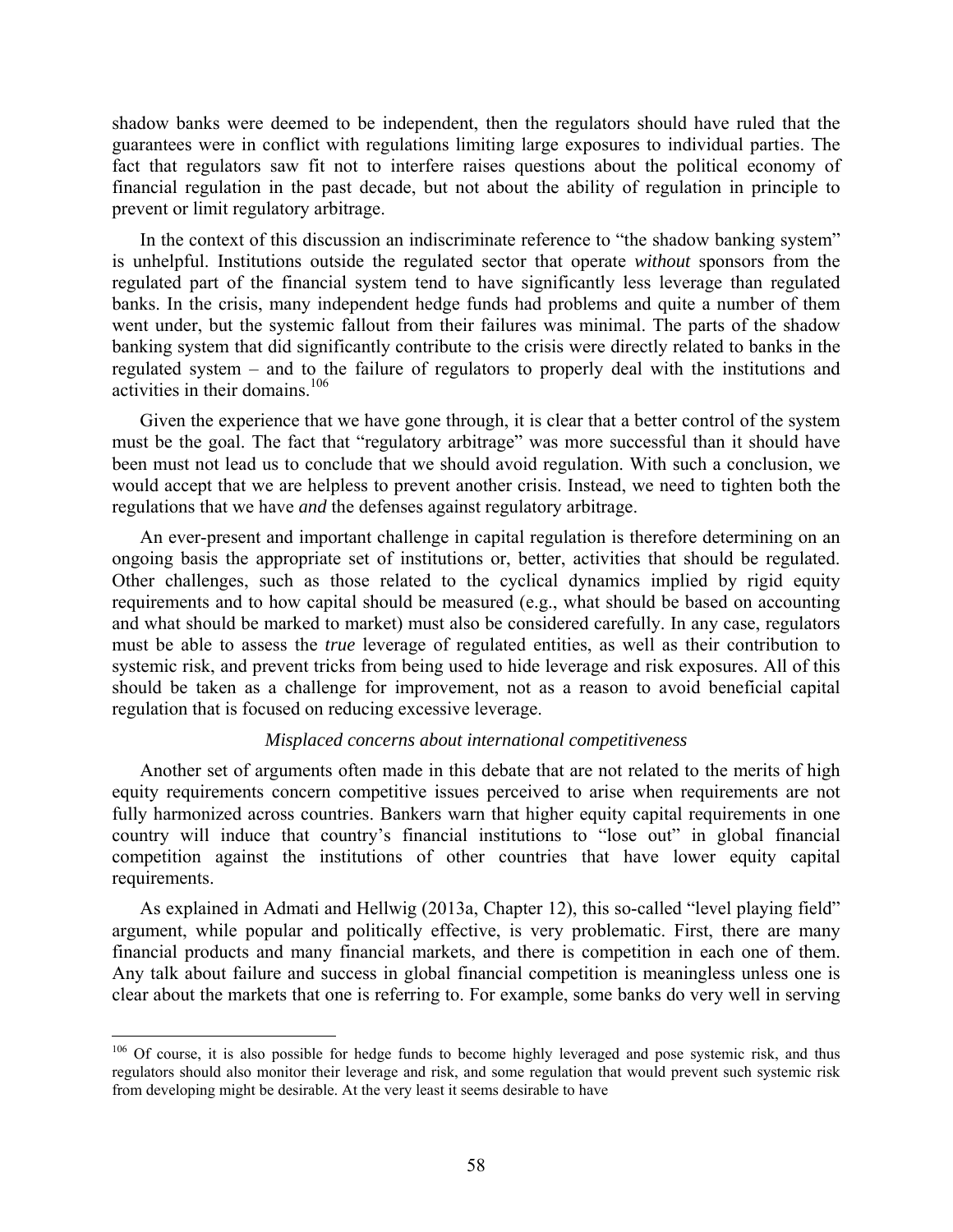shadow banks were deemed to be independent, then the regulators should have ruled that the guarantees were in conflict with regulations limiting large exposures to individual parties. The fact that regulators saw fit not to interfere raises questions about the political economy of financial regulation in the past decade, but not about the ability of regulation in principle to prevent or limit regulatory arbitrage.

In the context of this discussion an indiscriminate reference to "the shadow banking system" is unhelpful. Institutions outside the regulated sector that operate *without* sponsors from the regulated part of the financial system tend to have significantly less leverage than regulated banks. In the crisis, many independent hedge funds had problems and quite a number of them went under, but the systemic fallout from their failures was minimal. The parts of the shadow banking system that did significantly contribute to the crisis were directly related to banks in the regulated system – and to the failure of regulators to properly deal with the institutions and activities in their domains.[106]

Given the experience that we have gone through, it is clear that a better control of the system must be the goal. The fact that "regulatory arbitrage" was more successful than it should have been must not lead us to conclude that we should avoid regulation. With such a conclusion, we would accept that we are helpless to prevent another crisis. Instead, we need to tighten both the regulations that we have *and* the defenses against regulatory arbitrage.

An ever-present and important challenge in capital regulation is therefore determining on an ongoing basis the appropriate set of institutions or, better, activities that should be regulated. Other challenges, such as those related to the cyclical dynamics implied by rigid equity requirements and to how capital should be measured (e.g., what should be based on accounting and what should be marked to market) must also be considered carefully. In any case, regulators must be able to assess the *true* leverage of regulated entities, as well as their contribution to systemic risk, and prevent tricks from being used to hide leverage and risk exposures. All of this should be taken as a challenge for improvement, not as a reason to avoid beneficial capital regulation that is focused on reducing excessive leverage.

*Misplaced concerns about international competitiveness*

Another set of arguments often made in this debate that are not related to the merits of high equity requirements concern competitive issues perceived to arise when requirements are not fully harmonized across countries. Bankers warn that higher equity capital requirements in one country will induce that country's financial institutions to "lose out" in global financial competition against the institutions of other countries that have lower equity capital requirements.

As explained in Admati and Hellwig (2013a, Chapter 12), this so-called "level playing field" argument, while popular and politically effective, is very problematic. First, there are many financial products and many financial markets, and there is competition in each one of them. Any talk about failure and success in global financial competition is meaningless unless one is clear about the markets that one is referring to. For example, some banks do very well in serving

[106] Of course, it is also possible for hedge funds to become highly leveraged and pose systemic risk, and thus regulators should also monitor their leverage and risk, and some regulation that would prevent such systemic risk from developing might be desirable. At the very least it seems desirable to have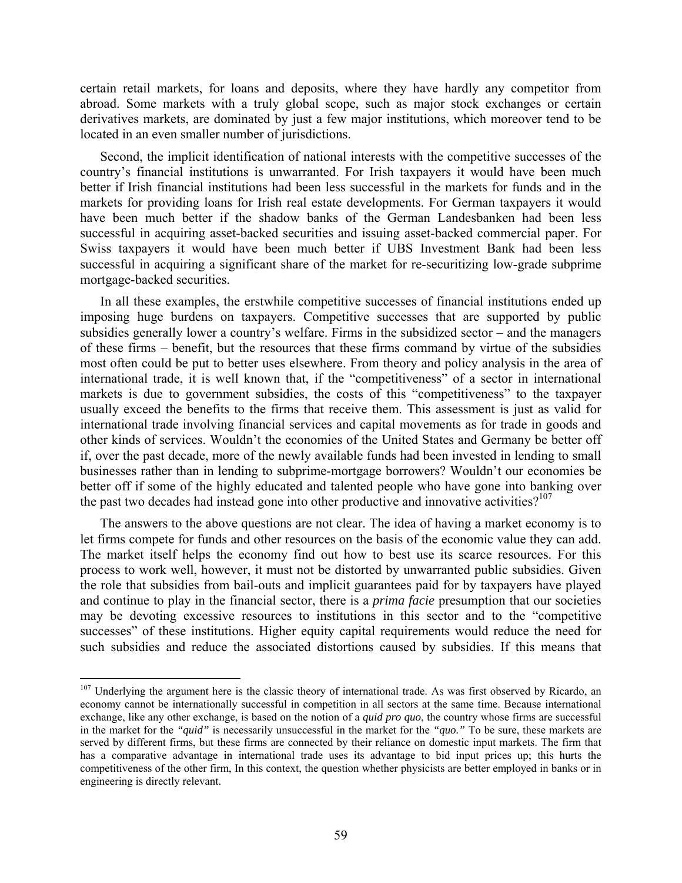certain retail markets, for loans and deposits, where they have hardly any competitor from abroad. Some markets with a truly global scope, such as major stock exchanges or certain derivatives markets, are dominated by just a few major institutions, which moreover tend to be located in an even smaller number of jurisdictions.

Second, the implicit identification of national interests with the competitive successes of the country's financial institutions is unwarranted. For Irish taxpayers it would have been much better if Irish financial institutions had been less successful in the markets for funds and in the markets for providing loans for Irish real estate developments. For German taxpayers it would have been much better if the shadow banks of the German Landesbanken had been less successful in acquiring asset-backed securities and issuing asset-backed commercial paper. For Swiss taxpayers it would have been much better if UBS Investment Bank had been less successful in acquiring a significant share of the market for re-securitizing low-grade subprime mortgage-backed securities.

In all these examples, the erstwhile competitive successes of financial institutions ended up imposing huge burdens on taxpayers. Competitive successes that are supported by public subsidies generally lower a country's welfare. Firms in the subsidized sector – and the managers of these firms – benefit, but the resources that these firms command by virtue of the subsidies most often could be put to better uses elsewhere. From theory and policy analysis in the area of international trade, it is well known that, if the "competitiveness" of a sector in international markets is due to government subsidies, the costs of this "competitiveness" to the taxpayer usually exceed the benefits to the firms that receive them. This assessment is just as valid for international trade involving financial services and capital movements as for trade in goods and other kinds of services. Wouldn't the economies of the United States and Germany be better off if, over the past decade, more of the newly available funds had been invested in lending to small businesses rather than in lending to subprime-mortgage borrowers? Wouldn't our economies be better off if some of the highly educated and talented people who have gone into banking over the past two decades had instead gone into other productive and innovative activities?[107]

The answers to the above questions are not clear. The idea of having a market economy is to let firms compete for funds and other resources on the basis of the economic value they can add. The market itself helps the economy find out how to best use its scarce resources. For this process to work well, however, it must not be distorted by unwarranted public subsidies. Given the role that subsidies from bail-outs and implicit guarantees paid for by taxpayers have played and continue to play in the financial sector, there is a *prima facie* presumption that our societies may be devoting excessive resources to institutions in this sector and to the "competitive successes" of these institutions. Higher equity capital requirements would reduce the need for such subsidies and reduce the associated distortions caused by subsidies. If this means that

---

[107] Underlying the argument here is the classic theory of international trade. As was first observed by Ricardo, an economy cannot be internationally successful in competition in all sectors at the same time. Because international exchange, like any other exchange, is based on the notion of a *quid pro quo*, the country whose firms are successful in the market for the *"quid"* is necessarily unsuccessful in the market for the *"quo."* To be sure, these markets are served by different firms, but these firms are connected by their reliance on domestic input markets. The firm that has a comparative advantage in international trade uses its advantage to bid input prices up; this hurts the competitiveness of the other firm, In this context, the question whether physicists are better employed in banks or in engineering is directly relevant.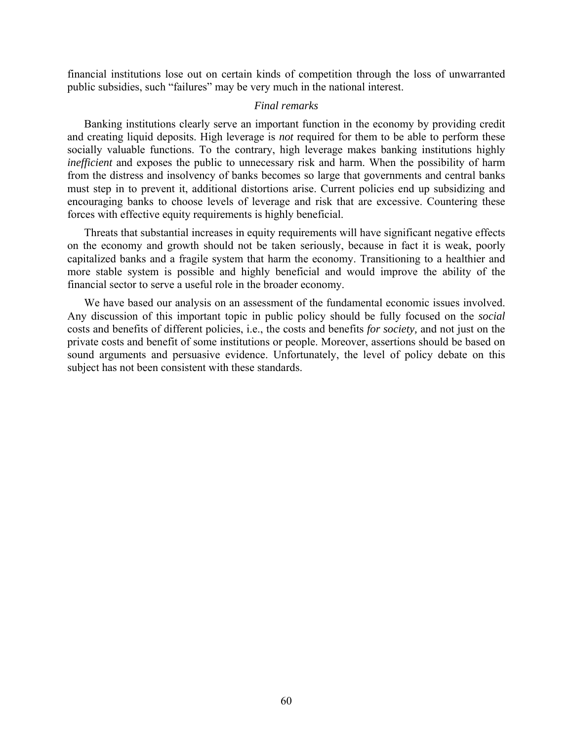financial institutions lose out on certain kinds of competition through the loss of unwarranted public subsidies, such "failures" may be very much in the national interest.

### *Final remarks*

Banking institutions clearly serve an important function in the economy by providing credit and creating liquid deposits. High leverage is *not* required for them to be able to perform these socially valuable functions. To the contrary, high leverage makes banking institutions highly *inefficient* and exposes the public to unnecessary risk and harm. When the possibility of harm from the distress and insolvency of banks becomes so large that governments and central banks must step in to prevent it, additional distortions arise. Current policies end up subsidizing and encouraging banks to choose levels of leverage and risk that are excessive. Countering these forces with effective equity requirements is highly beneficial.

Threats that substantial increases in equity requirements will have significant negative effects on the economy and growth should not be taken seriously, because in fact it is weak, poorly capitalized banks and a fragile system that harm the economy. Transitioning to a healthier and more stable system is possible and highly beneficial and would improve the ability of the financial sector to serve a useful role in the broader economy.

We have based our analysis on an assessment of the fundamental economic issues involved. Any discussion of this important topic in public policy should be fully focused on the *social* costs and benefits of different policies, i.e., the costs and benefits *for society,* and not just on the private costs and benefit of some institutions or people. Moreover, assertions should be based on sound arguments and persuasive evidence. Unfortunately, the level of policy debate on this subject has not been consistent with these standards.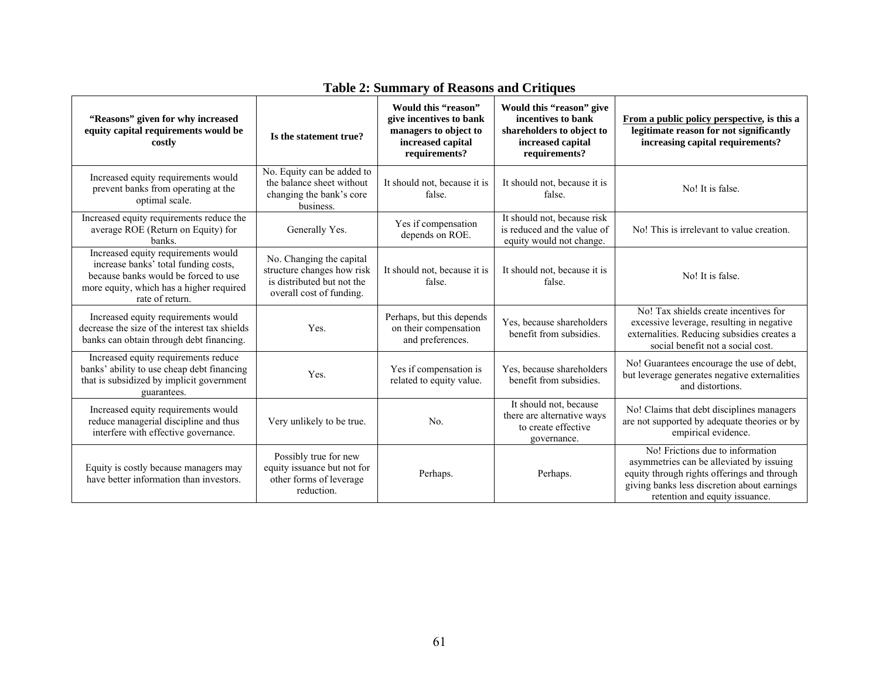**Table 2: Summary of Reasons and Critiques**

| "Reasons" given for why increased equity capital requirements would be costly | Is the statement true? | Would this "reason" give incentives to bank managers to object to increased capital requirements? | Would this "reason" give incentives to bank shareholders to object to increased capital requirements? | From a public policy perspective, is this a legitimate reason for not significantly increasing capital requirements? |
|---|---|---|---|---|
| Increased equity requirements would prevent banks from operating at the optimal scale. | No. Equity can be added to the balance sheet without changing the bank's core business. | It should not, because it is false. | It should not, because it is false. | No! It is false. |
| Increased equity requirements reduce the average ROE (Return on Equity) for banks. | Generally Yes. | Yes if compensation depends on ROE. | It should not, because risk is reduced and the value of equity would not change. | No! This is irrelevant to value creation. |
| Increased equity requirements would increase banks' total funding costs, because banks would be forced to use more equity, which has a higher required rate of return. | No. Changing the capital structure changes how risk is distributed but not the overall cost of funding. | It should not, because it is false. | It should not, because it is false. | No! It is false. |
| Increased equity requirements would decrease the size of the interest tax shields banks can obtain through debt financing. | Yes. | Perhaps, but this depends on their compensation and preferences. | Yes, because shareholders benefit from subsidies. | No! Tax shields create incentives for excessive leverage, resulting in negative externalities. Reducing subsidies creates a social benefit not a social cost. |
| Increased equity requirements reduce banks' ability to use cheap debt financing that is subsidized by implicit government guarantees. | Yes. | Yes if compensation is related to equity value. | Yes, because shareholders benefit from subsidies. | No! Guarantees encourage the use of debt, but leverage generates negative externalities and distortions. |
| Increased equity requirements would reduce managerial discipline and thus interfere with effective governance. | Very unlikely to be true. | No. | It should not, because there are alternative ways to create effective governance. | No! Claims that debt disciplines managers are not supported by adequate theories or by empirical evidence. |
| Equity is costly because managers may have better information than investors. | Possibly true for new equity issuance but not for other forms of leverage reduction. | Perhaps. | Perhaps. | No! Frictions due to information asymmetries can be alleviated by issuing equity through rights offerings and through giving banks less discretion about earnings retention and equity issuance. |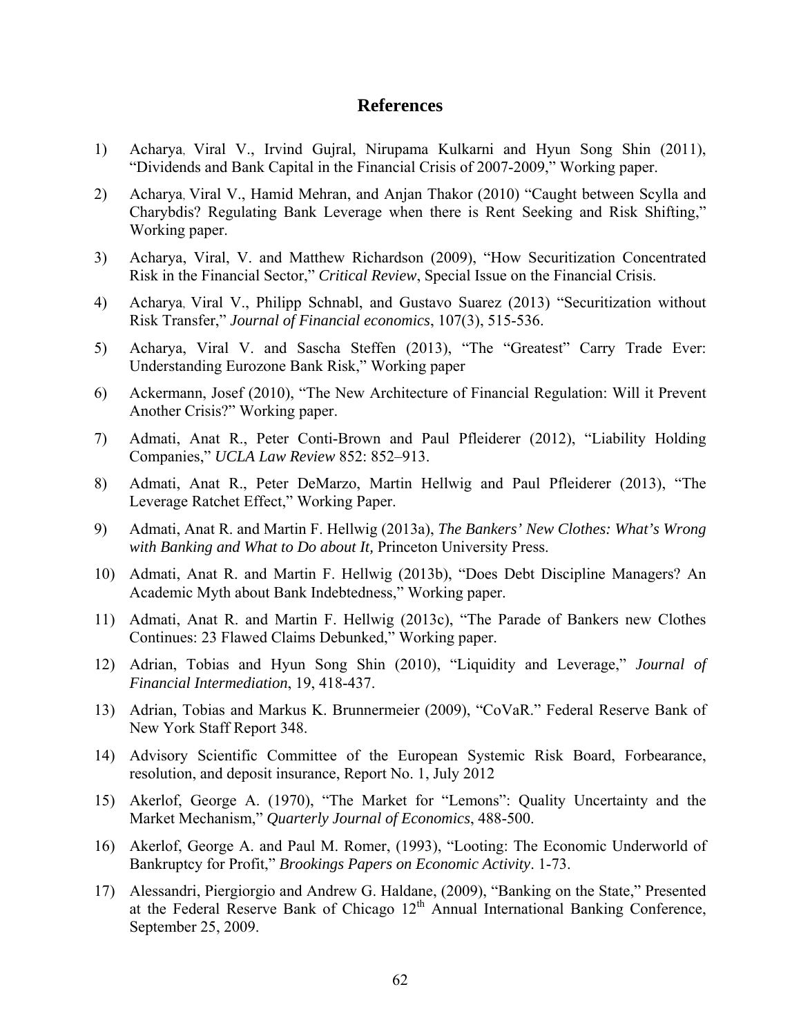## References

1) Acharya, Viral V., Irvind Gujral, Nirupama Kulkarni and Hyun Song Shin (2011), "Dividends and Bank Capital in the Financial Crisis of 2007-2009," Working paper.

2) Acharya, Viral V., Hamid Mehran, and Anjan Thakor (2010) "Caught between Scylla and Charybdis? Regulating Bank Leverage when there is Rent Seeking and Risk Shifting," Working paper.

3) Acharya, Viral, V. and Matthew Richardson (2009), "How Securitization Concentrated Risk in the Financial Sector," *Critical Review*, Special Issue on the Financial Crisis.

4) Acharya, Viral V., Philipp Schnabl, and Gustavo Suarez (2013) "Securitization without Risk Transfer," *Journal of Financial economics*, 107(3), 515-536.

5) Acharya, Viral V. and Sascha Steffen (2013), "The "Greatest" Carry Trade Ever: Understanding Eurozone Bank Risk," Working paper

6) Ackermann, Josef (2010), "The New Architecture of Financial Regulation: Will it Prevent Another Crisis?" Working paper.

7) Admati, Anat R., Peter Conti-Brown and Paul Pfleiderer (2012), "Liability Holding Companies," *UCLA Law Review* 852: 852–913.

8) Admati, Anat R., Peter DeMarzo, Martin Hellwig and Paul Pfleiderer (2013), "The Leverage Ratchet Effect," Working Paper.

9) Admati, Anat R. and Martin F. Hellwig (2013a), *The Bankers' New Clothes: What's Wrong with Banking and What to Do about It,* Princeton University Press.

10) Admati, Anat R. and Martin F. Hellwig (2013b), "Does Debt Discipline Managers? An Academic Myth about Bank Indebtedness," Working paper.

11) Admati, Anat R. and Martin F. Hellwig (2013c), "The Parade of Bankers new Clothes Continues: 23 Flawed Claims Debunked," Working paper.

12) Adrian, Tobias and Hyun Song Shin (2010), "Liquidity and Leverage," *Journal of Financial Intermediation*, 19, 418-437.

13) Adrian, Tobias and Markus K. Brunnermeier (2009), "CoVaR." Federal Reserve Bank of New York Staff Report 348.

14) Advisory Scientific Committee of the European Systemic Risk Board, Forbearance, resolution, and deposit insurance, Report No. 1, July 2012

15) Akerlof, George A. (1970), "The Market for "Lemons": Quality Uncertainty and the Market Mechanism," *Quarterly Journal of Economics*, 488-500.

16) Akerlof, George A. and Paul M. Romer, (1993), "Looting: The Economic Underworld of Bankruptcy for Profit," *Brookings Papers on Economic Activity*. 1-73.

17) Alessandri, Piergiorgio and Andrew G. Haldane, (2009), "Banking on the State," Presented at the Federal Reserve Bank of Chicago 12th Annual International Banking Conference, September 25, 2009.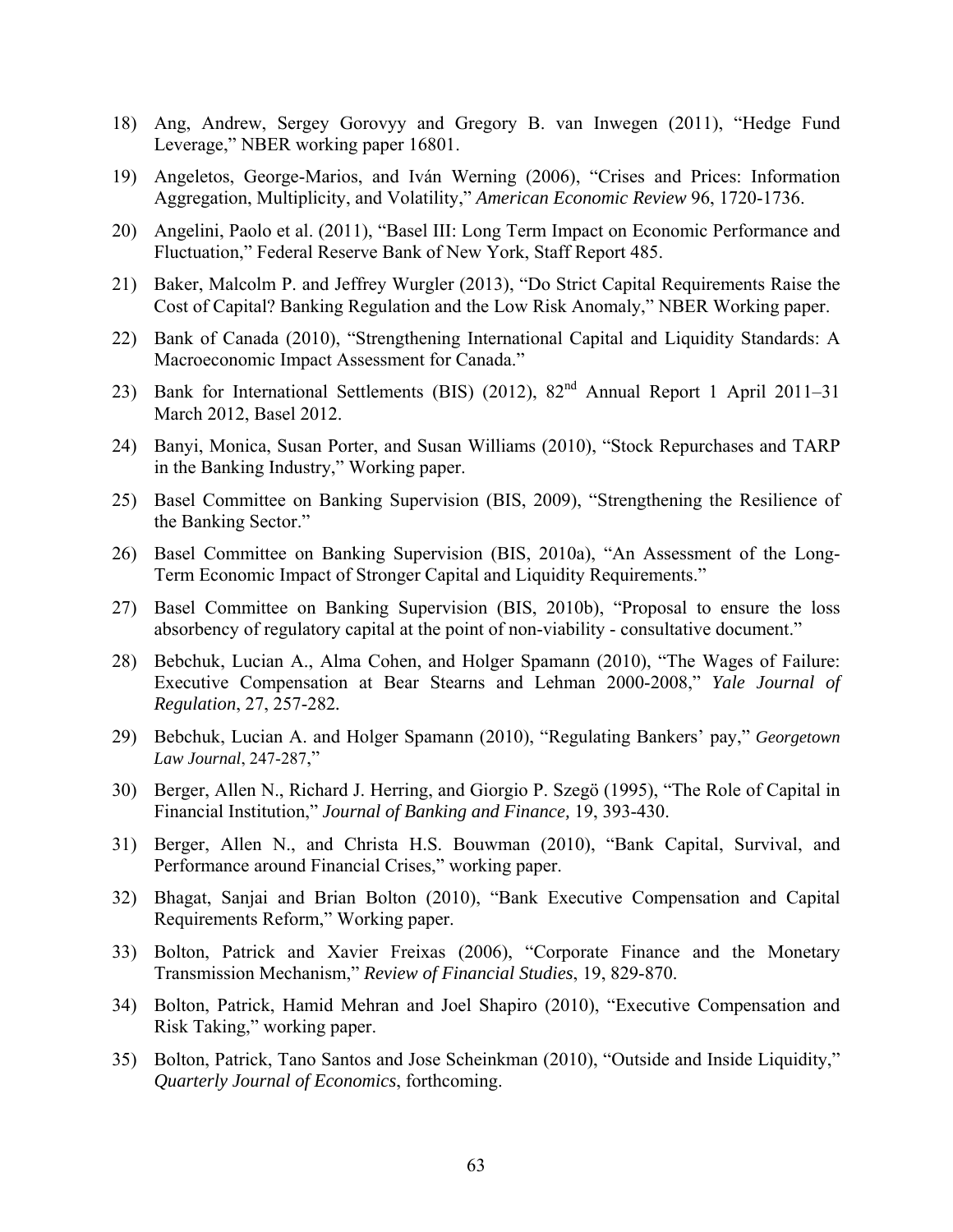18) Ang, Andrew, Sergey Gorovyy and Gregory B. van Inwegen (2011), "Hedge Fund Leverage," NBER working paper 16801.

19) Angeletos, George-Marios, and Iván Werning (2006), "Crises and Prices: Information Aggregation, Multiplicity, and Volatility," *American Economic Review* 96, 1720-1736.

20) Angelini, Paolo et al. (2011), "Basel III: Long Term Impact on Economic Performance and Fluctuation," Federal Reserve Bank of New York, Staff Report 485.

21) Baker, Malcolm P. and Jeffrey Wurgler (2013), "Do Strict Capital Requirements Raise the Cost of Capital? Banking Regulation and the Low Risk Anomaly," NBER Working paper.

22) Bank of Canada (2010), "Strengthening International Capital and Liquidity Standards: A Macroeconomic Impact Assessment for Canada."

23) Bank for International Settlements (BIS) (2012), 82nd Annual Report 1 April 2011–31 March 2012, Basel 2012.

24) Banyi, Monica, Susan Porter, and Susan Williams (2010), "Stock Repurchases and TARP in the Banking Industry," Working paper.

25) Basel Committee on Banking Supervision (BIS, 2009), "Strengthening the Resilience of the Banking Sector."

26) Basel Committee on Banking Supervision (BIS, 2010a), "An Assessment of the Long-Term Economic Impact of Stronger Capital and Liquidity Requirements."

27) Basel Committee on Banking Supervision (BIS, 2010b), "Proposal to ensure the loss absorbency of regulatory capital at the point of non-viability - consultative document."

28) Bebchuk, Lucian A., Alma Cohen, and Holger Spamann (2010), "The Wages of Failure: Executive Compensation at Bear Stearns and Lehman 2000-2008," *Yale Journal of Regulation*, 27, 257-282.

29) Bebchuk, Lucian A. and Holger Spamann (2010), "Regulating Bankers' pay," *Georgetown Law Journal*, 247-287,"

30) Berger, Allen N., Richard J. Herring, and Giorgio P. Szegö (1995), "The Role of Capital in Financial Institution," *Journal of Banking and Finance,* 19, 393-430.

31) Berger, Allen N., and Christa H.S. Bouwman (2010), "Bank Capital, Survival, and Performance around Financial Crises," working paper.

32) Bhagat, Sanjai and Brian Bolton (2010), "Bank Executive Compensation and Capital Requirements Reform," Working paper.

33) Bolton, Patrick and Xavier Freixas (2006), "Corporate Finance and the Monetary Transmission Mechanism," *Review of Financial Studies*, 19, 829-870.

34) Bolton, Patrick, Hamid Mehran and Joel Shapiro (2010), "Executive Compensation and Risk Taking," working paper.

35) Bolton, Patrick, Tano Santos and Jose Scheinkman (2010), "Outside and Inside Liquidity," *Quarterly Journal of Economics*, forthcoming.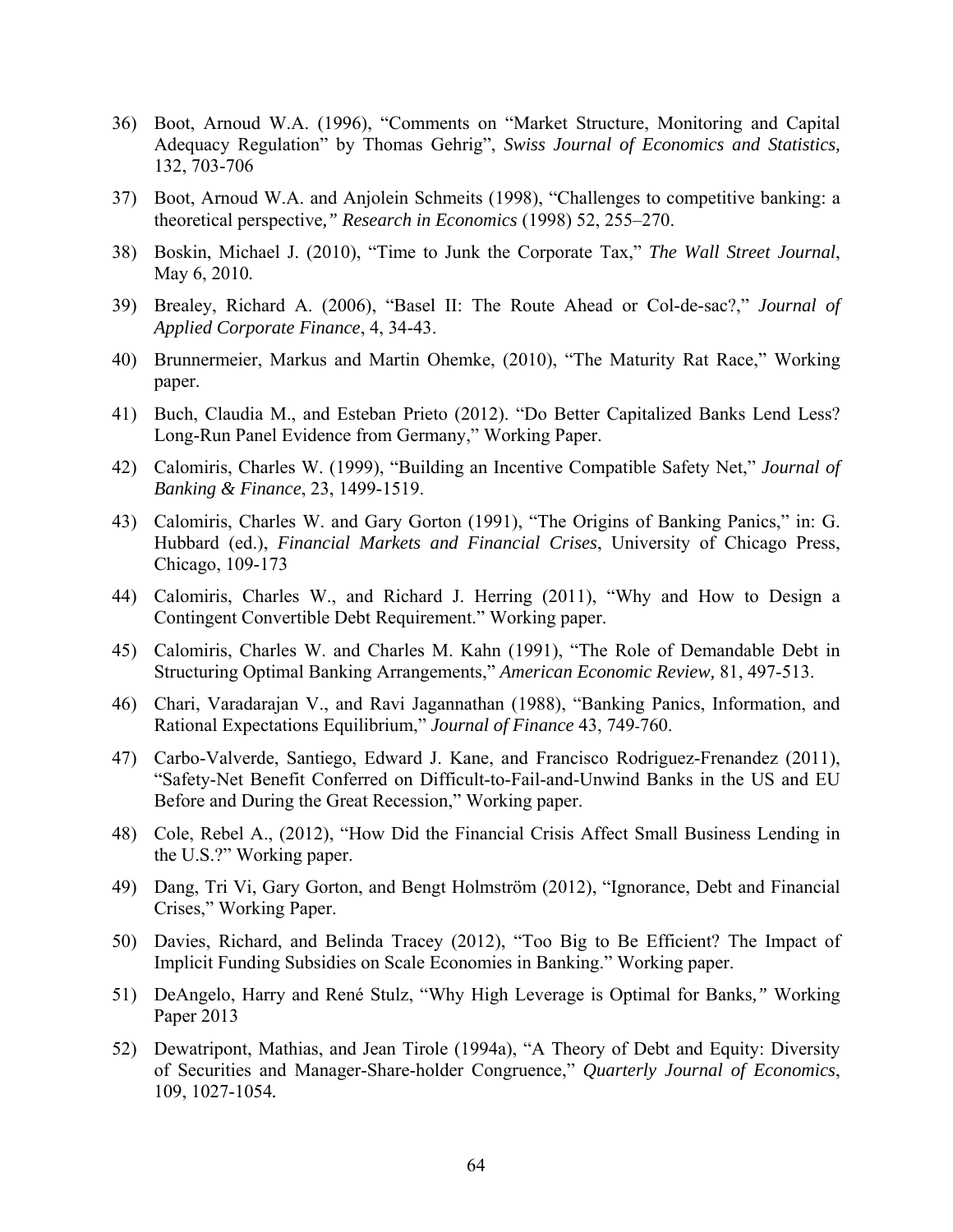36) Boot, Arnoud W.A. (1996), "Comments on "Market Structure, Monitoring and Capital Adequacy Regulation" by Thomas Gehrig", *Swiss Journal of Economics and Statistics,* 132, 703-706

37) Boot, Arnoud W.A. and Anjolein Schmeits (1998), "Challenges to competitive banking: a theoretical perspective*," Research in Economics* (1998) 52, 255–270.

38) Boskin, Michael J. (2010), "Time to Junk the Corporate Tax," *The Wall Street Journal*, May 6, 2010*.*

39) Brealey, Richard A. (2006), "Basel II: The Route Ahead or Col-de-sac?," *Journal of Applied Corporate Finance*, 4, 34-43.

40) Brunnermeier, Markus and Martin Ohemke, (2010), "The Maturity Rat Race," Working paper.

41) Buch, Claudia M., and Esteban Prieto (2012). "Do Better Capitalized Banks Lend Less? Long-Run Panel Evidence from Germany," Working Paper.

42) Calomiris, Charles W. (1999), "Building an Incentive Compatible Safety Net," *Journal of Banking & Finance*, 23, 1499-1519.

43) Calomiris, Charles W. and Gary Gorton (1991), "The Origins of Banking Panics," in: G. Hubbard (ed.), *Financial Markets and Financial Crises*, University of Chicago Press, Chicago, 109-173

44) Calomiris, Charles W., and Richard J. Herring (2011), "Why and How to Design a Contingent Convertible Debt Requirement." Working paper.

45) Calomiris, Charles W. and Charles M. Kahn (1991), "The Role of Demandable Debt in Structuring Optimal Banking Arrangements," *American Economic Review,* 81, 497-513.

46) Chari, Varadarajan V., and Ravi Jagannathan (1988), "Banking Panics, Information, and Rational Expectations Equilibrium," *Journal of Finance* 43, 749-760.

47) Carbo-Valverde, Santiego, Edward J. Kane, and Francisco Rodriguez-Frenandez (2011), "Safety-Net Benefit Conferred on Difficult-to-Fail-and-Unwind Banks in the US and EU Before and During the Great Recession," Working paper.

48) Cole, Rebel A., (2012), "How Did the Financial Crisis Affect Small Business Lending in the U.S.?" Working paper.

49) Dang, Tri Vi, Gary Gorton, and Bengt Holmström (2012), "Ignorance, Debt and Financial Crises," Working Paper.

50) Davies, Richard, and Belinda Tracey (2012), "Too Big to Be Efficient? The Impact of Implicit Funding Subsidies on Scale Economies in Banking." Working paper.

51) DeAngelo, Harry and René Stulz, "Why High Leverage is Optimal for Banks*,"* Working Paper 2013

52) Dewatripont, Mathias, and Jean Tirole (1994a), "A Theory of Debt and Equity: Diversity of Securities and Manager-Share-holder Congruence," *Quarterly Journal of Economics*, 109, 1027-1054*.*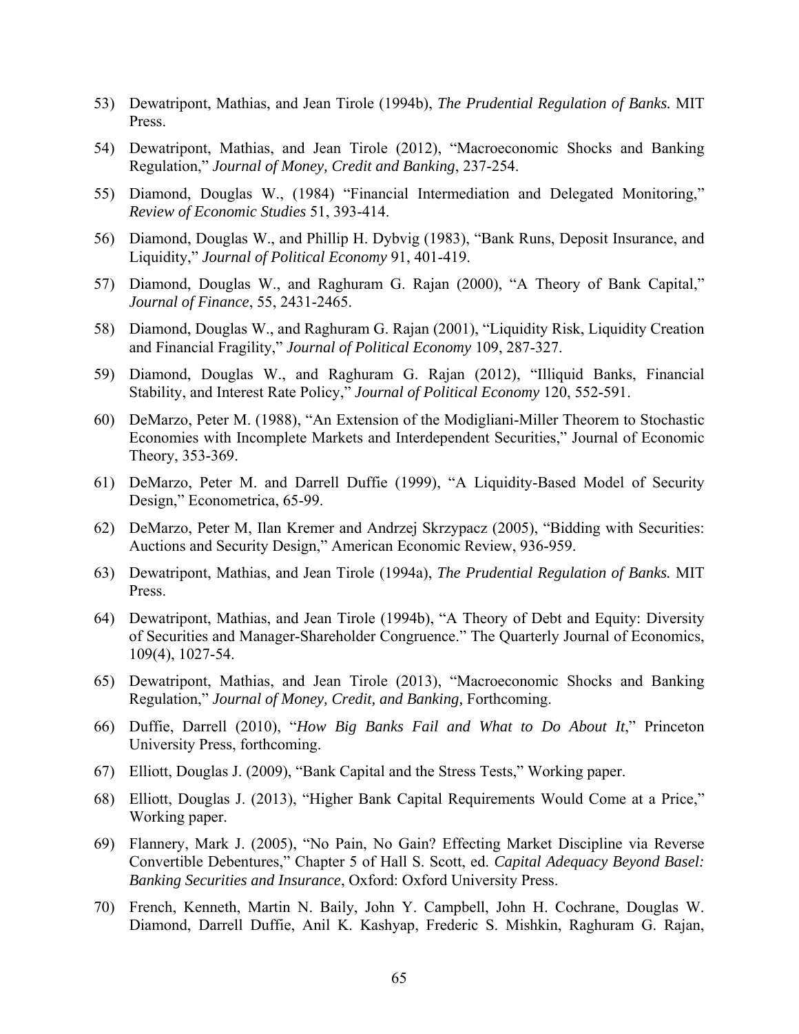53) Dewatripont, Mathias, and Jean Tirole (1994b), *The Prudential Regulation of Banks.* MIT Press.

54) Dewatripont, Mathias, and Jean Tirole (2012), "Macroeconomic Shocks and Banking Regulation," *Journal of Money, Credit and Banking*, 237-254.

55) Diamond, Douglas W., (1984) "Financial Intermediation and Delegated Monitoring," *Review of Economic Studies* 51, 393-414.

56) Diamond, Douglas W., and Phillip H. Dybvig (1983), "Bank Runs, Deposit Insurance, and Liquidity," *Journal of Political Economy* 91, 401-419.

57) Diamond, Douglas W., and Raghuram G. Rajan (2000), "A Theory of Bank Capital," *Journal of Finance*, 55, 2431-2465.

58) Diamond, Douglas W., and Raghuram G. Rajan (2001), "Liquidity Risk, Liquidity Creation and Financial Fragility," *Journal of Political Economy* 109, 287-327.

59) Diamond, Douglas W., and Raghuram G. Rajan (2012), "Illiquid Banks, Financial Stability, and Interest Rate Policy," *Journal of Political Economy* 120, 552-591.

60) DeMarzo, Peter M. (1988), "An Extension of the Modigliani-Miller Theorem to Stochastic Economies with Incomplete Markets and Interdependent Securities," Journal of Economic Theory, 353-369.

61) DeMarzo, Peter M. and Darrell Duffie (1999), "A Liquidity-Based Model of Security Design," Econometrica, 65-99.

62) DeMarzo, Peter M, Ilan Kremer and Andrzej Skrzypacz (2005), "Bidding with Securities: Auctions and Security Design," American Economic Review, 936-959.

63) Dewatripont, Mathias, and Jean Tirole (1994a), *The Prudential Regulation of Banks.* MIT Press.

64) Dewatripont, Mathias, and Jean Tirole (1994b), "A Theory of Debt and Equity: Diversity of Securities and Manager-Shareholder Congruence." The Quarterly Journal of Economics, 109(4), 1027-54.

65) Dewatripont, Mathias, and Jean Tirole (2013), "Macroeconomic Shocks and Banking Regulation," *Journal of Money, Credit, and Banking,* Forthcoming.

66) Duffie, Darrell (2010), "*How Big Banks Fail and What to Do About It*," Princeton University Press, forthcoming.

67) Elliott, Douglas J. (2009), "Bank Capital and the Stress Tests," Working paper.

68) Elliott, Douglas J. (2013), "Higher Bank Capital Requirements Would Come at a Price," Working paper.

69) Flannery, Mark J. (2005), "No Pain, No Gain? Effecting Market Discipline via Reverse Convertible Debentures," Chapter 5 of Hall S. Scott, ed. *Capital Adequacy Beyond Basel: Banking Securities and Insurance*, Oxford: Oxford University Press.

70) French, Kenneth, Martin N. Baily, John Y. Campbell, John H. Cochrane, Douglas W. Diamond, Darrell Duffie, Anil K. Kashyap, Frederic S. Mishkin, Raghuram G. Rajan,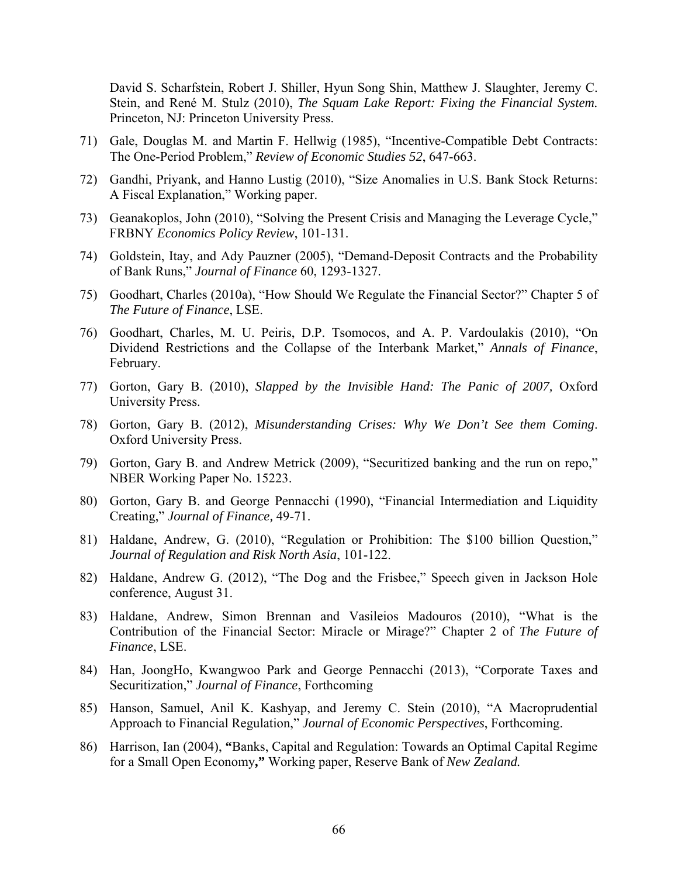David S. Scharfstein, Robert J. Shiller, Hyun Song Shin, Matthew J. Slaughter, Jeremy C. Stein, and René M. Stulz (2010), *The Squam Lake Report: Fixing the Financial System.* Princeton, NJ: Princeton University Press.

71) Gale, Douglas M. and Martin F. Hellwig (1985), "Incentive-Compatible Debt Contracts: The One-Period Problem," *Review of Economic Studies 52*, 647-663.

72) Gandhi, Priyank, and Hanno Lustig (2010), "Size Anomalies in U.S. Bank Stock Returns: A Fiscal Explanation," Working paper.

73) Geanakoplos, John (2010), "Solving the Present Crisis and Managing the Leverage Cycle," FRBNY *Economics Policy Review*, 101-131.

74) Goldstein, Itay, and Ady Pauzner (2005), "Demand-Deposit Contracts and the Probability of Bank Runs," *Journal of Finance* 60, 1293-1327.

75) Goodhart, Charles (2010a), "How Should We Regulate the Financial Sector?" Chapter 5 of *The Future of Finance*, LSE.

76) Goodhart, Charles, M. U. Peiris, D.P. Tsomocos, and A. P. Vardoulakis (2010), "On Dividend Restrictions and the Collapse of the Interbank Market," *Annals of Finance*, February.

77) Gorton, Gary B. (2010), *Slapped by the Invisible Hand: The Panic of 2007,* Oxford University Press.

78) Gorton, Gary B. (2012), *Misunderstanding Crises: Why We Don't See them Coming*. Oxford University Press.

79) Gorton, Gary B. and Andrew Metrick (2009), "Securitized banking and the run on repo," NBER Working Paper No. 15223.

80) Gorton, Gary B. and George Pennacchi (1990), "Financial Intermediation and Liquidity Creating," *Journal of Finance,* 49-71.

81) Haldane, Andrew, G. (2010), "Regulation or Prohibition: The $100 billion Question," *Journal of Regulation and Risk North Asia*, 101-122.

82) Haldane, Andrew G. (2012), "The Dog and the Frisbee," Speech given in Jackson Hole conference, August 31.

83) Haldane, Andrew, Simon Brennan and Vasileios Madouros (2010), "What is the Contribution of the Financial Sector: Miracle or Mirage?" Chapter 2 of *The Future of Finance*, LSE.

84) Han, JoongHo, Kwangwoo Park and George Pennacchi (2013), "Corporate Taxes and Securitization," *Journal of Finance*, Forthcoming

85) Hanson, Samuel, Anil K. Kashyap, and Jeremy C. Stein (2010), "A Macroprudential Approach to Financial Regulation," *Journal of Economic Perspectives*, Forthcoming.

86) Harrison, Ian (2004), **"**Banks, Capital and Regulation: Towards an Optimal Capital Regime for a Small Open Economy**,"** Working paper, Reserve Bank of ***New Zealand.***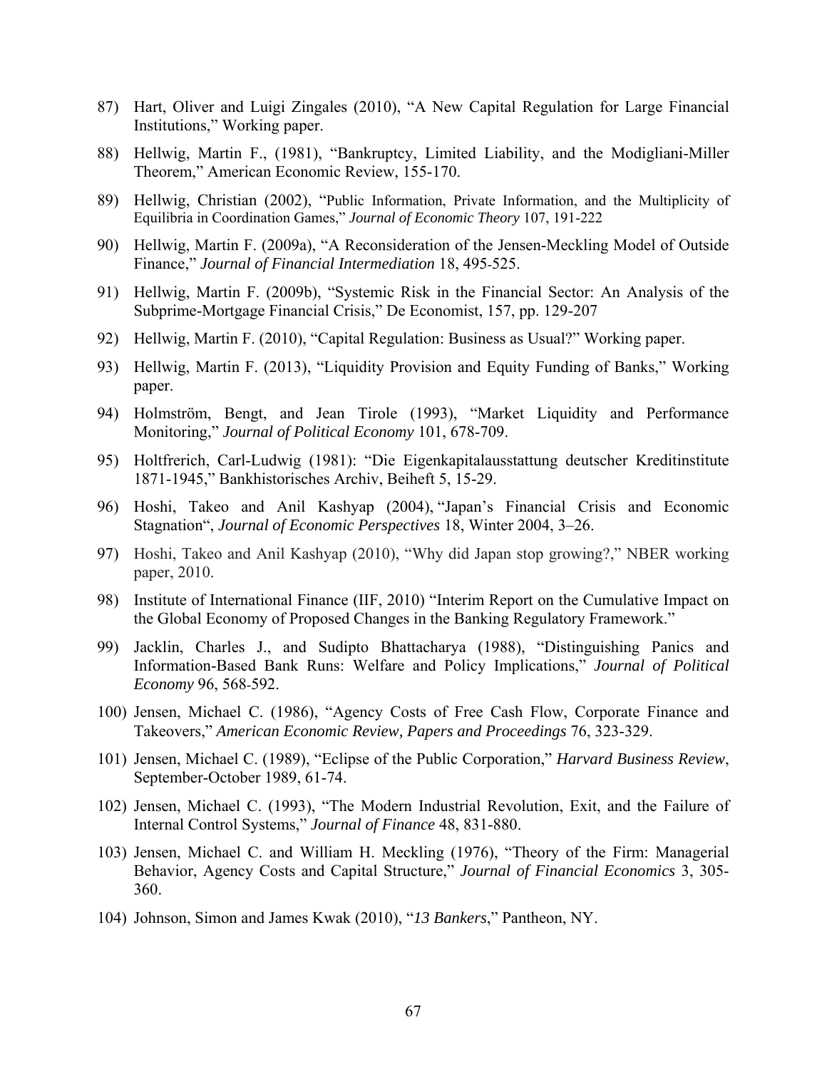87) Hart, Oliver and Luigi Zingales (2010), "A New Capital Regulation for Large Financial Institutions," Working paper.

88) Hellwig, Martin F., (1981), "Bankruptcy, Limited Liability, and the Modigliani-Miller Theorem," American Economic Review, 155-170.

89) Hellwig, Christian (2002), "Public Information, Private Information, and the Multiplicity of Equilibria in Coordination Games," *Journal of Economic Theory* 107, 191-222

90) Hellwig, Martin F. (2009a), "A Reconsideration of the Jensen-Meckling Model of Outside Finance," *Journal of Financial Intermediation* 18, 495-525.

91) Hellwig, Martin F. (2009b), "Systemic Risk in the Financial Sector: An Analysis of the Subprime-Mortgage Financial Crisis," De Economist, 157, pp. 129-207

92) Hellwig, Martin F. (2010), "Capital Regulation: Business as Usual?" Working paper.

93) Hellwig, Martin F. (2013), "Liquidity Provision and Equity Funding of Banks," Working paper.

94) Holmström, Bengt, and Jean Tirole (1993), "Market Liquidity and Performance Monitoring," *Journal of Political Economy* 101, 678-709.

95) Holtfrerich, Carl-Ludwig (1981): "Die Eigenkapitalausstattung deutscher Kreditinstitute 1871-1945," Bankhistorisches Archiv, Beiheft 5, 15-29.

96) Hoshi, Takeo and Anil Kashyap (2004), "Japan's Financial Crisis and Economic Stagnation", *Journal of Economic Perspectives* 18, Winter 2004, 3–26.

97) Hoshi, Takeo and Anil Kashyap (2010), "Why did Japan stop growing?," NBER working paper, 2010.

98) Institute of International Finance (IIF, 2010) "Interim Report on the Cumulative Impact on the Global Economy of Proposed Changes in the Banking Regulatory Framework."

99) Jacklin, Charles J., and Sudipto Bhattacharya (1988), "Distinguishing Panics and Information-Based Bank Runs: Welfare and Policy Implications," *Journal of Political Economy* 96, 568-592.

100) Jensen, Michael C. (1986), "Agency Costs of Free Cash Flow, Corporate Finance and Takeovers," *American Economic Review, Papers and Proceedings* 76, 323-329.

101) Jensen, Michael C. (1989), "Eclipse of the Public Corporation," *Harvard Business Review*, September-October 1989, 61-74.

102) Jensen, Michael C. (1993), "The Modern Industrial Revolution, Exit, and the Failure of Internal Control Systems," *Journal of Finance* 48, 831-880.

103) Jensen, Michael C. and William H. Meckling (1976), "Theory of the Firm: Managerial Behavior, Agency Costs and Capital Structure," *Journal of Financial Economics* 3, 305-360.

104) Johnson, Simon and James Kwak (2010), "*13 Bankers*," Pantheon, NY.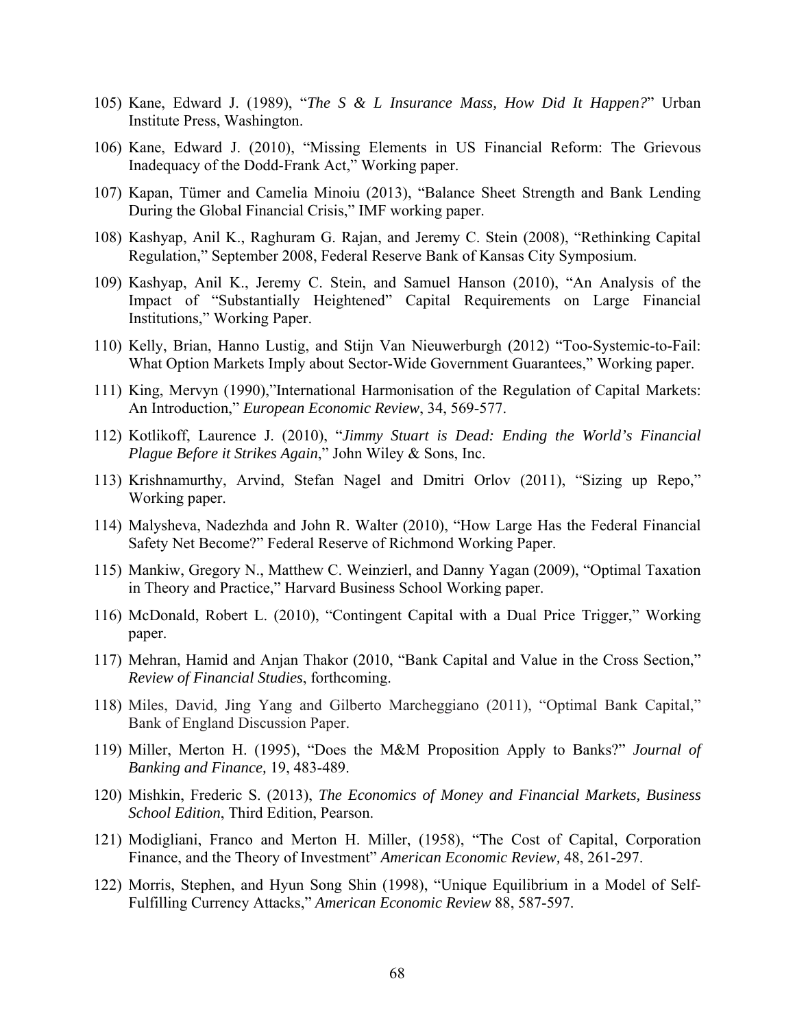105) Kane, Edward J. (1989), "*The S & L Insurance Mass, How Did It Happen?*" Urban Institute Press, Washington.

106) Kane, Edward J. (2010), "Missing Elements in US Financial Reform: The Grievous Inadequacy of the Dodd-Frank Act," Working paper.

107) Kapan, Tümer and Camelia Minoiu (2013), "Balance Sheet Strength and Bank Lending During the Global Financial Crisis," IMF working paper.

108) Kashyap, Anil K., Raghuram G. Rajan, and Jeremy C. Stein (2008), "Rethinking Capital Regulation," September 2008, Federal Reserve Bank of Kansas City Symposium.

109) Kashyap, Anil K., Jeremy C. Stein, and Samuel Hanson (2010), "An Analysis of the Impact of "Substantially Heightened" Capital Requirements on Large Financial Institutions," Working Paper.

110) Kelly, Brian, Hanno Lustig, and Stijn Van Nieuwerburgh (2012) "Too-Systemic-to-Fail: What Option Markets Imply about Sector-Wide Government Guarantees," Working paper.

111) King, Mervyn (1990),"International Harmonisation of the Regulation of Capital Markets: An Introduction," *European Economic Review*, 34, 569-577.

112) Kotlikoff, Laurence J. (2010), "*Jimmy Stuart is Dead: Ending the World's Financial Plague Before it Strikes Again*," John Wiley & Sons, Inc.

113) Krishnamurthy, Arvind, Stefan Nagel and Dmitri Orlov (2011), "Sizing up Repo," Working paper.

114) Malysheva, Nadezhda and John R. Walter (2010), "How Large Has the Federal Financial Safety Net Become?" Federal Reserve of Richmond Working Paper.

115) Mankiw, Gregory N., Matthew C. Weinzierl, and Danny Yagan (2009), "Optimal Taxation in Theory and Practice," Harvard Business School Working paper.

116) McDonald, Robert L. (2010), "Contingent Capital with a Dual Price Trigger," Working paper.

117) Mehran, Hamid and Anjan Thakor (2010, "Bank Capital and Value in the Cross Section," *Review of Financial Studies*, forthcoming.

118) Miles, David, Jing Yang and Gilberto Marcheggiano (2011), "Optimal Bank Capital," Bank of England Discussion Paper.

119) Miller, Merton H. (1995), "Does the M&M Proposition Apply to Banks?" *Journal of Banking and Finance,* 19, 483-489.

120) Mishkin, Frederic S. (2013), *The Economics of Money and Financial Markets, Business School Edition*, Third Edition, Pearson.

121) Modigliani, Franco and Merton H. Miller, (1958), "The Cost of Capital, Corporation Finance, and the Theory of Investment" *American Economic Review,* 48, 261-297.

122) Morris, Stephen, and Hyun Song Shin (1998), "Unique Equilibrium in a Model of Self-Fulfilling Currency Attacks," *American Economic Review* 88, 587-597.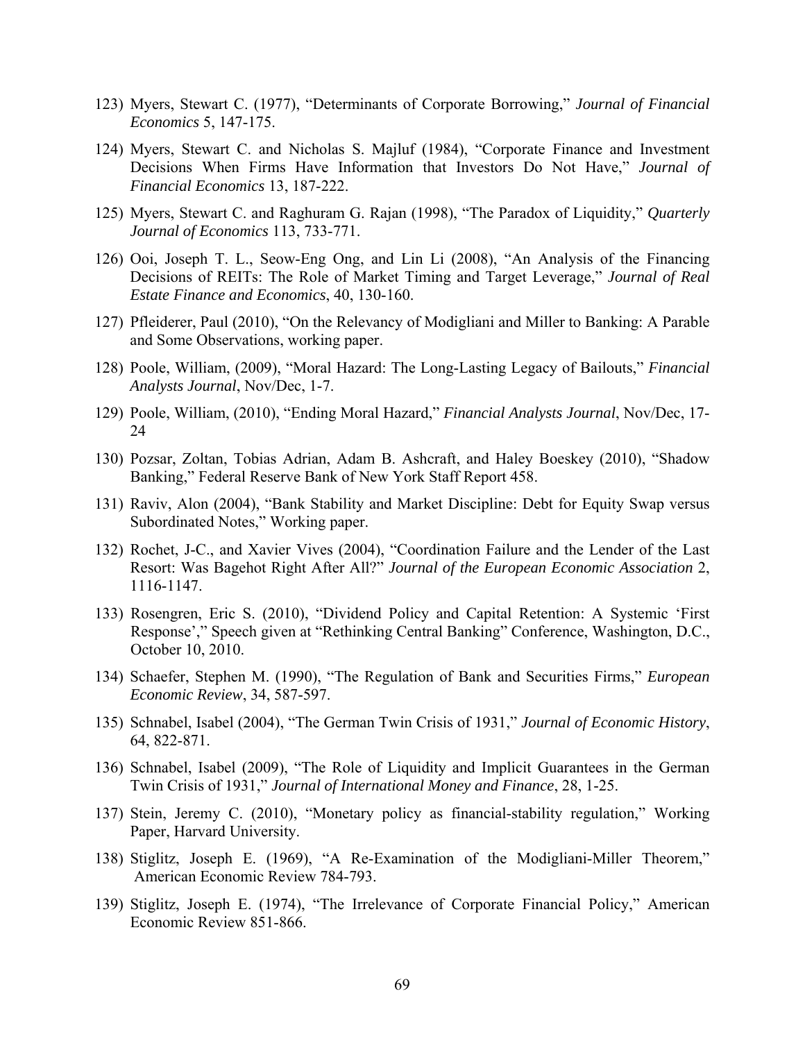123) Myers, Stewart C. (1977), "Determinants of Corporate Borrowing," *Journal of Financial Economics* 5, 147-175.

124) Myers, Stewart C. and Nicholas S. Majluf (1984), "Corporate Finance and Investment Decisions When Firms Have Information that Investors Do Not Have," *Journal of Financial Economics* 13, 187-222.

125) Myers, Stewart C. and Raghuram G. Rajan (1998), "The Paradox of Liquidity," *Quarterly Journal of Economics* 113, 733-771.

126) Ooi, Joseph T. L., Seow-Eng Ong, and Lin Li (2008), "An Analysis of the Financing Decisions of REITs: The Role of Market Timing and Target Leverage," *Journal of Real Estate Finance and Economics*, 40, 130-160.

127) Pfleiderer, Paul (2010), "On the Relevancy of Modigliani and Miller to Banking: A Parable and Some Observations, working paper.

128) Poole, William, (2009), "Moral Hazard: The Long-Lasting Legacy of Bailouts," *Financial Analysts Journal*, Nov/Dec, 1-7.

129) Poole, William, (2010), "Ending Moral Hazard," *Financial Analysts Journal*, Nov/Dec, 17-24

130) Pozsar, Zoltan, Tobias Adrian, Adam B. Ashcraft, and Haley Boeskey (2010), "Shadow Banking," Federal Reserve Bank of New York Staff Report 458.

131) Raviv, Alon (2004), "Bank Stability and Market Discipline: Debt for Equity Swap versus Subordinated Notes," Working paper.

132) Rochet, J-C., and Xavier Vives (2004), "Coordination Failure and the Lender of the Last Resort: Was Bagehot Right After All?" *Journal of the European Economic Association* 2, 1116-1147.

133) Rosengren, Eric S. (2010), "Dividend Policy and Capital Retention: A Systemic 'First Response'," Speech given at "Rethinking Central Banking" Conference, Washington, D.C., October 10, 2010.

134) Schaefer, Stephen M. (1990), "The Regulation of Bank and Securities Firms," *European Economic Review*, 34, 587-597.

135) Schnabel, Isabel (2004), "The German Twin Crisis of 1931," *Journal of Economic History*, 64, 822-871.

136) Schnabel, Isabel (2009), "The Role of Liquidity and Implicit Guarantees in the German Twin Crisis of 1931," *Journal of International Money and Finance*, 28, 1-25.

137) Stein, Jeremy C. (2010), "Monetary policy as financial-stability regulation," Working Paper, Harvard University.

138) Stiglitz, Joseph E. (1969), "A Re-Examination of the Modigliani-Miller Theorem," American Economic Review 784-793.

139) Stiglitz, Joseph E. (1974), "The Irrelevance of Corporate Financial Policy," American Economic Review 851-866.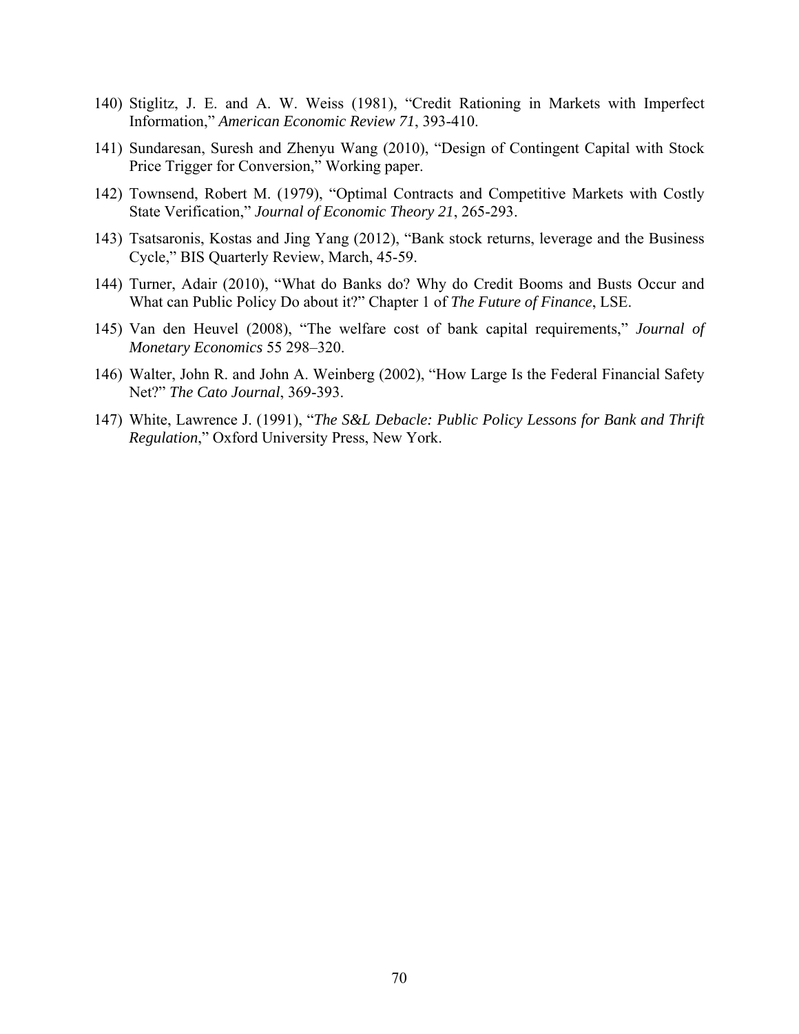140) Stiglitz, J. E. and A. W. Weiss (1981), "Credit Rationing in Markets with Imperfect Information," *American Economic Review 71*, 393-410.

141) Sundaresan, Suresh and Zhenyu Wang (2010), "Design of Contingent Capital with Stock Price Trigger for Conversion," Working paper.

142) Townsend, Robert M. (1979), "Optimal Contracts and Competitive Markets with Costly State Verification," *Journal of Economic Theory 21*, 265-293.

143) Tsatsaronis, Kostas and Jing Yang (2012), "Bank stock returns, leverage and the Business Cycle," BIS Quarterly Review, March, 45-59.

144) Turner, Adair (2010), "What do Banks do? Why do Credit Booms and Busts Occur and What can Public Policy Do about it?" Chapter 1 of *The Future of Finance*, LSE.

145) Van den Heuvel (2008), "The welfare cost of bank capital requirements," *Journal of Monetary Economics* 55 298–320.

146) Walter, John R. and John A. Weinberg (2002), "How Large Is the Federal Financial Safety Net?" *The Cato Journal*, 369-393.

147) White, Lawrence J. (1991), "*The S&L Debacle: Public Policy Lessons for Bank and Thrift Regulation*," Oxford University Press, New York.